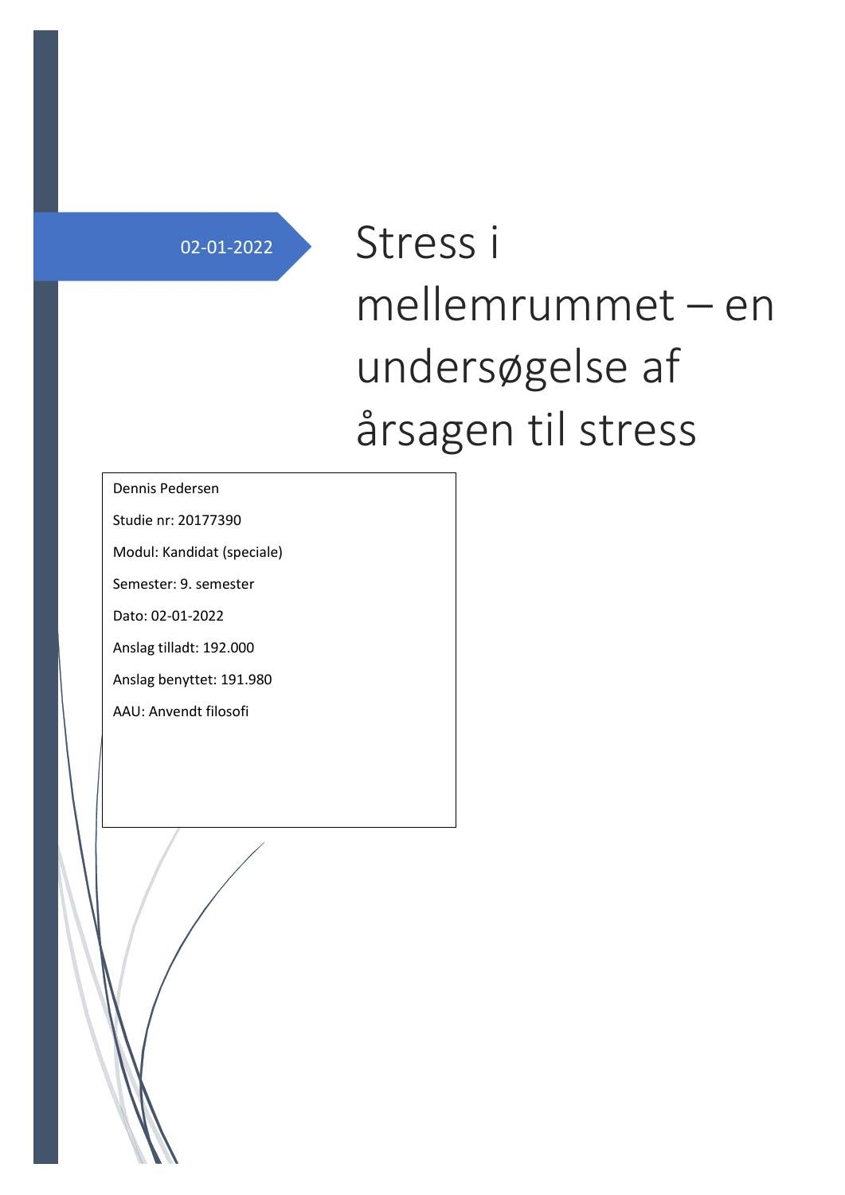02-01-2022

# Stress i mellemrummet – en undersøgelse af årsagen til stress

Dennis Pedersen

Studie nr: 20177390

Modul: Kandidat (speciale)

Semester: 9. semester

Dato: 02-01-2022

Anslag tilladt: 192.000

Anslag benyttet: 191.980

AAU: Anvendt filosofi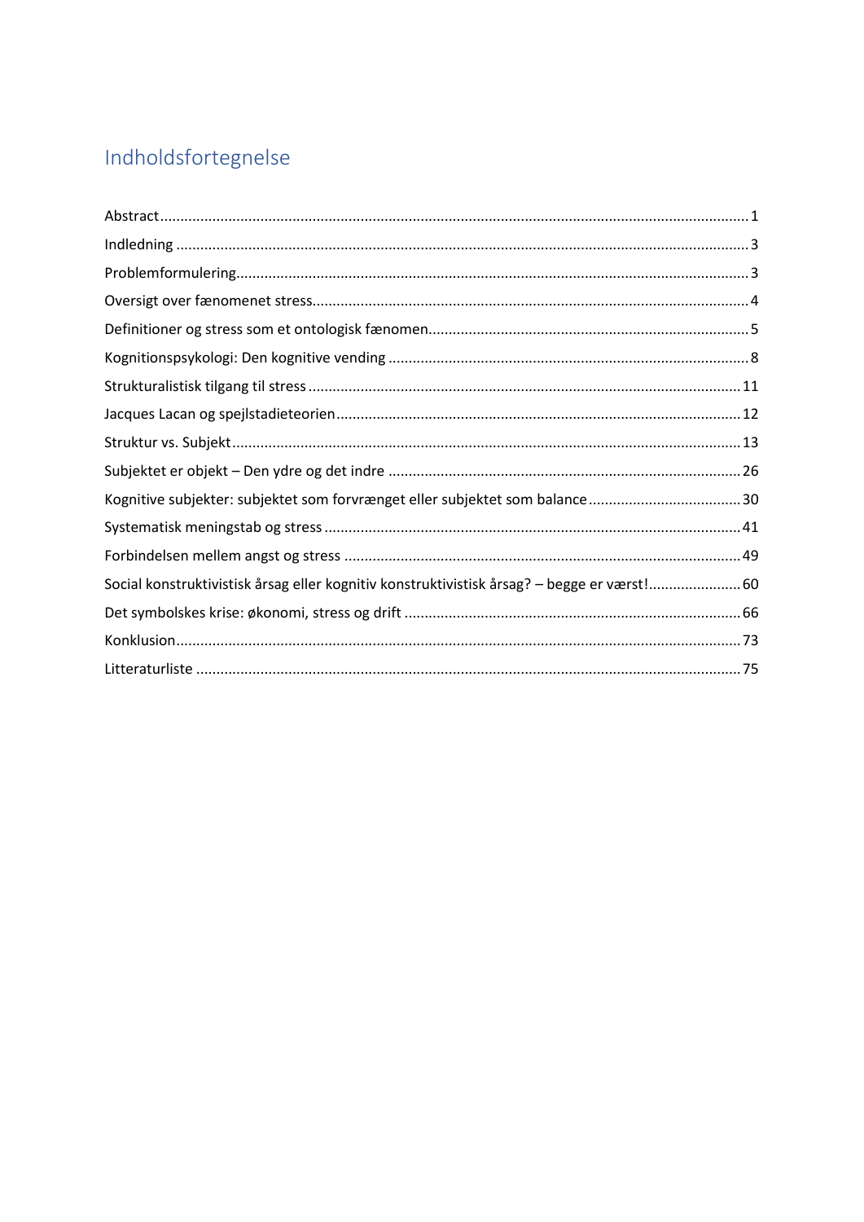# Indholdsfortegnelse

Abstract ..... 1
Indledning ..... 3
Problemformulering ..... 3
Oversigt over fænomenet stress ..... 4
Definitioner og stress som et ontologisk fænomen ..... 5
Kognitionspsykologi: Den kognitive vending ..... 8
Strukturalistisk tilgang til stress ..... 11
Jacques Lacan og spejlstadieteorien ..... 12
Struktur vs. Subjekt ..... 13
Subjektet er objekt – Den ydre og det indre ..... 26
Kognitive subjekter: subjektet som forvrænget eller subjektet som balance ..... 30
Systematisk meningstab og stress ..... 41
Forbindelsen mellem angst og stress ..... 49
Social konstruktivistisk årsag eller kognitiv konstruktivistisk årsag? – begge er værst! ..... 60
Det symbolskes krise: økonomi, stress og drift ..... 66
Konklusion ..... 73
Litteraturliste ..... 75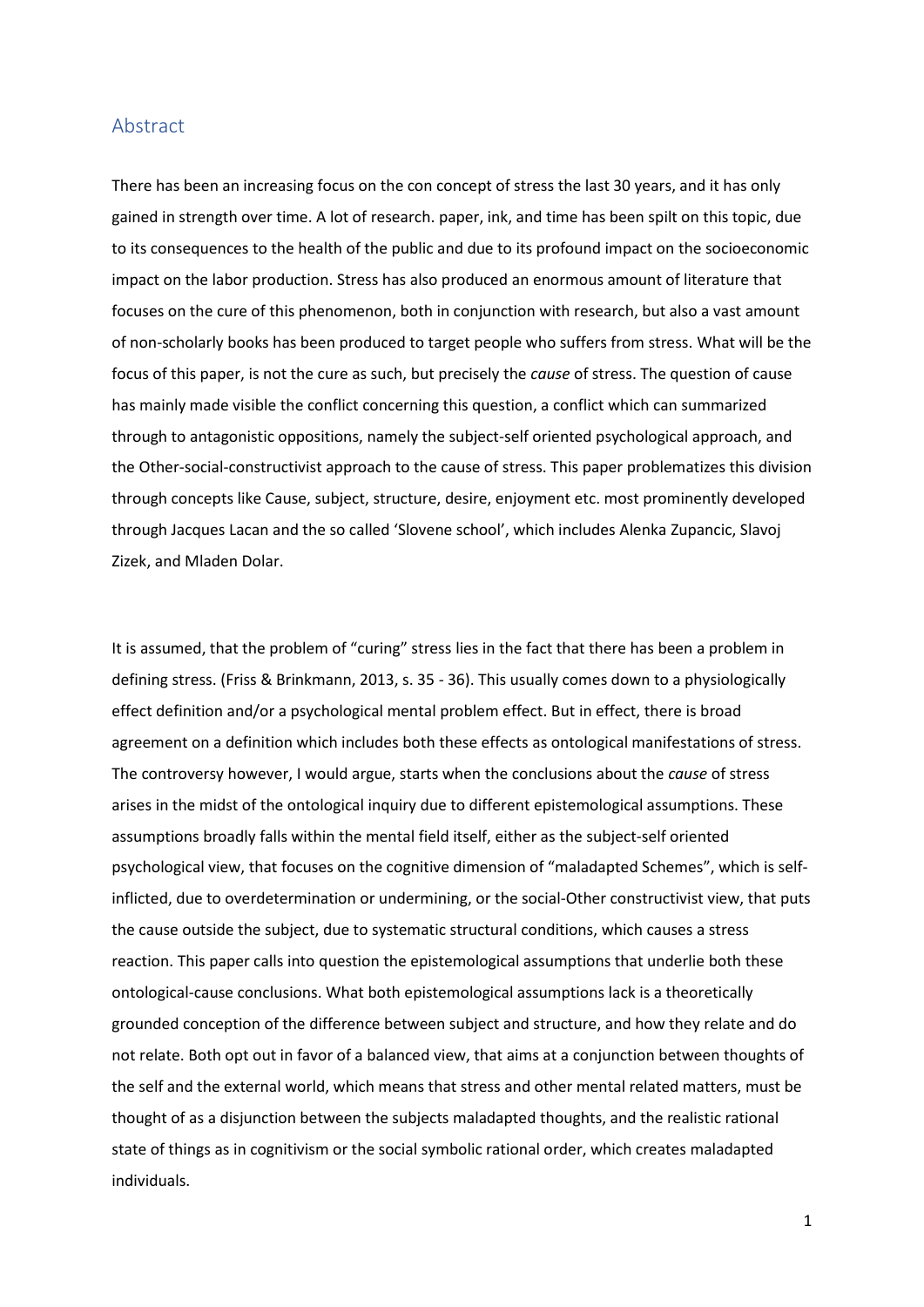## Abstract

There has been an increasing focus on the con concept of stress the last 30 years, and it has only gained in strength over time. A lot of research. paper, ink, and time has been spilt on this topic, due to its consequences to the health of the public and due to its profound impact on the socioeconomic impact on the labor production. Stress has also produced an enormous amount of literature that focuses on the cure of this phenomenon, both in conjunction with research, but also a vast amount of non-scholarly books has been produced to target people who suffers from stress. What will be the focus of this paper, is not the cure as such, but precisely the *cause* of stress. The question of cause has mainly made visible the conflict concerning this question, a conflict which can summarized through to antagonistic oppositions, namely the subject-self oriented psychological approach, and the Other-social-constructivist approach to the cause of stress. This paper problematizes this division through concepts like Cause, subject, structure, desire, enjoyment etc. most prominently developed through Jacques Lacan and the so called 'Slovene school', which includes Alenka Zupancic, Slavoj Zizek, and Mladen Dolar.

It is assumed, that the problem of "curing" stress lies in the fact that there has been a problem in defining stress. (Friss & Brinkmann, 2013, s. 35 - 36). This usually comes down to a physiologically effect definition and/or a psychological mental problem effect. But in effect, there is broad agreement on a definition which includes both these effects as ontological manifestations of stress. The controversy however, I would argue, starts when the conclusions about the *cause* of stress arises in the midst of the ontological inquiry due to different epistemological assumptions. These assumptions broadly falls within the mental field itself, either as the subject-self oriented psychological view, that focuses on the cognitive dimension of "maladapted Schemes", which is self-inflicted, due to overdetermination or undermining, or the social-Other constructivist view, that puts the cause outside the subject, due to systematic structural conditions, which causes a stress reaction. This paper calls into question the epistemological assumptions that underlie both these ontological-cause conclusions. What both epistemological assumptions lack is a theoretically grounded conception of the difference between subject and structure, and how they relate and do not relate. Both opt out in favor of a balanced view, that aims at a conjunction between thoughts of the self and the external world, which means that stress and other mental related matters, must be thought of as a disjunction between the subjects maladapted thoughts, and the realistic rational state of things as in cognitivism or the social symbolic rational order, which creates maladapted individuals.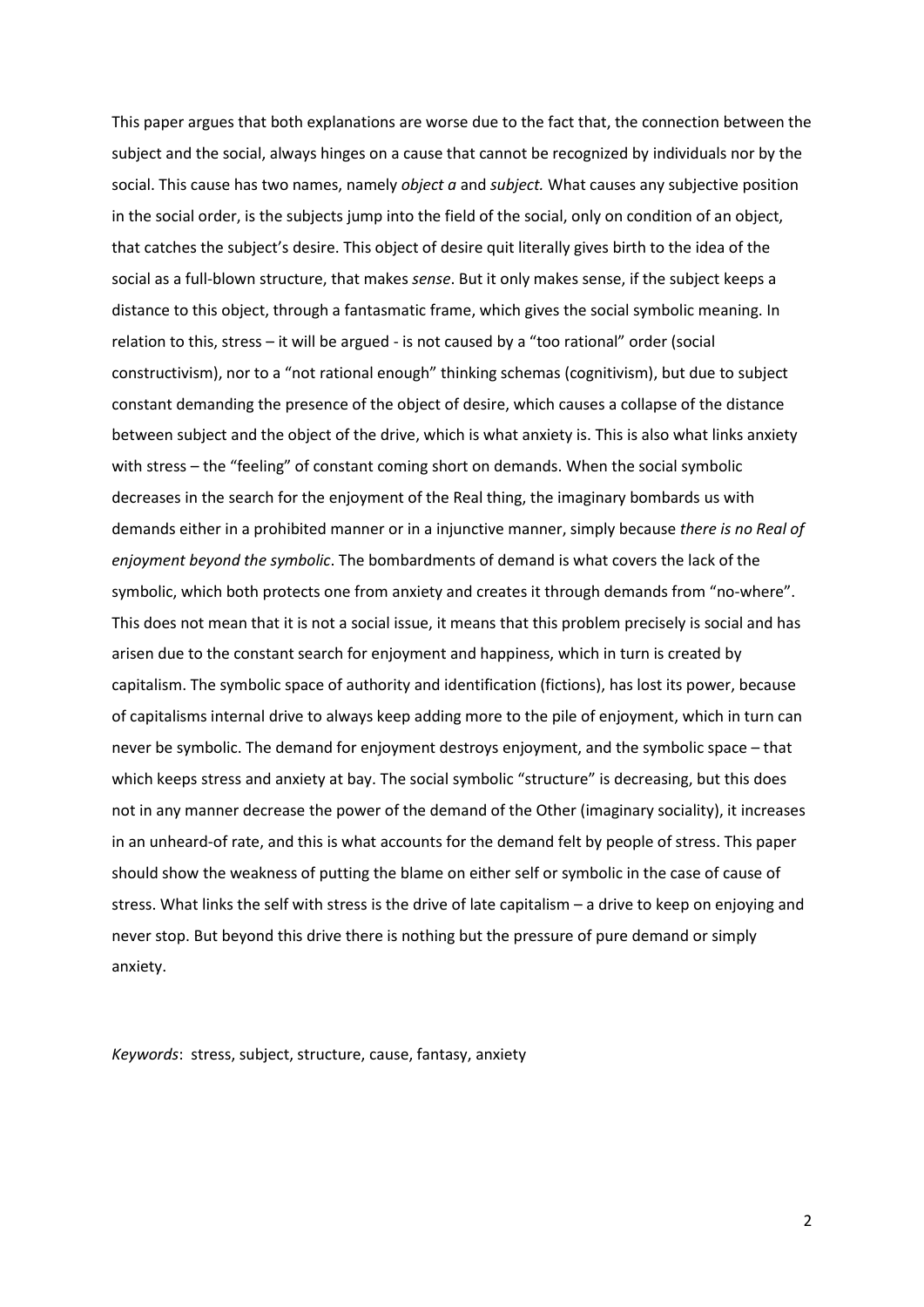This paper argues that both explanations are worse due to the fact that, the connection between the subject and the social, always hinges on a cause that cannot be recognized by individuals nor by the social. This cause has two names, namely *object a* and *subject.* What causes any subjective position in the social order, is the subjects jump into the field of the social, only on condition of an object, that catches the subject's desire. This object of desire quit literally gives birth to the idea of the social as a full-blown structure, that makes *sense*. But it only makes sense, if the subject keeps a distance to this object, through a fantasmatic frame, which gives the social symbolic meaning. In relation to this, stress – it will be argued - is not caused by a "too rational" order (social constructivism), nor to a "not rational enough" thinking schemas (cognitivism), but due to subject constant demanding the presence of the object of desire, which causes a collapse of the distance between subject and the object of the drive, which is what anxiety is. This is also what links anxiety with stress – the "feeling" of constant coming short on demands. When the social symbolic decreases in the search for the enjoyment of the Real thing, the imaginary bombards us with demands either in a prohibited manner or in a injunctive manner, simply because *there is no Real of enjoyment beyond the symbolic*. The bombardments of demand is what covers the lack of the symbolic, which both protects one from anxiety and creates it through demands from "no-where". This does not mean that it is not a social issue, it means that this problem precisely is social and has arisen due to the constant search for enjoyment and happiness, which in turn is created by capitalism. The symbolic space of authority and identification (fictions), has lost its power, because of capitalisms internal drive to always keep adding more to the pile of enjoyment, which in turn can never be symbolic. The demand for enjoyment destroys enjoyment, and the symbolic space – that which keeps stress and anxiety at bay. The social symbolic "structure" is decreasing, but this does not in any manner decrease the power of the demand of the Other (imaginary sociality), it increases in an unheard-of rate, and this is what accounts for the demand felt by people of stress. This paper should show the weakness of putting the blame on either self or symbolic in the case of cause of stress. What links the self with stress is the drive of late capitalism – a drive to keep on enjoying and never stop. But beyond this drive there is nothing but the pressure of pure demand or simply anxiety.

*Keywords*: stress, subject, structure, cause, fantasy, anxiety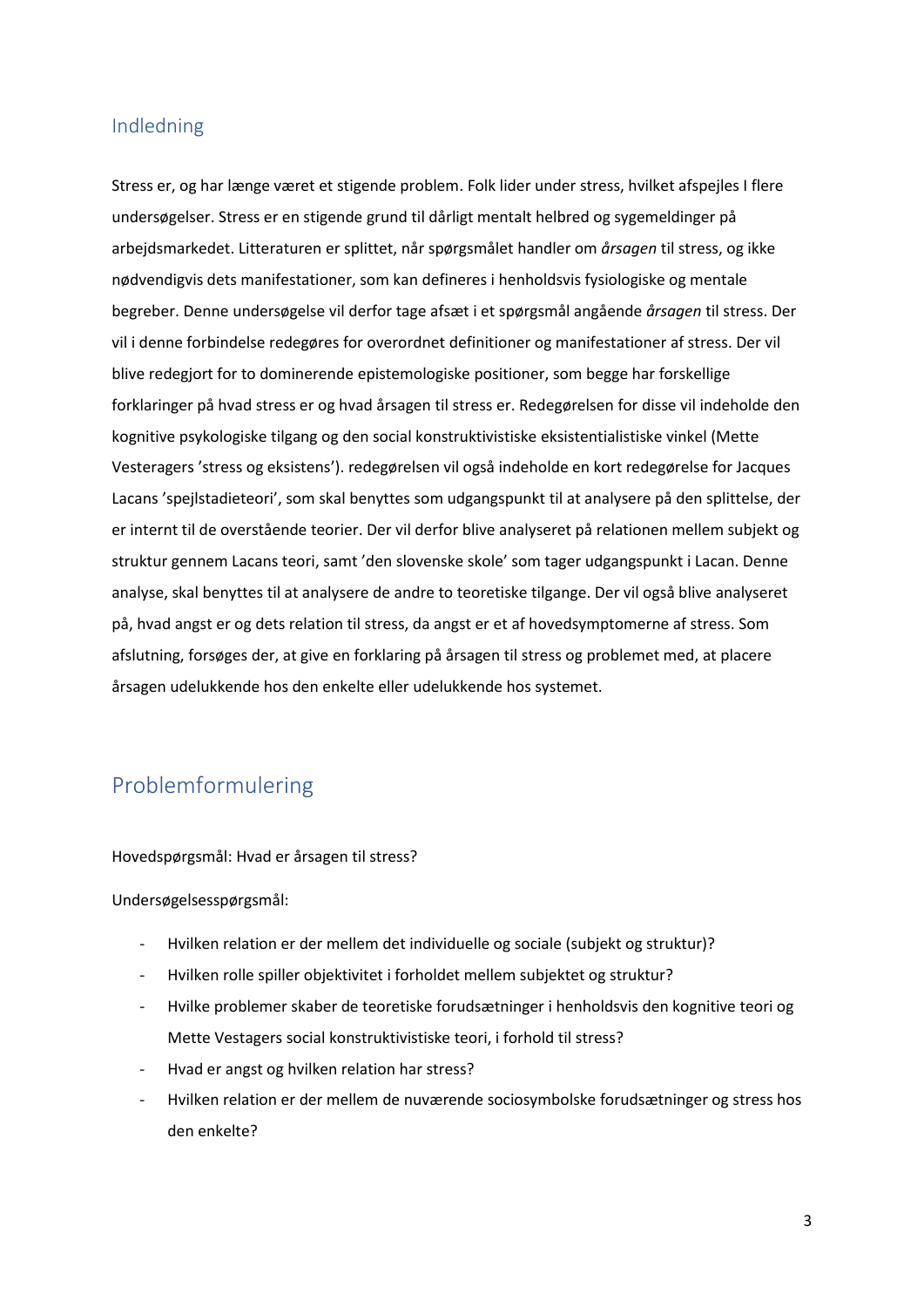## Indledning

Stress er, og har længe været et stigende problem. Folk lider under stress, hvilket afspejles I flere undersøgelser. Stress er en stigende grund til dårligt mentalt helbred og sygemeldinger på arbejdsmarkedet. Litteraturen er splittet, når spørgsmålet handler om *årsagen* til stress, og ikke nødvendigvis dets manifestationer, som kan defineres i henholdsvis fysiologiske og mentale begreber. Denne undersøgelse vil derfor tage afsæt i et spørgsmål angående *årsagen* til stress. Der vil i denne forbindelse redegøres for overordnet definitioner og manifestationer af stress. Der vil blive redegjort for to dominerende epistemologiske positioner, som begge har forskellige forklaringer på hvad stress er og hvad årsagen til stress er. Redegørelsen for disse vil indeholde den kognitive psykologiske tilgang og den social konstruktivistiske eksistentialistiske vinkel (Mette Vesteragers 'stress og eksistens'). redegørelsen vil også indeholde en kort redegørelse for Jacques Lacans 'spejlstadieteori', som skal benyttes som udgangspunkt til at analysere på den splittelse, der er internt til de overstående teorier. Der vil derfor blive analyseret på relationen mellem subjekt og struktur gennem Lacans teori, samt 'den slovenske skole' som tager udgangspunkt i Lacan. Denne analyse, skal benyttes til at analysere de andre to teoretiske tilgange. Der vil også blive analyseret på, hvad angst er og dets relation til stress, da angst er et af hovedsymptomerne af stress. Som afslutning, forsøges der, at give en forklaring på årsagen til stress og problemet med, at placere årsagen udelukkende hos den enkelte eller udelukkende hos systemet.

## Problemformulering

Hovedspørgsmål: Hvad er årsagen til stress?

Undersøgelsesspørgsmål:

- Hvilken relation er der mellem det individuelle og sociale (subjekt og struktur)?
- Hvilken rolle spiller objektivitet i forholdet mellem subjektet og struktur?
- Hvilke problemer skaber de teoretiske forudsætninger i henholdsvis den kognitive teori og Mette Vestagers social konstruktivistiske teori, i forhold til stress?
- Hvad er angst og hvilken relation har stress?
- Hvilken relation er der mellem de nuværende sociosymbolske forudsætninger og stress hos den enkelte?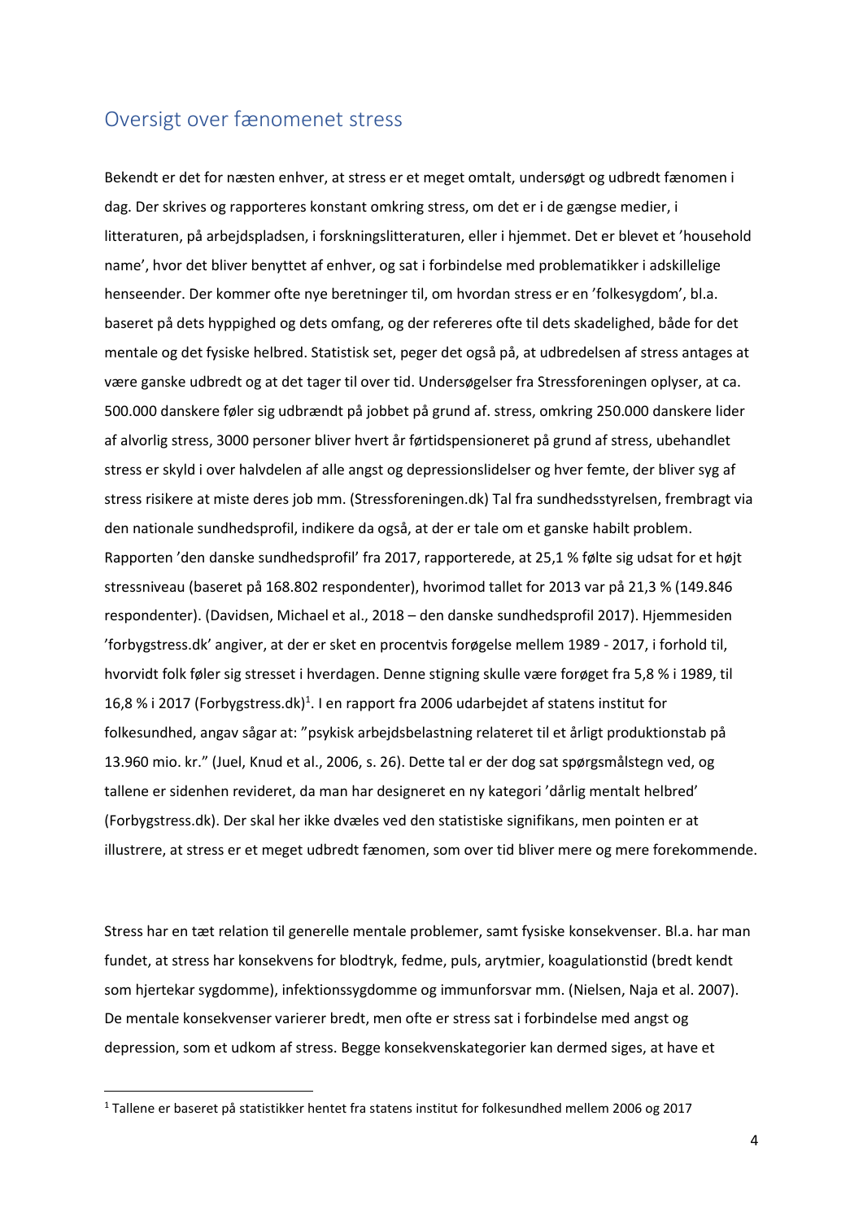## Oversigt over fænomenet stress

Bekendt er det for næsten enhver, at stress er et meget omtalt, undersøgt og udbredt fænomen i dag. Der skrives og rapporteres konstant omkring stress, om det er i de gængse medier, i litteraturen, på arbejdspladsen, i forskningslitteraturen, eller i hjemmet. Det er blevet et 'household name', hvor det bliver benyttet af enhver, og sat i forbindelse med problematikker i adskillelige henseender. Der kommer ofte nye beretninger til, om hvordan stress er en 'folkesygdom', bl.a. baseret på dets hyppighed og dets omfang, og der refereres ofte til dets skadelighed, både for det mentale og det fysiske helbred. Statistisk set, peger det også på, at udbredelsen af stress antages at være ganske udbredt og at det tager til over tid. Undersøgelser fra Stressforeningen oplyser, at ca. 500.000 danskere føler sig udbrændt på jobbet på grund af. stress, omkring 250.000 danskere lider af alvorlig stress, 3000 personer bliver hvert år førtidspensioneret på grund af stress, ubehandlet stress er skyld i over halvdelen af alle angst og depressionslidelser og hver femte, der bliver syg af stress risikere at miste deres job mm. (Stressforeningen.dk) Tal fra sundhedsstyrelsen, frembragt via den nationale sundhedsprofil, indikere da også, at der er tale om et ganske habilt problem. Rapporten 'den danske sundhedsprofil' fra 2017, rapporterede, at 25,1 % følte sig udsat for et højt stressniveau (baseret på 168.802 respondenter), hvorimod tallet for 2013 var på 21,3 % (149.846 respondenter). (Davidsen, Michael et al., 2018 – den danske sundhedsprofil 2017). Hjemmesiden 'forbygstress.dk' angiver, at der er sket en procentvis forøgelse mellem 1989 - 2017, i forhold til, hvorvidt folk føler sig stresset i hverdagen. Denne stigning skulle være forøget fra 5,8 % i 1989, til 16,8 % i 2017 (Forbygstress.dk)[1]. I en rapport fra 2006 udarbejdet af statens institut for folkesundhed, angav sågar at: "psykisk arbejdsbelastning relateret til et årligt produktionstab på 13.960 mio. kr." (Juel, Knud et al., 2006, s. 26). Dette tal er der dog sat spørgsmålstegn ved, og tallene er sidenhen revideret, da man har designeret en ny kategori 'dårlig mentalt helbred' (Forbygstress.dk). Der skal her ikke dvæles ved den statistiske signifikans, men pointen er at illustrere, at stress er et meget udbredt fænomen, som over tid bliver mere og mere forekommende.

Stress har en tæt relation til generelle mentale problemer, samt fysiske konsekvenser. Bl.a. har man fundet, at stress har konsekvens for blodtryk, fedme, puls, arytmier, koagulationstid (bredt kendt som hjertekar sygdomme), infektionssygdomme og immunforsvar mm. (Nielsen, Naja et al. 2007). De mentale konsekvenser varierer bredt, men ofte er stress sat i forbindelse med angst og depression, som et udkom af stress. Begge konsekvenskategorier kan dermed siges, at have et

[1] Tallene er baseret på statistikker hentet fra statens institut for folkesundhed mellem 2006 og 2017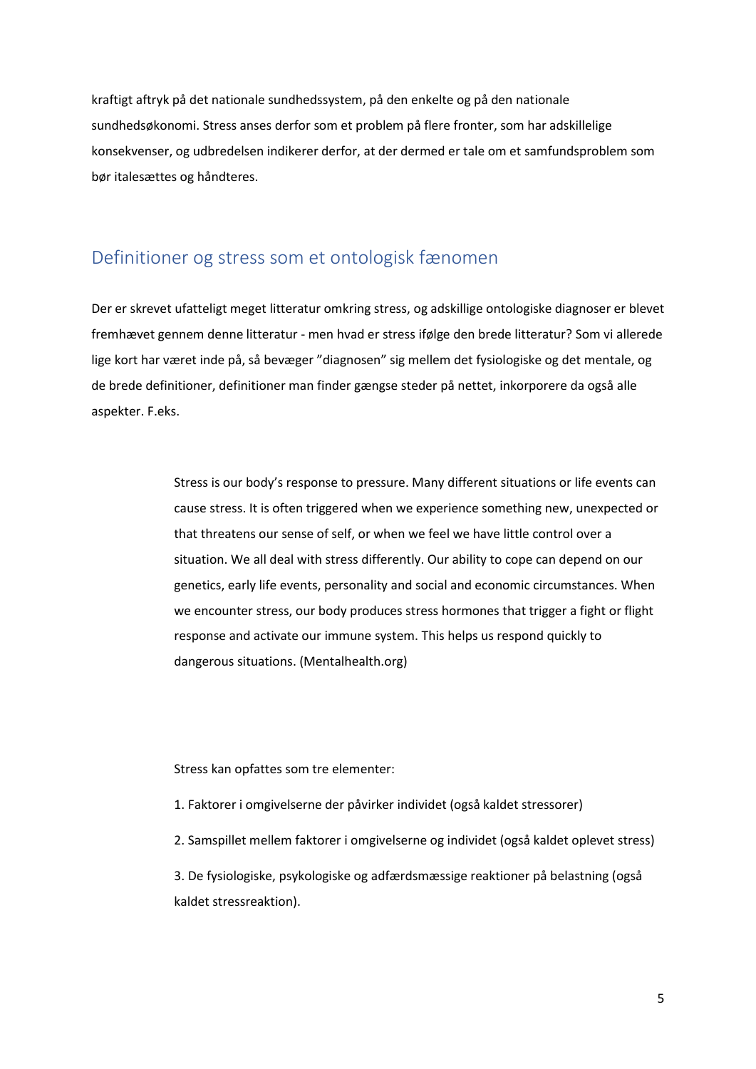kraftigt aftryk på det nationale sundhedssystem, på den enkelte og på den nationale sundhedsøkonomi. Stress anses derfor som et problem på flere fronter, som har adskillelige konsekvenser, og udbredelsen indikerer derfor, at der dermed er tale om et samfundsproblem som bør italesættes og håndteres.

## Definitioner og stress som et ontologisk fænomen

Der er skrevet ufatteligt meget litteratur omkring stress, og adskillige ontologiske diagnoser er blevet fremhævet gennem denne litteratur - men hvad er stress ifølge den brede litteratur? Som vi allerede lige kort har været inde på, så bevæger "diagnosen" sig mellem det fysiologiske og det mentale, og de brede definitioner, definitioner man finder gængse steder på nettet, inkorporere da også alle aspekter. F.eks.

> Stress is our body's response to pressure. Many different situations or life events can cause stress. It is often triggered when we experience something new, unexpected or that threatens our sense of self, or when we feel we have little control over a situation. We all deal with stress differently. Our ability to cope can depend on our genetics, early life events, personality and social and economic circumstances. When we encounter stress, our body produces stress hormones that trigger a fight or flight response and activate our immune system. This helps us respond quickly to dangerous situations. (Mentalhealth.org)

> Stress kan opfattes som tre elementer:
>
> 1. Faktorer i omgivelserne der påvirker individet (også kaldet stressorer)
> 2. Samspillet mellem faktorer i omgivelserne og individet (også kaldet oplevet stress)
> 3. De fysiologiske, psykologiske og adfærdsmæssige reaktioner på belastning (også kaldet stressreaktion).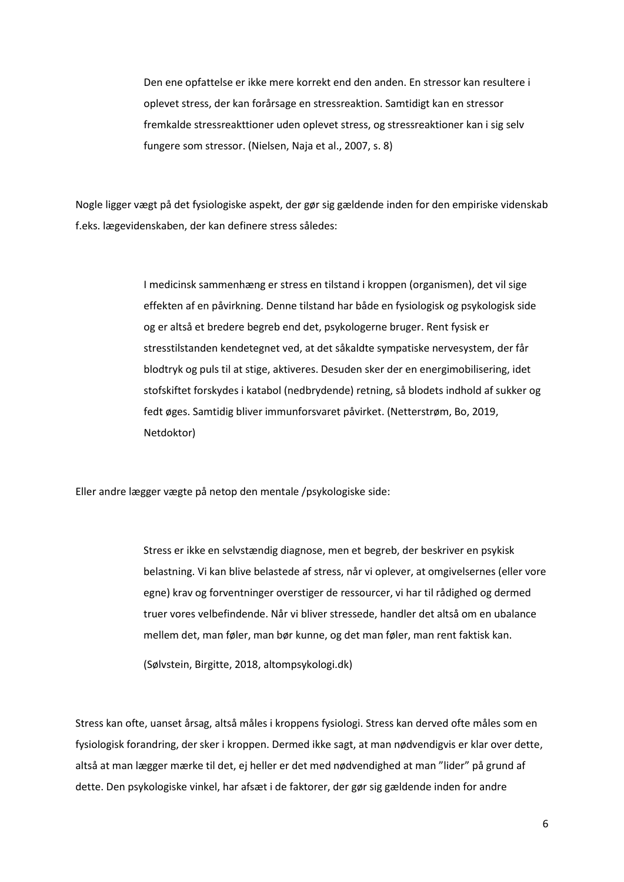> Den ene opfattelse er ikke mere korrekt end den anden. En stressor kan resultere i oplevet stress, der kan forårsage en stressreaktion. Samtidigt kan en stressor fremkalde stressreakttioner uden oplevet stress, og stressreaktioner kan i sig selv fungere som stressor. (Nielsen, Naja et al., 2007, s. 8)

Nogle ligger vægt på det fysiologiske aspekt, der gør sig gældende inden for den empiriske videnskab f.eks. lægevidenskaben, der kan definere stress således:

> I medicinsk sammenhæng er stress en tilstand i kroppen (organismen), det vil sige effekten af en påvirkning. Denne tilstand har både en fysiologisk og psykologisk side og er altså et bredere begreb end det, psykologerne bruger. Rent fysisk er stresstilstanden kendetegnet ved, at det såkaldte sympatiske nervesystem, der får blodtryk og puls til at stige, aktiveres. Desuden sker der en energimobilisering, idet stofskiftet forskydes i katabol (nedbrydende) retning, så blodets indhold af sukker og fedt øges. Samtidig bliver immunforsvaret påvirket. (Netterstrøm, Bo, 2019, Netdoktor)

Eller andre lægger vægte på netop den mentale /psykologiske side:

> Stress er ikke en selvstændig diagnose, men et begreb, der beskriver en psykisk belastning. Vi kan blive belastede af stress, når vi oplever, at omgivelsernes (eller vore egne) krav og forventninger overstiger de ressourcer, vi har til rådighed og dermed truer vores velbefindende. Når vi bliver stressede, handler det altså om en ubalance mellem det, man føler, man bør kunne, og det man føler, man rent faktisk kan.
>
> (Sølvstein, Birgitte, 2018, altompsykologi.dk)

Stress kan ofte, uanset årsag, altså måles i kroppens fysiologi. Stress kan derved ofte måles som en fysiologisk forandring, der sker i kroppen. Dermed ikke sagt, at man nødvendigvis er klar over dette, altså at man lægger mærke til det, ej heller er det med nødvendighed at man "lider" på grund af dette. Den psykologiske vinkel, har afsæt i de faktorer, der gør sig gældende inden for andre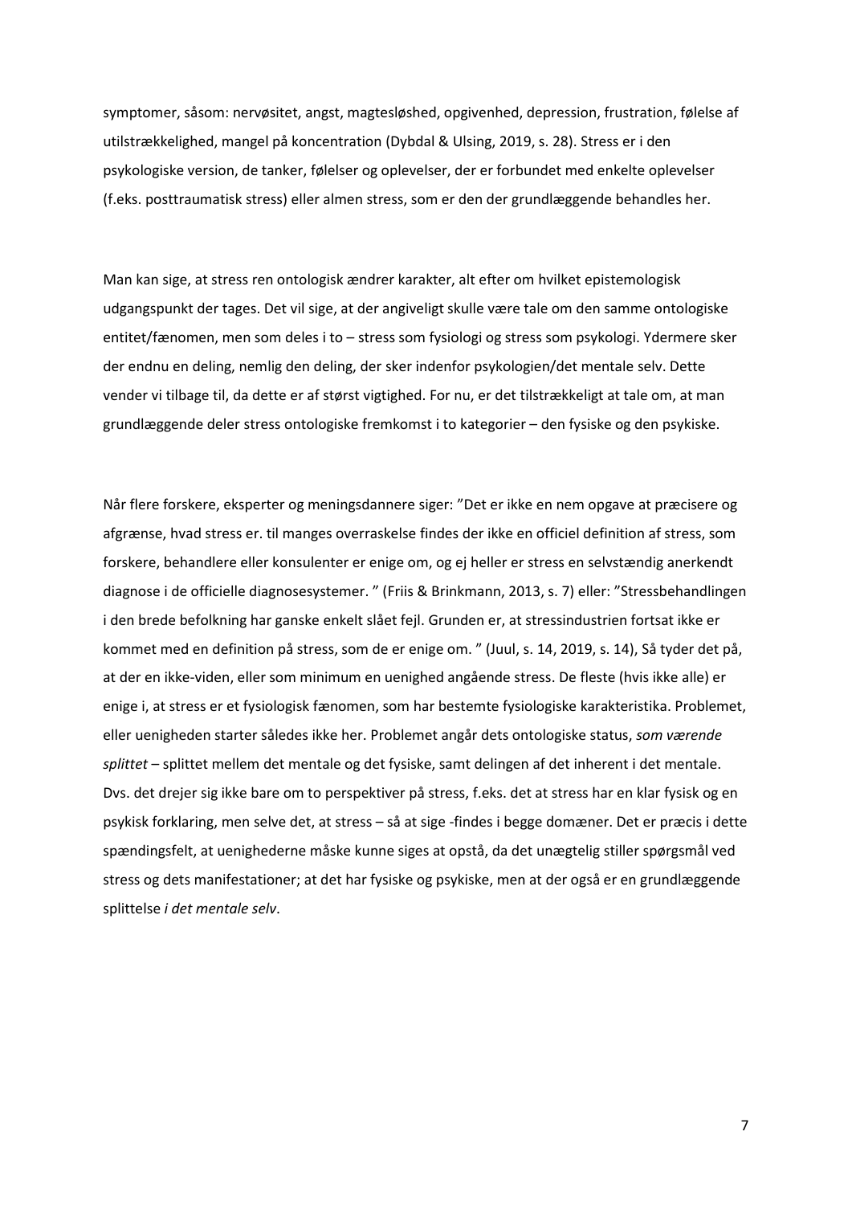symptomer, såsom: nervøsitet, angst, magtesløshed, opgivenhed, depression, frustration, følelse af utilstrækkelighed, mangel på koncentration (Dybdal & Ulsing, 2019, s. 28). Stress er i den psykologiske version, de tanker, følelser og oplevelser, der er forbundet med enkelte oplevelser (f.eks. posttraumatisk stress) eller almen stress, som er den der grundlæggende behandles her.

Man kan sige, at stress ren ontologisk ændrer karakter, alt efter om hvilket epistemologisk udgangspunkt der tages. Det vil sige, at der angiveligt skulle være tale om den samme ontologiske entitet/fænomen, men som deles i to – stress som fysiologi og stress som psykologi. Ydermere sker der endnu en deling, nemlig den deling, der sker indenfor psykologien/det mentale selv. Dette vender vi tilbage til, da dette er af størst vigtighed. For nu, er det tilstrækkeligt at tale om, at man grundlæggende deler stress ontologiske fremkomst i to kategorier – den fysiske og den psykiske.

Når flere forskere, eksperter og meningsdannere siger: "Det er ikke en nem opgave at præcisere og afgrænse, hvad stress er. til manges overraskelse findes der ikke en officiel definition af stress, som forskere, behandlere eller konsulenter er enige om, og ej heller er stress en selvstændig anerkendt diagnose i de officielle diagnosesystemer. " (Friis & Brinkmann, 2013, s. 7) eller: "Stressbehandlingen i den brede befolkning har ganske enkelt slået fejl. Grunden er, at stressindustrien fortsat ikke er kommet med en definition på stress, som de er enige om. " (Juul, s. 14, 2019, s. 14), Så tyder det på, at der en ikke-viden, eller som minimum en uenighed angående stress. De fleste (hvis ikke alle) er enige i, at stress er et fysiologisk fænomen, som har bestemte fysiologiske karakteristika. Problemet, eller uenigheden starter således ikke her. Problemet angår dets ontologiske status, *som værende splittet* – splittet mellem det mentale og det fysiske, samt delingen af det inherent i det mentale. Dvs. det drejer sig ikke bare om to perspektiver på stress, f.eks. det at stress har en klar fysisk og en psykisk forklaring, men selve det, at stress – så at sige -findes i begge domæner. Det er præcis i dette spændingsfelt, at uenighederne måske kunne siges at opstå, da det unægtelig stiller spørgsmål ved stress og dets manifestationer; at det har fysiske og psykiske, men at der også er en grundlæggende splittelse *i det mentale selv*.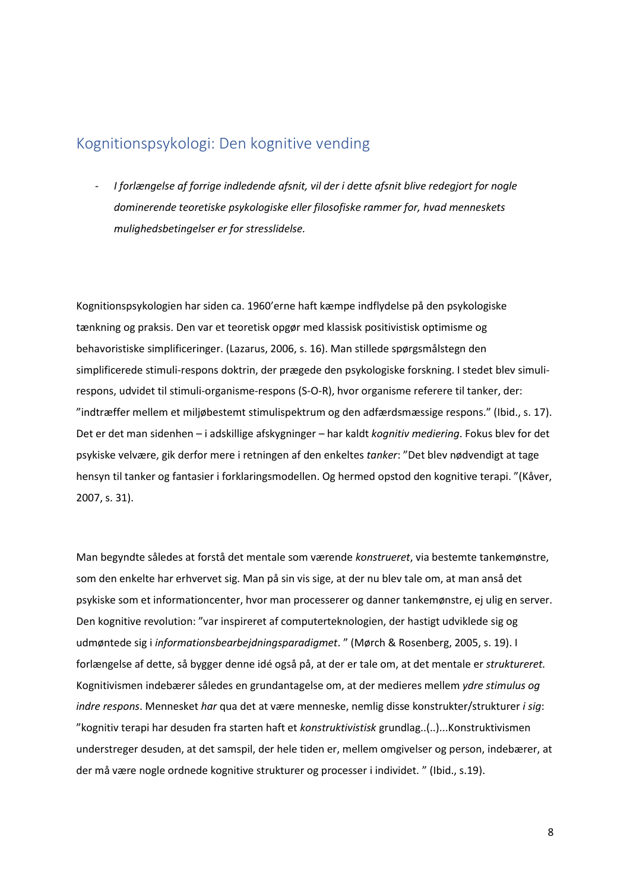## Kognitionspsykologi: Den kognitive vending

- *I forlængelse af forrige indledende afsnit, vil der i dette afsnit blive redegjort for nogle dominerende teoretiske psykologiske eller filosofiske rammer for, hvad menneskets mulighedsbetingelser er for stresslidelse.*

Kognitionspsykologien har siden ca. 1960'erne haft kæmpe indflydelse på den psykologiske tænkning og praksis. Den var et teoretisk opgør med klassisk positivistisk optimisme og behavoristiske simplificeringer. (Lazarus, 2006, s. 16). Man stillede spørgsmålstegn den simplificerede stimuli-respons doktrin, der prægede den psykologiske forskning. I stedet blev simuli-respons, udvidet til stimuli-organisme-respons (S-O-R), hvor organisme referere til tanker, der: "indtræffer mellem et miljøbestemt stimulispektrum og den adfærdsmæssige respons." (Ibid., s. 17). Det er det man sidenhen – i adskillige afskygninger – har kaldt *kognitiv mediering*. Fokus blev for det psykiske velvære, gik derfor mere i retningen af den enkeltes *tanker*: "Det blev nødvendigt at tage hensyn til tanker og fantasier i forklaringsmodellen. Og hermed opstod den kognitive terapi. "(Kåver, 2007, s. 31).

Man begyndte således at forstå det mentale som værende *konstrueret*, via bestemte tankemønstre, som den enkelte har erhvervet sig. Man på sin vis sige, at der nu blev tale om, at man anså det psykiske som et informationcenter, hvor man processerer og danner tankemønstre, ej ulig en server. Den kognitive revolution: "var inspireret af computerteknologien, der hastigt udviklede sig og udmøntede sig i *informationsbearbejdningsparadigmet*. " (Mørch & Rosenberg, 2005, s. 19). I forlængelse af dette, så bygger denne idé også på, at der er tale om, at det mentale er *struktureret.* Kognitivismen indebærer således en grundantagelse om, at der medieres mellem *ydre stimulus og indre respons*. Mennesket *har* qua det at være menneske, nemlig disse konstrukter/strukturer *i sig*: "kognitiv terapi har desuden fra starten haft et *konstruktivistisk* grundlag..(..)...Konstruktivismen understreger desuden, at det samspil, der hele tiden er, mellem omgivelser og person, indebærer, at der må være nogle ordnede kognitive strukturer og processer i individet. " (Ibid., s.19).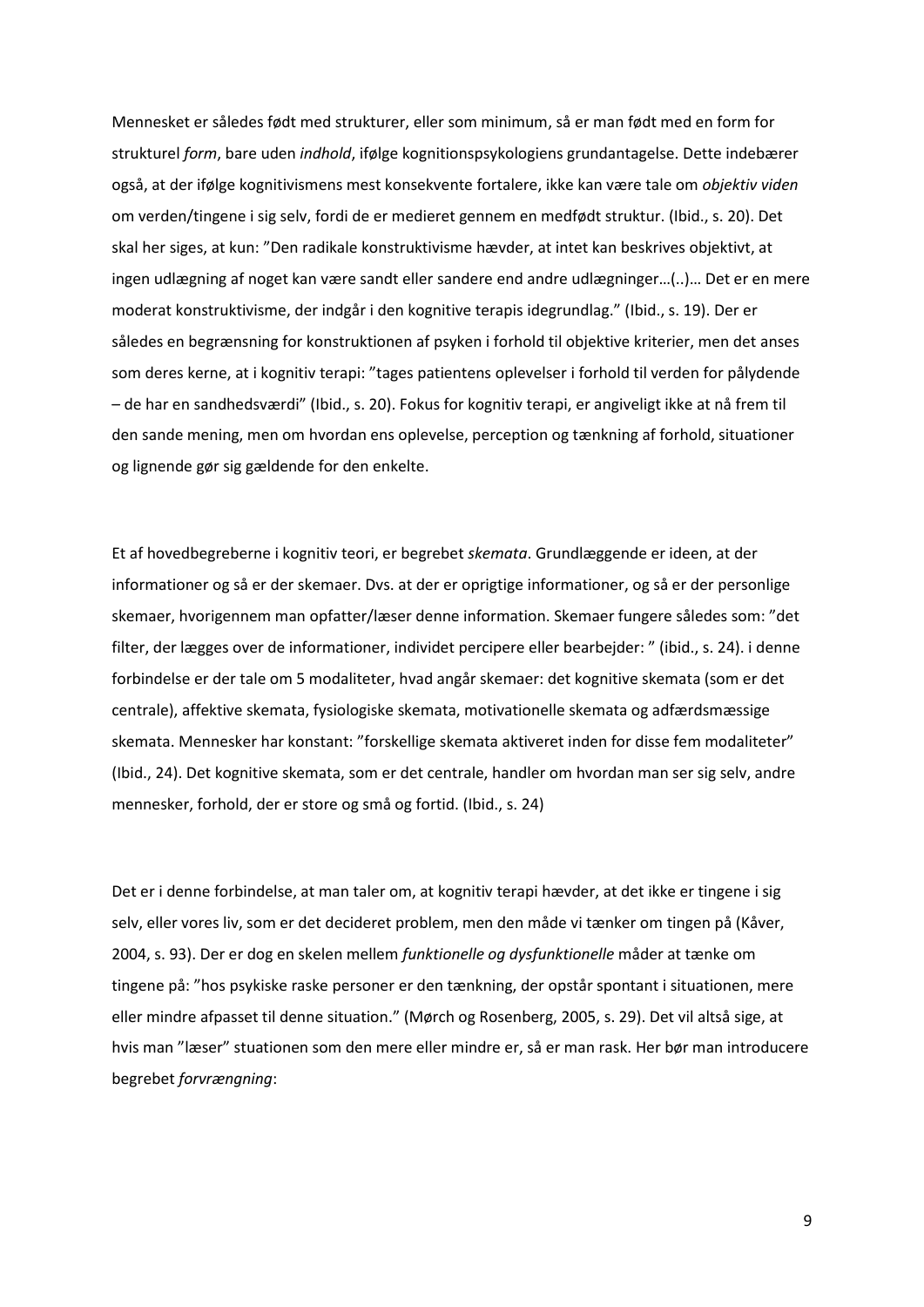Mennesket er således født med strukturer, eller som minimum, så er man født med en form for strukturel *form*, bare uden *indhold*, ifølge kognitionspsykologiens grundantagelse. Dette indebærer også, at der ifølge kognitivismens mest konsekvente fortalere, ikke kan være tale om *objektiv viden* om verden/tingene i sig selv, fordi de er medieret gennem en medfødt struktur. (Ibid., s. 20). Det skal her siges, at kun: "Den radikale konstruktivisme hævder, at intet kan beskrives objektivt, at ingen udlægning af noget kan være sandt eller sandere end andre udlægninger…(..)… Det er en mere moderat konstruktivisme, der indgår i den kognitive terapis idegrundlag." (Ibid., s. 19). Der er således en begrænsning for konstruktionen af psyken i forhold til objektive kriterier, men det anses som deres kerne, at i kognitiv terapi: "tages patientens oplevelser i forhold til verden for pålydende – de har en sandhedsværdi" (Ibid., s. 20). Fokus for kognitiv terapi, er angiveligt ikke at nå frem til den sande mening, men om hvordan ens oplevelse, perception og tænkning af forhold, situationer og lignende gør sig gældende for den enkelte.

Et af hovedbegreberne i kognitiv teori, er begrebet *skemata*. Grundlæggende er ideen, at der informationer og så er der skemaer. Dvs. at der er oprigtige informationer, og så er der personlige skemaer, hvorigennem man opfatter/læser denne information. Skemaer fungere således som: "det filter, der lægges over de informationer, individet percipere eller bearbejder: " (ibid., s. 24). i denne forbindelse er der tale om 5 modaliteter, hvad angår skemaer: det kognitive skemata (som er det centrale), affektive skemata, fysiologiske skemata, motivationelle skemata og adfærdsmæssige skemata. Mennesker har konstant: "forskellige skemata aktiveret inden for disse fem modaliteter" (Ibid., 24). Det kognitive skemata, som er det centrale, handler om hvordan man ser sig selv, andre mennesker, forhold, der er store og små og fortid. (Ibid., s. 24)

Det er i denne forbindelse, at man taler om, at kognitiv terapi hævder, at det ikke er tingene i sig selv, eller vores liv, som er det decideret problem, men den måde vi tænker om tingen på (Kåver, 2004, s. 93). Der er dog en skelen mellem *funktionelle og dysfunktionelle* måder at tænke om tingene på: "hos psykiske raske personer er den tænkning, der opstår spontant i situationen, mere eller mindre afpasset til denne situation." (Mørch og Rosenberg, 2005, s. 29). Det vil altså sige, at hvis man "læser" stuationen som den mere eller mindre er, så er man rask. Her bør man introducere begrebet *forvrængning*: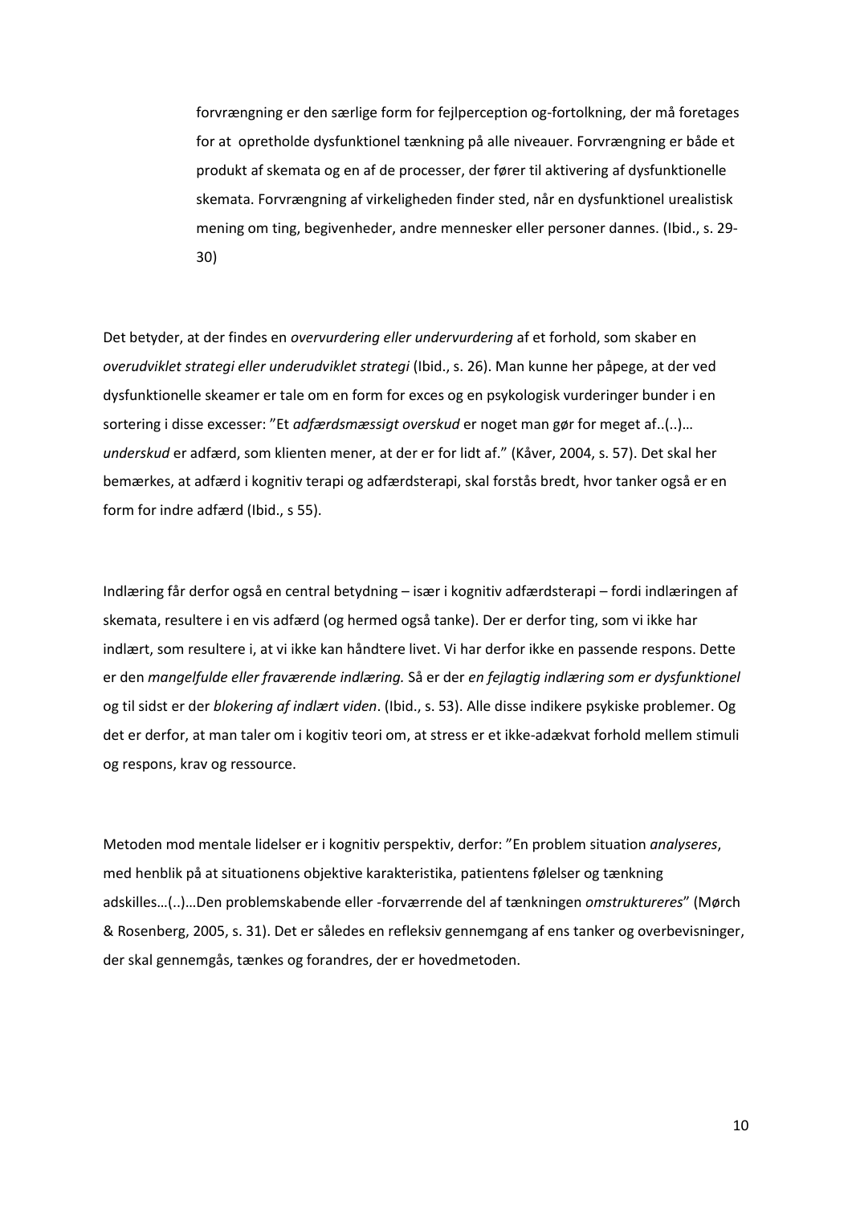> forvrængning er den særlige form for fejlperception og-fortolkning, der må foretages for at opretholde dysfunktionel tænkning på alle niveauer. Forvrængning er både et produkt af skemata og en af de processer, der fører til aktivering af dysfunktionelle skemata. Forvrængning af virkeligheden finder sted, når en dysfunktionel urealistisk mening om ting, begivenheder, andre mennesker eller personer dannes. (Ibid., s. 29-30)

Det betyder, at der findes en *overvurdering eller undervurdering* af et forhold, som skaber en *overudviklet strategi eller underudviklet strategi* (Ibid., s. 26). Man kunne her påpege, at der ved dysfunktionelle skeamer er tale om en form for exces og en psykologisk vurderinger bunder i en sortering i disse excesser: "Et *adfærdsmæssigt overskud* er noget man gør for meget af..(..)… *underskud* er adfærd, som klienten mener, at der er for lidt af." (Kåver, 2004, s. 57). Det skal her bemærkes, at adfærd i kognitiv terapi og adfærdsterapi, skal forstås bredt, hvor tanker også er en form for indre adfærd (Ibid., s 55).

Indlæring får derfor også en central betydning – især i kognitiv adfærdsterapi – fordi indlæringen af skemata, resultere i en vis adfærd (og hermed også tanke). Der er derfor ting, som vi ikke har indlært, som resultere i, at vi ikke kan håndtere livet. Vi har derfor ikke en passende respons. Dette er den *mangelfulde eller fraværende indlæring.* Så er der *en fejlagtig indlæring som er dysfunktionel* og til sidst er der *blokering af indlært viden*. (Ibid., s. 53). Alle disse indikere psykiske problemer. Og det er derfor, at man taler om i kogitiv teori om, at stress er et ikke-adækvat forhold mellem stimuli og respons, krav og ressource.

Metoden mod mentale lidelser er i kognitiv perspektiv, derfor: "En problem situation *analyseres*, med henblik på at situationens objektive karakteristika, patientens følelser og tænkning adskilles…(..)…Den problemskabende eller -forværrende del af tænkningen *omstruktureres*" (Mørch & Rosenberg, 2005, s. 31). Det er således en refleksiv gennemgang af ens tanker og overbevisninger, der skal gennemgås, tænkes og forandres, der er hovedmetoden.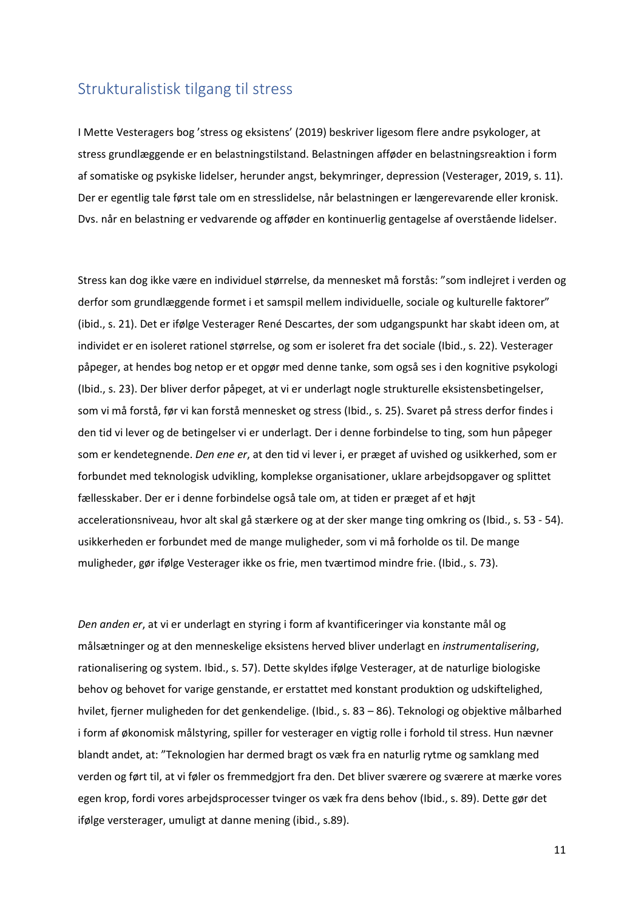## Strukturalistisk tilgang til stress

I Mette Vesteragers bog 'stress og eksistens' (2019) beskriver ligesom flere andre psykologer, at stress grundlæggende er en belastningstilstand. Belastningen afføder en belastningsreaktion i form af somatiske og psykiske lidelser, herunder angst, bekymringer, depression (Vesterager, 2019, s. 11). Der er egentlig tale først tale om en stresslidelse, når belastningen er længerevarende eller kronisk. Dvs. når en belastning er vedvarende og afføder en kontinuerlig gentagelse af overstående lidelser.

Stress kan dog ikke være en individuel størrelse, da mennesket må forstås: "som indlejret i verden og derfor som grundlæggende formet i et samspil mellem individuelle, sociale og kulturelle faktorer" (ibid., s. 21). Det er ifølge Vesterager René Descartes, der som udgangspunkt har skabt ideen om, at individet er en isoleret rationel størrelse, og som er isoleret fra det sociale (Ibid., s. 22). Vesterager påpeger, at hendes bog netop er et opgør med denne tanke, som også ses i den kognitive psykologi (Ibid., s. 23). Der bliver derfor påpeget, at vi er underlagt nogle strukturelle eksistensbetingelser, som vi må forstå, før vi kan forstå mennesket og stress (Ibid., s. 25). Svaret på stress derfor findes i den tid vi lever og de betingelser vi er underlagt. Der i denne forbindelse to ting, som hun påpeger som er kendetegnende. *Den ene er*, at den tid vi lever i, er præget af uvished og usikkerhed, som er forbundet med teknologisk udvikling, komplekse organisationer, uklare arbejdsopgaver og splittet fællesskaber. Der er i denne forbindelse også tale om, at tiden er præget af et højt accelerationsniveau, hvor alt skal gå stærkere og at der sker mange ting omkring os (Ibid., s. 53 - 54). usikkerheden er forbundet med de mange muligheder, som vi må forholde os til. De mange muligheder, gør ifølge Vesterager ikke os frie, men tværtimod mindre frie. (Ibid., s. 73).

*Den anden er*, at vi er underlagt en styring i form af kvantificeringer via konstante mål og målsætninger og at den menneskelige eksistens herved bliver underlagt en *instrumentalisering*, rationalisering og system. Ibid., s. 57). Dette skyldes ifølge Vesterager, at de naturlige biologiske behov og behovet for varige genstande, er erstattet med konstant produktion og udskiftelighed, hvilet, fjerner muligheden for det genkendelige. (Ibid., s. 83 – 86). Teknologi og objektive målbarhed i form af økonomisk målstyring, spiller for vesterager en vigtig rolle i forhold til stress. Hun nævner blandt andet, at: "Teknologien har dermed bragt os væk fra en naturlig rytme og samklang med verden og ført til, at vi føler os fremmedgjort fra den. Det bliver sværere og sværere at mærke vores egen krop, fordi vores arbejdsprocesser tvinger os væk fra dens behov (Ibid., s. 89). Dette gør det ifølge versterager, umuligt at danne mening (ibid., s.89).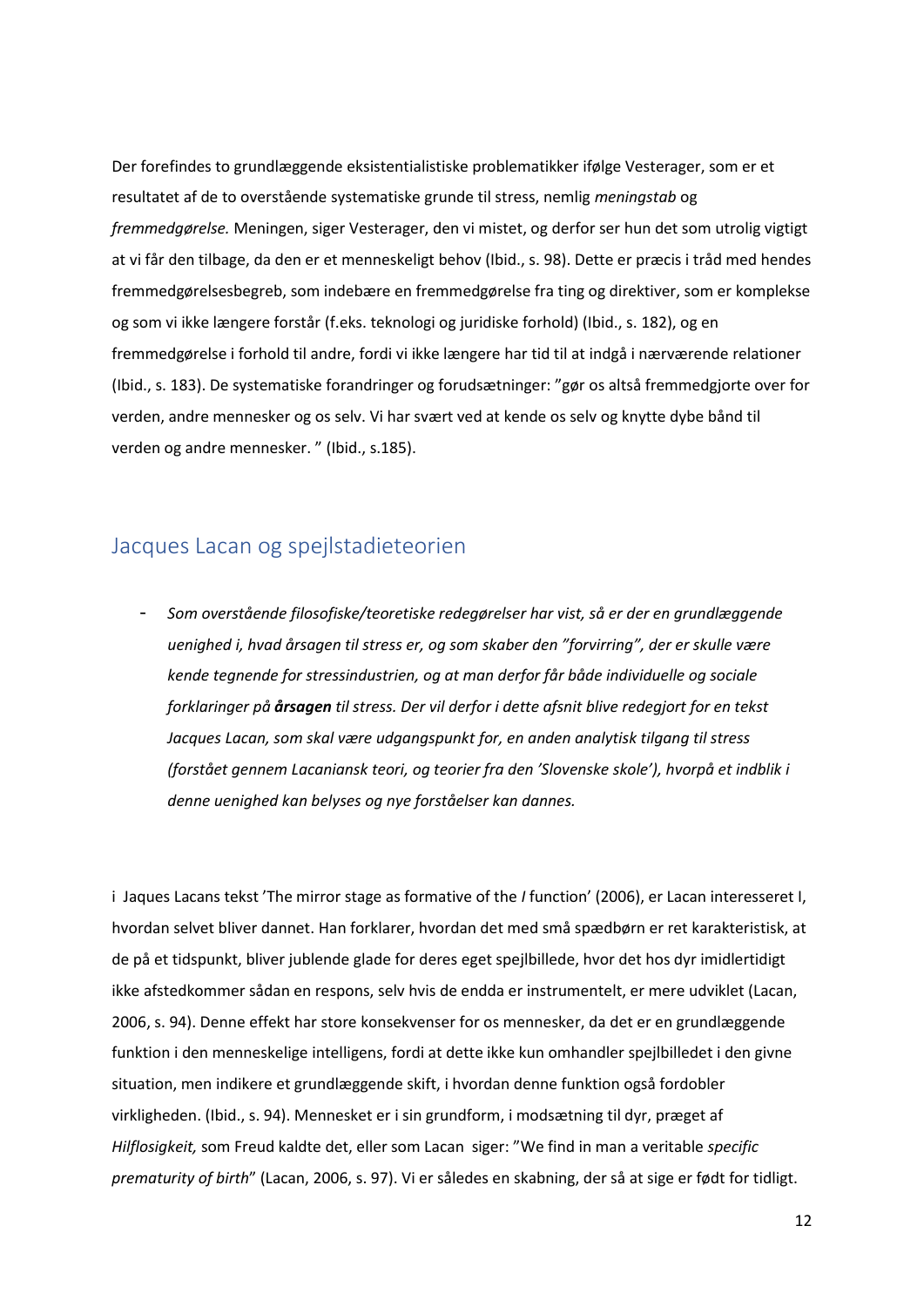Der forefindes to grundlæggende eksistentialistiske problematikker ifølge Vesterager, som er et resultatet af de to overstående systematiske grunde til stress, nemlig *meningstab* og *fremmedgørelse.* Meningen, siger Vesterager, den vi mistet, og derfor ser hun det som utrolig vigtigt at vi får den tilbage, da den er et menneskeligt behov (Ibid., s. 98). Dette er præcis i tråd med hendes fremmedgørelsesbegreb, som indebære en fremmedgørelse fra ting og direktiver, som er komplekse og som vi ikke længere forstår (f.eks. teknologi og juridiske forhold) (Ibid., s. 182), og en fremmedgørelse i forhold til andre, fordi vi ikke længere har tid til at indgå i nærværende relationer (Ibid., s. 183). De systematiske forandringer og forudsætninger: "gør os altså fremmedgjorte over for verden, andre mennesker og os selv. Vi har svært ved at kende os selv og knytte dybe bånd til verden og andre mennesker. " (Ibid., s.185).

## Jacques Lacan og spejlstadieteorien

- *Som overstående filosofiske/teoretiske redegørelser har vist, så er der en grundlæggende uenighed i, hvad årsagen til stress er, og som skaber den "forvirring", der er skulle være kende tegnende for stressindustrien, og at man derfor får både individuelle og sociale forklaringer på* ***årsagen*** *til stress. Der vil derfor i dette afsnit blive redegjort for en tekst Jacques Lacan, som skal være udgangspunkt for, en anden analytisk tilgang til stress (forstået gennem Lacaniansk teori, og teorier fra den 'Slovenske skole'), hvorpå et indblik i denne uenighed kan belyses og nye forståelser kan dannes.*

i Jaques Lacans tekst 'The mirror stage as formative of the *I* function' (2006), er Lacan interesseret I, hvordan selvet bliver dannet. Han forklarer, hvordan det med små spædbørn er ret karakteristisk, at de på et tidspunkt, bliver jublende glade for deres eget spejlbillede, hvor det hos dyr imidlertidigt ikke afstedkommer sådan en respons, selv hvis de endda er instrumentelt, er mere udviklet (Lacan, 2006, s. 94). Denne effekt har store konsekvenser for os mennesker, da det er en grundlæggende funktion i den menneskelige intelligens, fordi at dette ikke kun omhandler spejlbilledet i den givne situation, men indikere et grundlæggende skift, i hvordan denne funktion også fordobler virkligheden. (Ibid., s. 94). Mennesket er i sin grundform, i modsætning til dyr, præget af *Hilflosigkeit,* som Freud kaldte det, eller som Lacan siger: "We find in man a veritable *specific prematurity of birth*" (Lacan, 2006, s. 97). Vi er således en skabning, der så at sige er født for tidligt.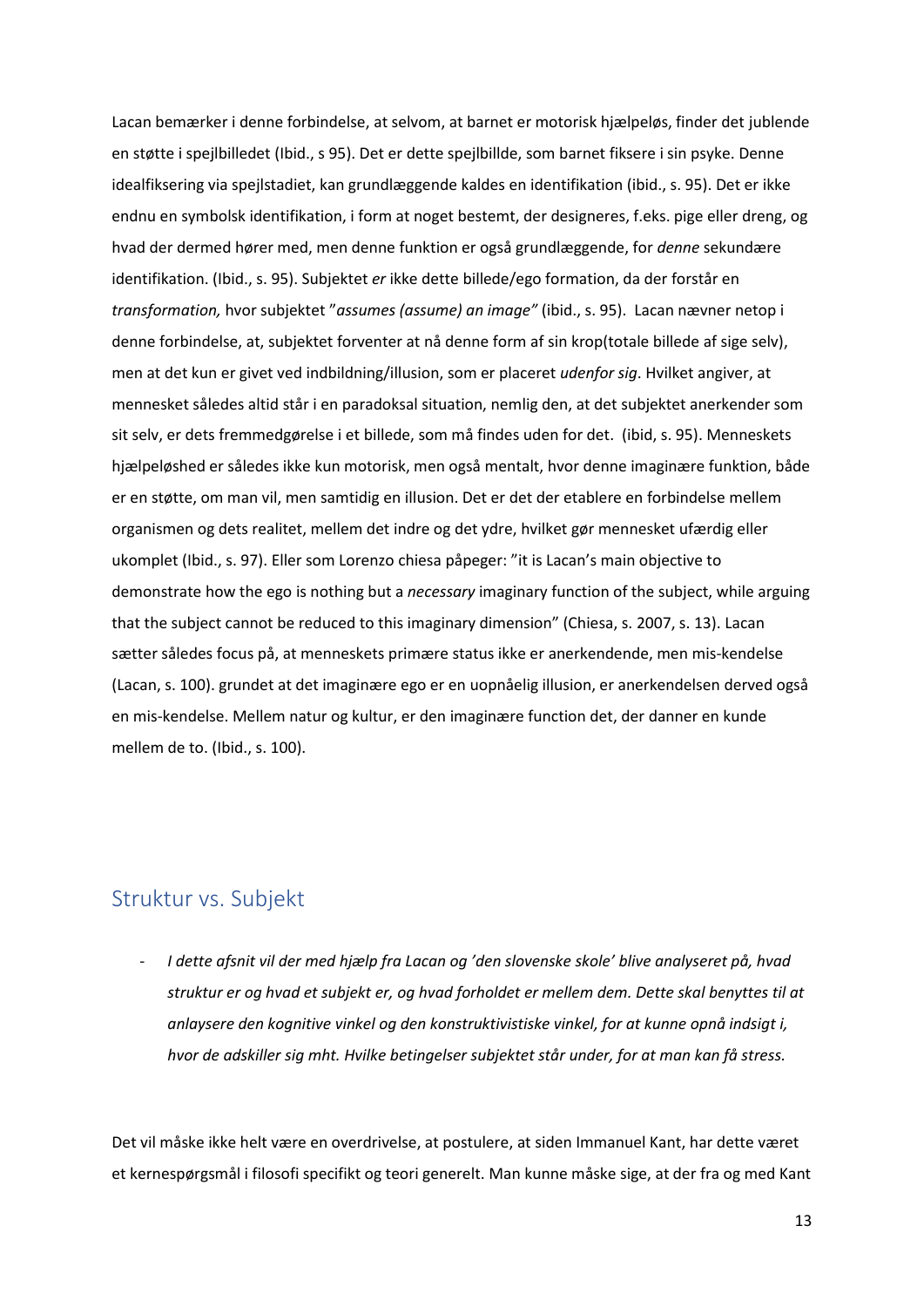Lacan bemærker i denne forbindelse, at selvom, at barnet er motorisk hjælpeløs, finder det jublende en støtte i spejlbilledet (Ibid., s 95). Det er dette spejlbillde, som barnet fiksere i sin psyke. Denne idealfiksering via spejlstadiet, kan grundlæggende kaldes en identifikation (ibid., s. 95). Det er ikke endnu en symbolsk identifikation, i form at noget bestemt, der designeres, f.eks. pige eller dreng, og hvad der dermed hører med, men denne funktion er også grundlæggende, for *denne* sekundære identifikation. (Ibid., s. 95). Subjektet *er* ikke dette billede/ego formation, da der forstår en *transformation,* hvor subjektet "*assumes (assume) an image"* (ibid., s. 95). Lacan nævner netop i denne forbindelse, at, subjektet forventer at nå denne form af sin krop(totale billede af sige selv), men at det kun er givet ved indbildning/illusion, som er placeret *udenfor sig*. Hvilket angiver, at mennesket således altid står i en paradoksal situation, nemlig den, at det subjektet anerkender som sit selv, er dets fremmedgørelse i et billede, som må findes uden for det. (ibid, s. 95). Menneskets hjælpeløshed er således ikke kun motorisk, men også mentalt, hvor denne imaginære funktion, både er en støtte, om man vil, men samtidig en illusion. Det er det der etablere en forbindelse mellem organismen og dets realitet, mellem det indre og det ydre, hvilket gør mennesket ufærdig eller ukomplet (Ibid., s. 97). Eller som Lorenzo chiesa påpeger: "it is Lacan's main objective to demonstrate how the ego is nothing but a *necessary* imaginary function of the subject, while arguing that the subject cannot be reduced to this imaginary dimension" (Chiesa, s. 2007, s. 13). Lacan sætter således focus på, at menneskets primære status ikke er anerkendende, men mis-kendelse (Lacan, s. 100). grundet at det imaginære ego er en uopnåelig illusion, er anerkendelsen derved også en mis-kendelse. Mellem natur og kultur, er den imaginære function det, der danner en kunde mellem de to. (Ibid., s. 100).

## Struktur vs. Subjekt

- *I dette afsnit vil der med hjælp fra Lacan og 'den slovenske skole' blive analyseret på, hvad struktur er og hvad et subjekt er, og hvad forholdet er mellem dem. Dette skal benyttes til at anlaysere den kognitive vinkel og den konstruktivistiske vinkel, for at kunne opnå indsigt i, hvor de adskiller sig mht. Hvilke betingelser subjektet står under, for at man kan få stress.*

Det vil måske ikke helt være en overdrivelse, at postulere, at siden Immanuel Kant, har dette været et kernespørgsmål i filosofi specifikt og teori generelt. Man kunne måske sige, at der fra og med Kant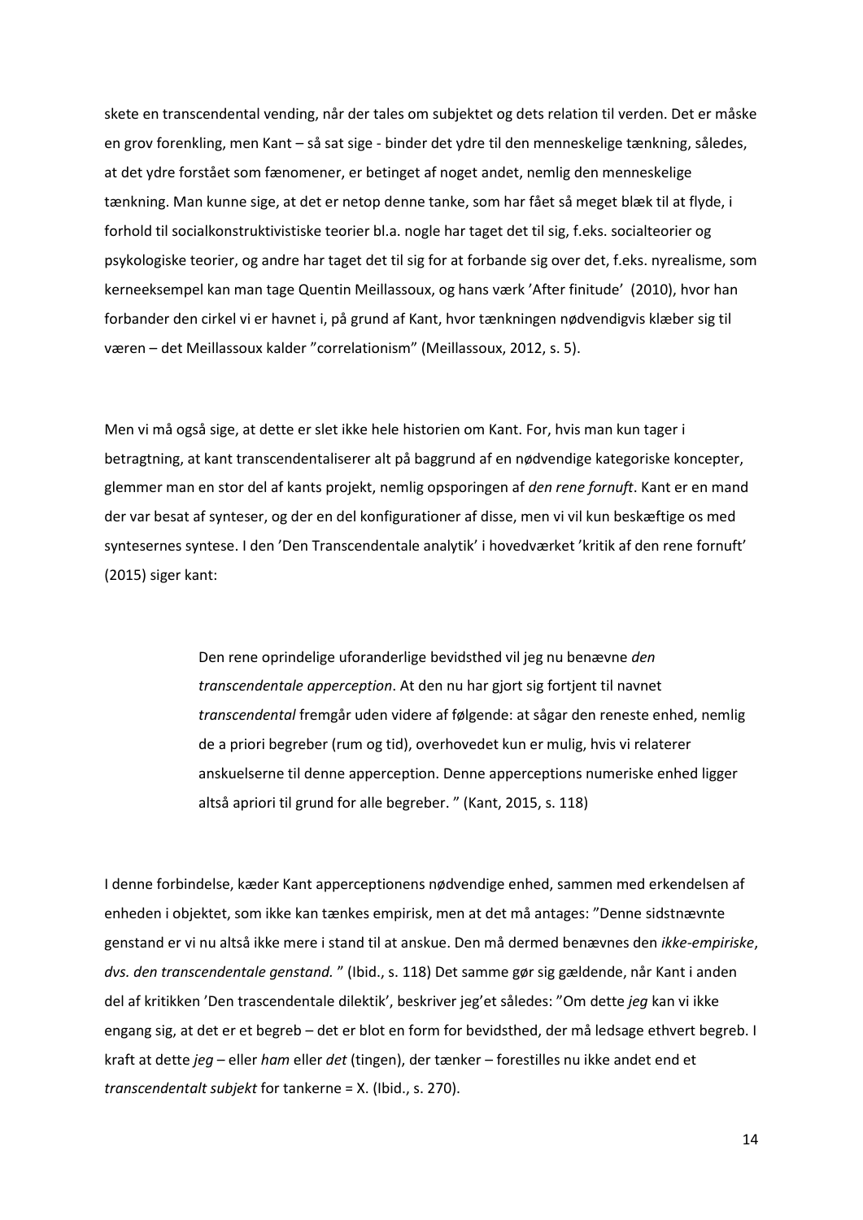skete en transcendental vending, når der tales om subjektet og dets relation til verden. Det er måske en grov forenkling, men Kant – så sat sige - binder det ydre til den menneskelige tænkning, således, at det ydre forstået som fænomener, er betinget af noget andet, nemlig den menneskelige tænkning. Man kunne sige, at det er netop denne tanke, som har fået så meget blæk til at flyde, i forhold til socialkonstruktivistiske teorier bl.a. nogle har taget det til sig, f.eks. socialteorier og psykologiske teorier, og andre har taget det til sig for at forbande sig over det, f.eks. nyrealisme, som kerneeksempel kan man tage Quentin Meillassoux, og hans værk 'After finitude' (2010), hvor han forbander den cirkel vi er havnet i, på grund af Kant, hvor tænkningen nødvendigvis klæber sig til væren – det Meillassoux kalder "correlationism" (Meillassoux, 2012, s. 5).

Men vi må også sige, at dette er slet ikke hele historien om Kant. For, hvis man kun tager i betragtning, at kant transcendentaliserer alt på baggrund af en nødvendige kategoriske koncepter, glemmer man en stor del af kants projekt, nemlig opsporingen af *den rene fornuft*. Kant er en mand der var besat af synteser, og der en del konfigurationer af disse, men vi vil kun beskæftige os med syntesernes syntese. I den 'Den Transcendentale analytik' i hovedværket 'kritik af den rene fornuft' (2015) siger kant:

> Den rene oprindelige uforanderlige bevidsthed vil jeg nu benævne *den transcendentale apperception*. At den nu har gjort sig fortjent til navnet *transcendental* fremgår uden videre af følgende: at sågar den reneste enhed, nemlig de a priori begreber (rum og tid), overhovedet kun er mulig, hvis vi relaterer anskuelserne til denne apperception. Denne apperceptions numeriske enhed ligger altså apriori til grund for alle begreber. " (Kant, 2015, s. 118)

I denne forbindelse, kæder Kant apperceptionens nødvendige enhed, sammen med erkendelsen af enheden i objektet, som ikke kan tænkes empirisk, men at det må antages: "Denne sidstnævnte genstand er vi nu altså ikke mere i stand til at anskue. Den må dermed benævnes den *ikke-empiriske*, *dvs. den transcendentale genstand.* " (Ibid., s. 118) Det samme gør sig gældende, når Kant i anden del af kritikken 'Den trascendentale dilektik', beskriver jeg'et således: "Om dette *jeg* kan vi ikke engang sig, at det er et begreb – det er blot en form for bevidsthed, der må ledsage ethvert begreb. I kraft at dette *jeg* – eller *ham* eller *det* (tingen), der tænker – forestilles nu ikke andet end et *transcendentalt subjekt* for tankerne = X. (Ibid., s. 270).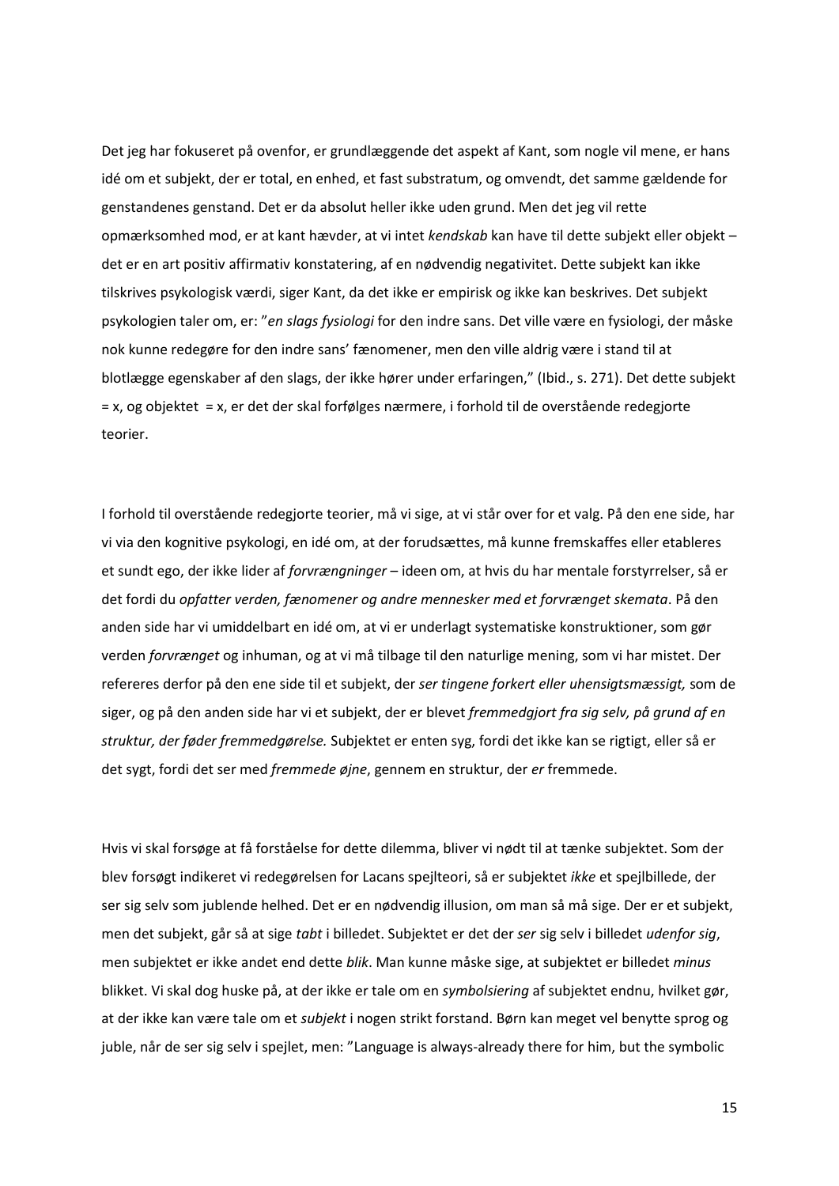Det jeg har fokuseret på ovenfor, er grundlæggende det aspekt af Kant, som nogle vil mene, er hans idé om et subjekt, der er total, en enhed, et fast substratum, og omvendt, det samme gældende for genstandenes genstand. Det er da absolut heller ikke uden grund. Men det jeg vil rette opmærksomhed mod, er at kant hævder, at vi intet *kendskab* kan have til dette subjekt eller objekt – det er en art positiv affirmativ konstatering, af en nødvendig negativitet. Dette subjekt kan ikke tilskrives psykologisk værdi, siger Kant, da det ikke er empirisk og ikke kan beskrives. Det subjekt psykologien taler om, er: "*en slags fysiologi* for den indre sans. Det ville være en fysiologi, der måske nok kunne redegøre for den indre sans' fænomener, men den ville aldrig være i stand til at blotlægge egenskaber af den slags, der ikke hører under erfaringen," (Ibid., s. 271). Det dette subjekt = x, og objektet = x, er det der skal forfølges nærmere, i forhold til de overstående redegjorte teorier.

I forhold til overstående redegjorte teorier, må vi sige, at vi står over for et valg. På den ene side, har vi via den kognitive psykologi, en idé om, at der forudsættes, må kunne fremskaffes eller etableres et sundt ego, der ikke lider af *forvrængninger* – ideen om, at hvis du har mentale forstyrrelser, så er det fordi du *opfatter verden, fænomener og andre mennesker med et forvrænget skemata*. På den anden side har vi umiddelbart en idé om, at vi er underlagt systematiske konstruktioner, som gør verden *forvrænget* og inhuman, og at vi må tilbage til den naturlige mening, som vi har mistet. Der refereres derfor på den ene side til et subjekt, der *ser tingene forkert eller uhensigtsmæssigt,* som de siger, og på den anden side har vi et subjekt, der er blevet *fremmedgjort fra sig selv, på grund af en struktur, der føder fremmedgørelse.* Subjektet er enten syg, fordi det ikke kan se rigtigt, eller så er det sygt, fordi det ser med *fremmede øjne*, gennem en struktur, der *er* fremmede.

Hvis vi skal forsøge at få forståelse for dette dilemma, bliver vi nødt til at tænke subjektet. Som der blev forsøgt indikeret vi redegørelsen for Lacans spejlteori, så er subjektet *ikke* et spejlbillede, der ser sig selv som jublende helhed. Det er en nødvendig illusion, om man så må sige. Der er et subjekt, men det subjekt, går så at sige *tabt* i billedet. Subjektet er det der *ser* sig selv i billedet *udenfor sig*, men subjektet er ikke andet end dette *blik*. Man kunne måske sige, at subjektet er billedet *minus* blikket. Vi skal dog huske på, at der ikke er tale om en *symbolsiering* af subjektet endnu, hvilket gør, at der ikke kan være tale om et *subjekt* i nogen strikt forstand. Børn kan meget vel benytte sprog og juble, når de ser sig selv i spejlet, men: "Language is always-already there for him, but the symbolic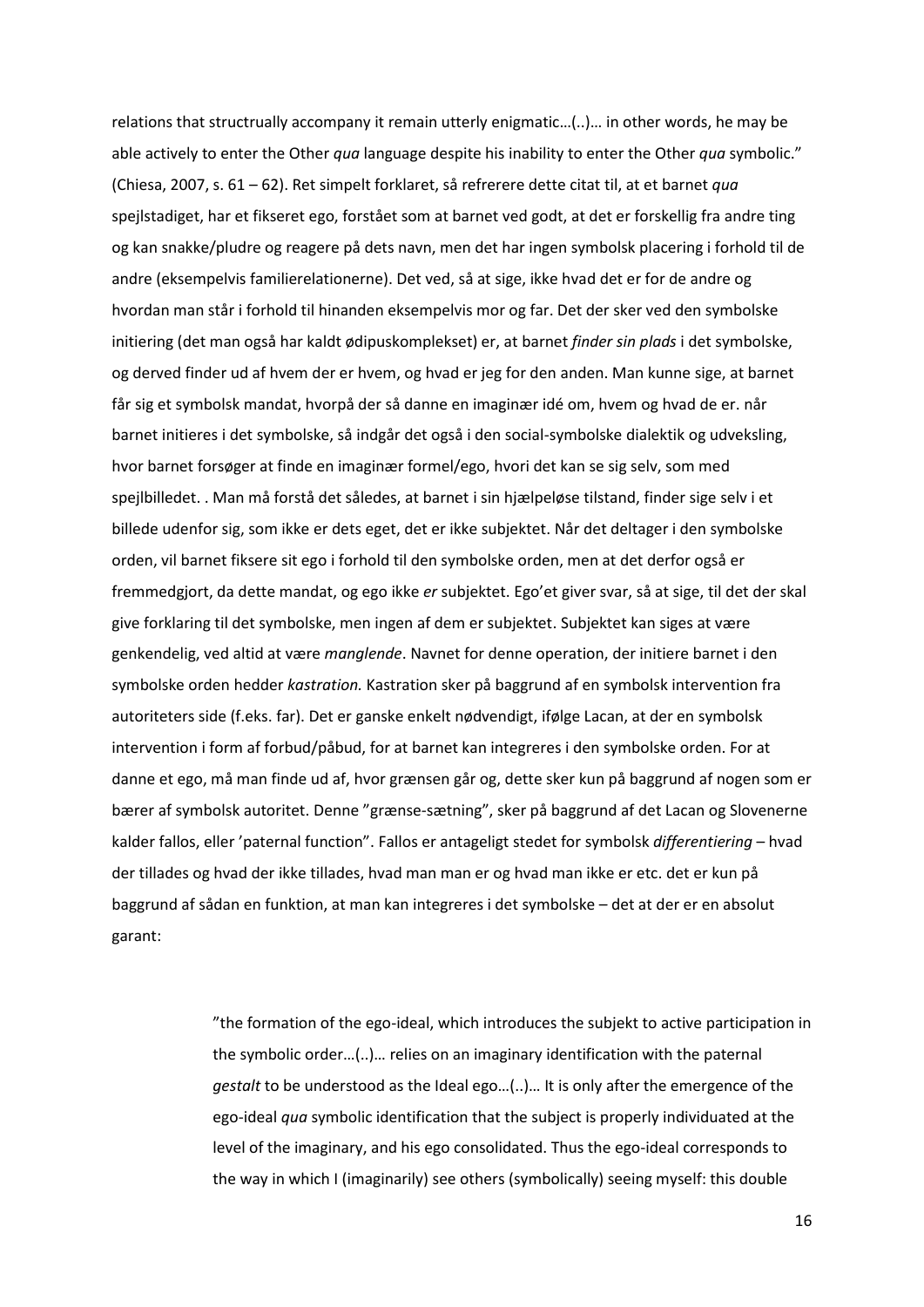relations that structrually accompany it remain utterly enigmatic…(..)… in other words, he may be able actively to enter the Other *qua* language despite his inability to enter the Other *qua* symbolic." (Chiesa, 2007, s. 61 – 62). Ret simpelt forklaret, så refrerere dette citat til, at et barnet *qua* spejlstadiget, har et fikseret ego, forstået som at barnet ved godt, at det er forskellig fra andre ting og kan snakke/pludre og reagere på dets navn, men det har ingen symbolsk placering i forhold til de andre (eksempelvis familierelationerne). Det ved, så at sige, ikke hvad det er for de andre og hvordan man står i forhold til hinanden eksempelvis mor og far. Det der sker ved den symbolske initiering (det man også har kaldt ødipuskomplekset) er, at barnet *finder sin plads* i det symbolske, og derved finder ud af hvem der er hvem, og hvad er jeg for den anden. Man kunne sige, at barnet får sig et symbolsk mandat, hvorpå der så danne en imaginær idé om, hvem og hvad de er. når barnet initieres i det symbolske, så indgår det også i den social-symbolske dialektik og udveksling, hvor barnet forsøger at finde en imaginær formel/ego, hvori det kan se sig selv, som med spejlbilledet. . Man må forstå det således, at barnet i sin hjælpeløse tilstand, finder sige selv i et billede udenfor sig, som ikke er dets eget, det er ikke subjektet. Når det deltager i den symbolske orden, vil barnet fiksere sit ego i forhold til den symbolske orden, men at det derfor også er fremmedgjort, da dette mandat, og ego ikke *er* subjektet. Ego'et giver svar, så at sige, til det der skal give forklaring til det symbolske, men ingen af dem er subjektet. Subjektet kan siges at være genkendelig, ved altid at være *manglende*. Navnet for denne operation, der initiere barnet i den symbolske orden hedder *kastration.* Kastration sker på baggrund af en symbolsk intervention fra autoriteters side (f.eks. far). Det er ganske enkelt nødvendigt, ifølge Lacan, at der en symbolsk intervention i form af forbud/påbud, for at barnet kan integreres i den symbolske orden. For at danne et ego, må man finde ud af, hvor grænsen går og, dette sker kun på baggrund af nogen som er bærer af symbolsk autoritet. Denne "grænse-sætning", sker på baggrund af det Lacan og Slovenerne kalder fallos, eller 'paternal function". Fallos er antageligt stedet for symbolsk *differentiering* – hvad der tillades og hvad der ikke tillades, hvad man man er og hvad man ikke er etc. det er kun på baggrund af sådan en funktion, at man kan integreres i det symbolske – det at der er en absolut garant:

> "the formation of the ego-ideal, which introduces the subjekt to active participation in the symbolic order…(..)… relies on an imaginary identification with the paternal *gestalt* to be understood as the Ideal ego…(..)… It is only after the emergence of the ego-ideal *qua* symbolic identification that the subject is properly individuated at the level of the imaginary, and his ego consolidated. Thus the ego-ideal corresponds to the way in which I (imaginarily) see others (symbolically) seeing myself: this double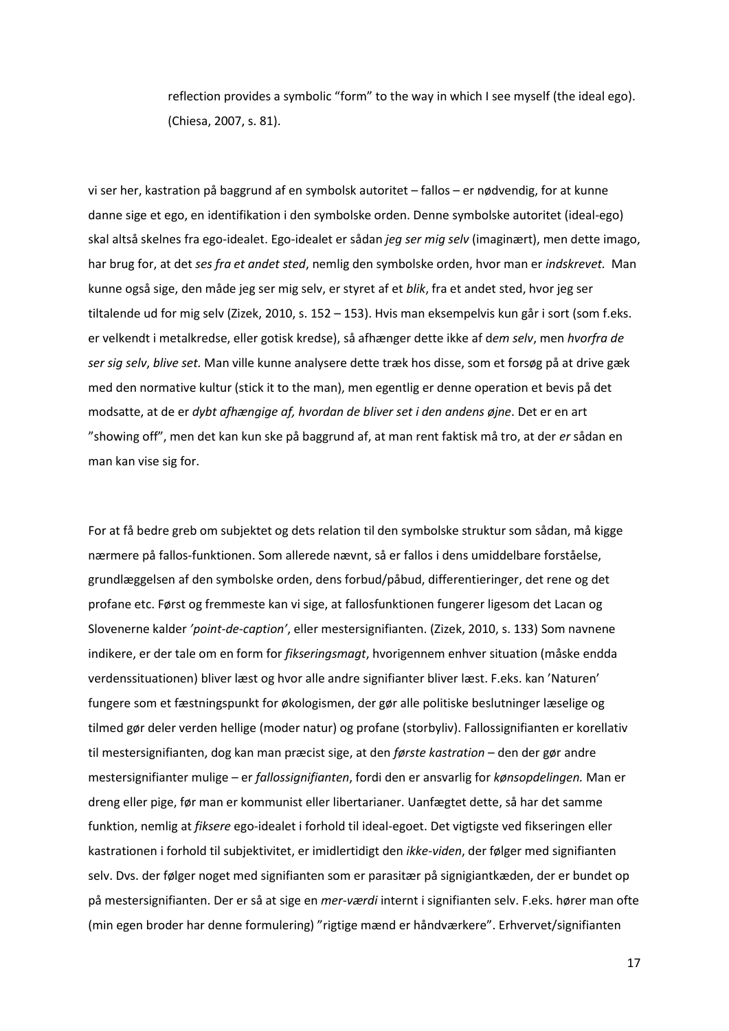> reflection provides a symbolic “form” to the way in which I see myself (the ideal ego). (Chiesa, 2007, s. 81).

vi ser her, kastration på baggrund af en symbolsk autoritet – fallos – er nødvendig, for at kunne danne sige et ego, en identifikation i den symbolske orden. Denne symbolske autoritet (ideal-ego) skal altså skelnes fra ego-idealet. Ego-idealet er sådan *jeg ser mig selv* (imaginært), men dette imago, har brug for, at det *ses fra et andet sted*, nemlig den symbolske orden, hvor man er *indskrevet.* Man kunne også sige, den måde jeg ser mig selv, er styret af et *blik*, fra et andet sted, hvor jeg ser tiltalende ud for mig selv (Zizek, 2010, s. 152 – 153). Hvis man eksempelvis kun går i sort (som f.eks. er velkendt i metalkredse, eller gotisk kredse), så afhænger dette ikke af d*em selv*, men *hvorfra de ser sig selv*, *blive set.* Man ville kunne analysere dette træk hos disse, som et forsøg på at drive gæk med den normative kultur (stick it to the man), men egentlig er denne operation et bevis på det modsatte, at de er *dybt afhængige af, hvordan de bliver set i den andens øjne*. Det er en art ”showing off”, men det kan kun ske på baggrund af, at man rent faktisk må tro, at der *er* sådan en man kan vise sig for.

For at få bedre greb om subjektet og dets relation til den symbolske struktur som sådan, må kigge nærmere på fallos-funktionen. Som allerede nævnt, så er fallos i dens umiddelbare forståelse, grundlæggelsen af den symbolske orden, dens forbud/påbud, differentieringer, det rene og det profane etc. Først og fremmeste kan vi sige, at fallosfunktionen fungerer ligesom det Lacan og Slovenerne kalder *’point-de-caption’*, eller mestersignifianten. (Zizek, 2010, s. 133) Som navnene indikere, er der tale om en form for *fikseringsmagt*, hvorigennem enhver situation (måske endda verdenssituationen) bliver læst og hvor alle andre signifianter bliver læst. F.eks. kan ’Naturen’ fungere som et fæstningspunkt for økologismen, der gør alle politiske beslutninger læselige og tilmed gør deler verden hellige (moder natur) og profane (storbyliv). Fallossignifianten er korellativ til mestersignifianten, dog kan man præcist sige, at den *første kastration* – den der gør andre mestersignifianter mulige – er *fallossignifianten*, fordi den er ansvarlig for *kønsopdelingen.* Man er dreng eller pige, før man er kommunist eller libertarianer. Uanfægtet dette, så har det samme funktion, nemlig at *fiksere* ego-idealet i forhold til ideal-egoet. Det vigtigste ved fikseringen eller kastrationen i forhold til subjektivitet, er imidlertidigt den *ikke-viden*, der følger med signifianten selv. Dvs. der følger noget med signifianten som er parasitær på signigiantkæden, der er bundet op på mestersignifianten. Der er så at sige en *mer-værdi* internt i signifianten selv. F.eks. hører man ofte (min egen broder har denne formulering) ”rigtige mænd er håndværkere”. Erhvervet/signifianten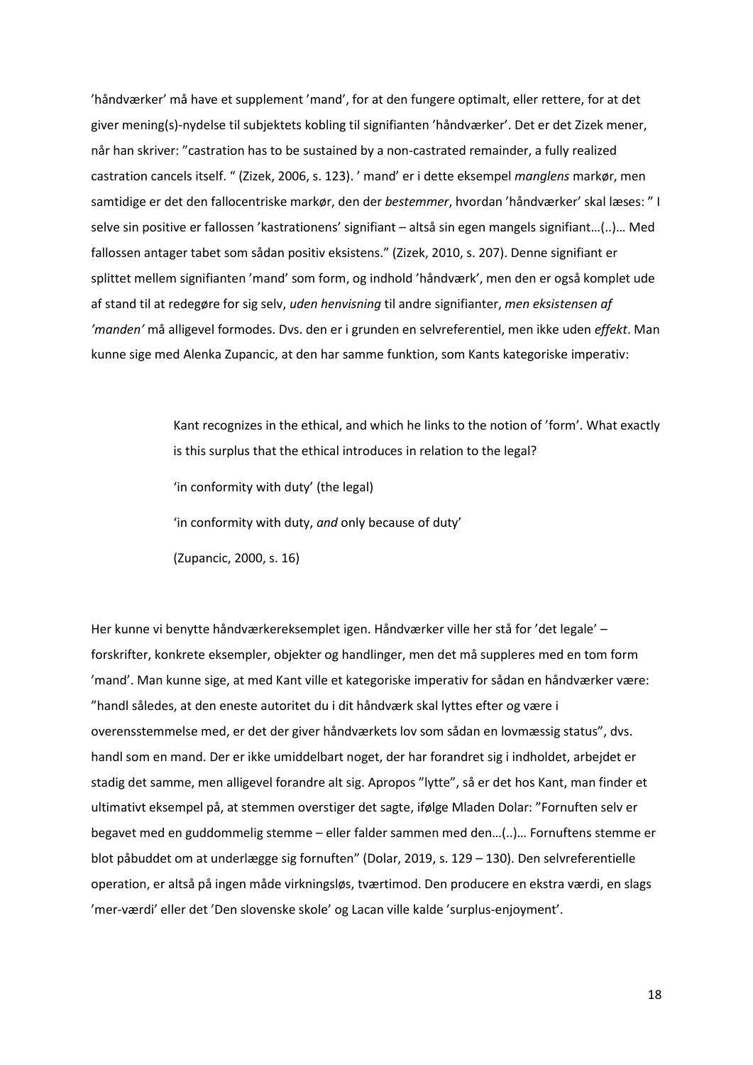'håndværker' må have et supplement 'mand', for at den fungere optimalt, eller rettere, for at det giver mening(s)-nydelse til subjektets kobling til signifianten 'håndværker'. Det er det Zizek mener, når han skriver: "castration has to be sustained by a non-castrated remainder, a fully realized castration cancels itself. " (Zizek, 2006, s. 123). ' mand' er i dette eksempel *manglens* markør, men samtidige er det den fallocentriske markør, den der *bestemmer*, hvordan 'håndværker' skal læses: " I selve sin positive er fallossen 'kastrationens' signifiant – altså sin egen mangels signifiant…(..)… Med fallossen antager tabet som sådan positiv eksistens." (Zizek, 2010, s. 207). Denne signifiant er splittet mellem signifianten 'mand' som form, og indhold 'håndværk', men den er også komplet ude af stand til at redegøre for sig selv, *uden henvisning* til andre signifianter, *men eksistensen af 'manden'* må alligevel formodes. Dvs. den er i grunden en selvreferentiel, men ikke uden *effekt*. Man kunne sige med Alenka Zupancic, at den har samme funktion, som Kants kategoriske imperativ:

> Kant recognizes in the ethical, and which he links to the notion of 'form'. What exactly is this surplus that the ethical introduces in relation to the legal?
>
> 'in conformity with duty' (the legal)
>
> 'in conformity with duty, *and* only because of duty'
>
> (Zupancic, 2000, s. 16)

Her kunne vi benytte håndværkereksemplet igen. Håndværker ville her stå for 'det legale' – forskrifter, konkrete eksempler, objekter og handlinger, men det må suppleres med en tom form 'mand'. Man kunne sige, at med Kant ville et kategoriske imperativ for sådan en håndværker være: "handl således, at den eneste autoritet du i dit håndværk skal lyttes efter og være i overensstemmelse med, er det der giver håndværkets lov som sådan en lovmæssig status", dvs. handl som en mand. Der er ikke umiddelbart noget, der har forandret sig i indholdet, arbejdet er stadig det samme, men alligevel forandre alt sig. Apropos "lytte", så er det hos Kant, man finder et ultimativt eksempel på, at stemmen overstiger det sagte, ifølge Mladen Dolar: "Fornuften selv er begavet med en guddommelig stemme – eller falder sammen med den…(..)… Fornuftens stemme er blot påbuddet om at underlægge sig fornuften" (Dolar, 2019, s. 129 – 130). Den selvreferentielle operation, er altså på ingen måde virkningsløs, tværtimod. Den producere en ekstra værdi, en slags 'mer-værdi' eller det 'Den slovenske skole' og Lacan ville kalde 'surplus-enjoyment'.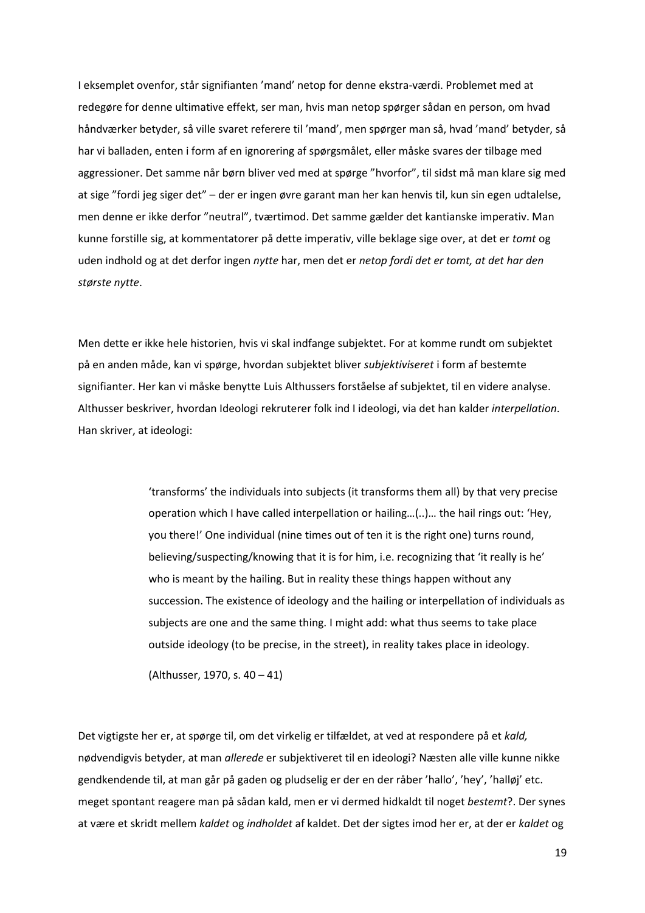I eksemplet ovenfor, står signifianten 'mand' netop for denne ekstra-værdi. Problemet med at redegøre for denne ultimative effekt, ser man, hvis man netop spørger sådan en person, om hvad håndværker betyder, så ville svaret referere til 'mand', men spørger man så, hvad 'mand' betyder, så har vi balladen, enten i form af en ignorering af spørgsmålet, eller måske svares der tilbage med aggressioner. Det samme når børn bliver ved med at spørge "hvorfor", til sidst må man klare sig med at sige "fordi jeg siger det" – der er ingen øvre garant man her kan henvis til, kun sin egen udtalelse, men denne er ikke derfor "neutral", tværtimod. Det samme gælder det kantianske imperativ. Man kunne forstille sig, at kommentatorer på dette imperativ, ville beklage sige over, at det er *tomt* og uden indhold og at det derfor ingen *nytte* har, men det er *netop fordi det er tomt, at det har den største nytte*.

Men dette er ikke hele historien, hvis vi skal indfange subjektet. For at komme rundt om subjektet på en anden måde, kan vi spørge, hvordan subjektet bliver *subjektiviseret* i form af bestemte signifianter. Her kan vi måske benytte Luis Althussers forståelse af subjektet, til en videre analyse. Althusser beskriver, hvordan Ideologi rekruterer folk ind I ideologi, via det han kalder *interpellation*. Han skriver, at ideologi:

> 'transforms' the individuals into subjects (it transforms them all) by that very precise operation which I have called interpellation or hailing…(..)… the hail rings out: 'Hey, you there!' One individual (nine times out of ten it is the right one) turns round, believing/suspecting/knowing that it is for him, i.e. recognizing that 'it really is he' who is meant by the hailing. But in reality these things happen without any succession. The existence of ideology and the hailing or interpellation of individuals as subjects are one and the same thing. I might add: what thus seems to take place outside ideology (to be precise, in the street), in reality takes place in ideology.
>
> (Althusser, 1970, s. 40 – 41)

Det vigtigste her er, at spørge til, om det virkelig er tilfældet, at ved at respondere på et *kald,* nødvendigvis betyder, at man *allerede* er subjektiveret til en ideologi? Næsten alle ville kunne nikke gendkendende til, at man går på gaden og pludselig er der en der råber 'hallo', 'hey', 'halløj' etc. meget spontant reagere man på sådan kald, men er vi dermed hidkaldt til noget *bestemt*?. Der synes at være et skridt mellem *kaldet* og *indholdet* af kaldet. Det der sigtes imod her er, at der er *kaldet* og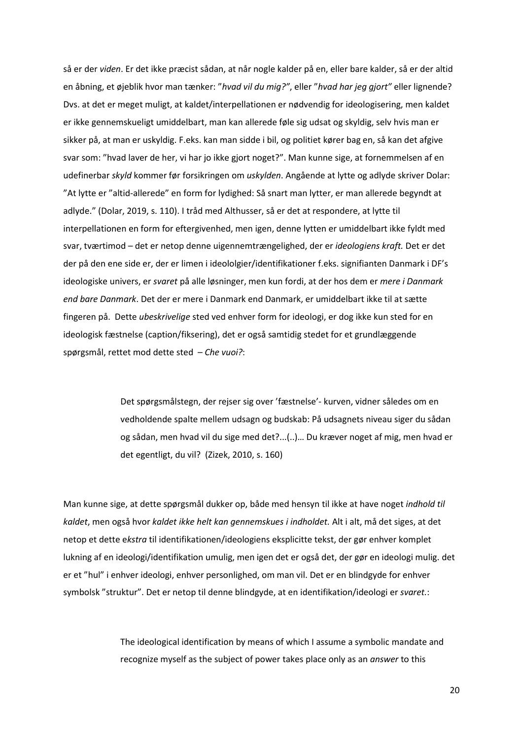så er der *viden*. Er det ikke præcist sådan, at når nogle kalder på en, eller bare kalder, så er der altid en åbning, et øjeblik hvor man tænker: ”*hvad vil du mig?”*, eller ”*hvad har jeg gjort”* eller lignende? Dvs. at det er meget muligt, at kaldet/interpellationen er nødvendig for ideologisering, men kaldet er ikke gennemskueligt umiddelbart, man kan allerede føle sig udsat og skyldig, selv hvis man er sikker på, at man er uskyldig. F.eks. kan man sidde i bil, og politiet kører bag en, så kan det afgive svar som: ”hvad laver de her, vi har jo ikke gjort noget?”. Man kunne sige, at fornemmelsen af en udefinerbar *skyld* kommer før forsikringen om *uskylden*. Angående at lytte og adlyde skriver Dolar: ”At lytte er ”altid-allerede” en form for lydighed: Så snart man lytter, er man allerede begyndt at adlyde.” (Dolar, 2019, s. 110). I tråd med Althusser, så er det at respondere, at lytte til interpellationen en form for eftergivenhed, men igen, denne lytten er umiddelbart ikke fyldt med svar, tværtimod – det er netop denne uigennemtrængelighed, der er *ideologiens kraft.* Det er det der på den ene side er, der er limen i ideololgier/identifikationer f.eks. signifianten Danmark i DF's ideologiske univers, er *svaret* på alle løsninger, men kun fordi, at der hos dem er *mere i Danmark end bare Danmark*. Det der er mere i Danmark end Danmark, er umiddelbart ikke til at sætte fingeren på. Dette *ubeskrivelige* sted ved enhver form for ideologi, er dog ikke kun sted for en ideologisk fæstnelse (caption/fiksering), det er også samtidig stedet for et grundlæggende spørgsmål, rettet mod dette sted – *Che vuoi?*:

> Det spørgsmålstegn, der rejser sig over 'fæstnelse'- kurven, vidner således om en vedholdende spalte mellem udsagn og budskab: På udsagnets niveau siger du sådan og sådan, men hvad vil du sige med det?...(..)… Du kræver noget af mig, men hvad er det egentligt, du vil? (Zizek, 2010, s. 160)

Man kunne sige, at dette spørgsmål dukker op, både med hensyn til ikke at have noget *indhold til kaldet*, men også hvor *kaldet ikke helt kan gennemskues i indholdet.* Alt i alt, må det siges, at det netop et dette e*kstra* til identifikationen/ideologiens eksplicitte tekst, der gør enhver komplet lukning af en ideologi/identifikation umulig, men igen det er også det, der gør en ideologi mulig. det er et ”hul” i enhver ideologi, enhver personlighed, om man vil. Det er en blindgyde for enhver symbolsk ”struktur”. Det er netop til denne blindgyde, at en identifikation/ideologi er *svaret.*:

> The ideological identification by means of which I assume a symbolic mandate and recognize myself as the subject of power takes place only as an *answer* to this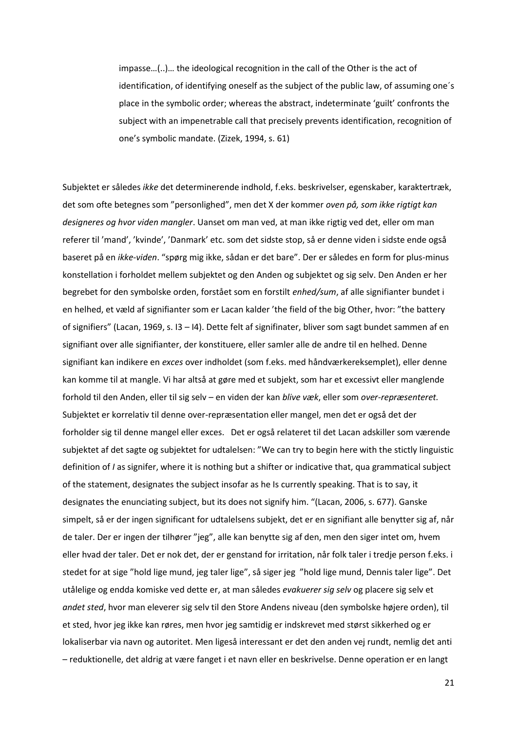> impasse…(..)… the ideological recognition in the call of the Other is the act of identification, of identifying oneself as the subject of the public law, of assuming one´s place in the symbolic order; whereas the abstract, indeterminate 'guilt' confronts the subject with an impenetrable call that precisely prevents identification, recognition of one's symbolic mandate. (Zizek, 1994, s. 61)

Subjektet er således *ikke* det determinerende indhold, f.eks. beskrivelser, egenskaber, karaktertræk, det som ofte betegnes som "personlighed", men det X der kommer *oven på, som ikke rigtigt kan designeres og hvor viden mangler*. Uanset om man ved, at man ikke rigtig ved det, eller om man referer til 'mand', 'kvinde', 'Danmark' etc. som det sidste stop, så er denne viden i sidste ende også baseret på en *ikke-viden*. "spørg mig ikke, sådan er det bare". Der er således en form for plus-minus konstellation i forholdet mellem subjektet og den Anden og subjektet og sig selv. Den Anden er her begrebet for den symbolske orden, forstået som en forstilt *enhed/sum*, af alle signifianter bundet i en helhed, et væld af signifianter som er Lacan kalder 'the field of the big Other, hvor: "the battery of signifiers" (Lacan, 1969, s. I3 – I4). Dette felt af signifinater, bliver som sagt bundet sammen af en signifiant over alle signifianter, der konstituere, eller samler alle de andre til en helhed. Denne signifiant kan indikere en *exces* over indholdet (som f.eks. med håndværkereksemplet), eller denne kan komme til at mangle. Vi har altså at gøre med et subjekt, som har et excessivt eller manglende forhold til den Anden, eller til sig selv – en viden der kan *blive væk*, eller som *over-repræsenteret*. Subjektet er korrelativ til denne over-repræsentation eller mangel, men det er også det der forholder sig til denne mangel eller exces. Det er også relateret til det Lacan adskiller som værende subjektet af det sagte og subjektet for udtalelsen: "We can try to begin here with the stictly linguistic definition of *I* as signifer, where it is nothing but a shifter or indicative that, qua grammatical subject of the statement, designates the subject insofar as he Is currently speaking. That is to say, it designates the enunciating subject, but its does not signify him. "(Lacan, 2006, s. 677). Ganske simpelt, så er der ingen significant for udtalelsens subjekt, det er en signifiant alle benytter sig af, når de taler. Der er ingen der tilhører "jeg", alle kan benytte sig af den, men den siger intet om, hvem eller hvad der taler. Det er nok det, der er genstand for irritation, når folk taler i tredje person f.eks. i stedet for at sige "hold lige mund, jeg taler lige", så siger jeg "hold lige mund, Dennis taler lige". Det utålelige og endda komiske ved dette er, at man således *evakuerer sig selv* og placere sig selv et *andet sted*, hvor man eleverer sig selv til den Store Andens niveau (den symbolske højere orden), til et sted, hvor jeg ikke kan røres, men hvor jeg samtidig er indskrevet med størst sikkerhed og er lokaliserbar via navn og autoritet. Men ligeså interessant er det den anden vej rundt, nemlig det anti – reduktionelle, det aldrig at være fanget i et navn eller en beskrivelse. Denne operation er en langt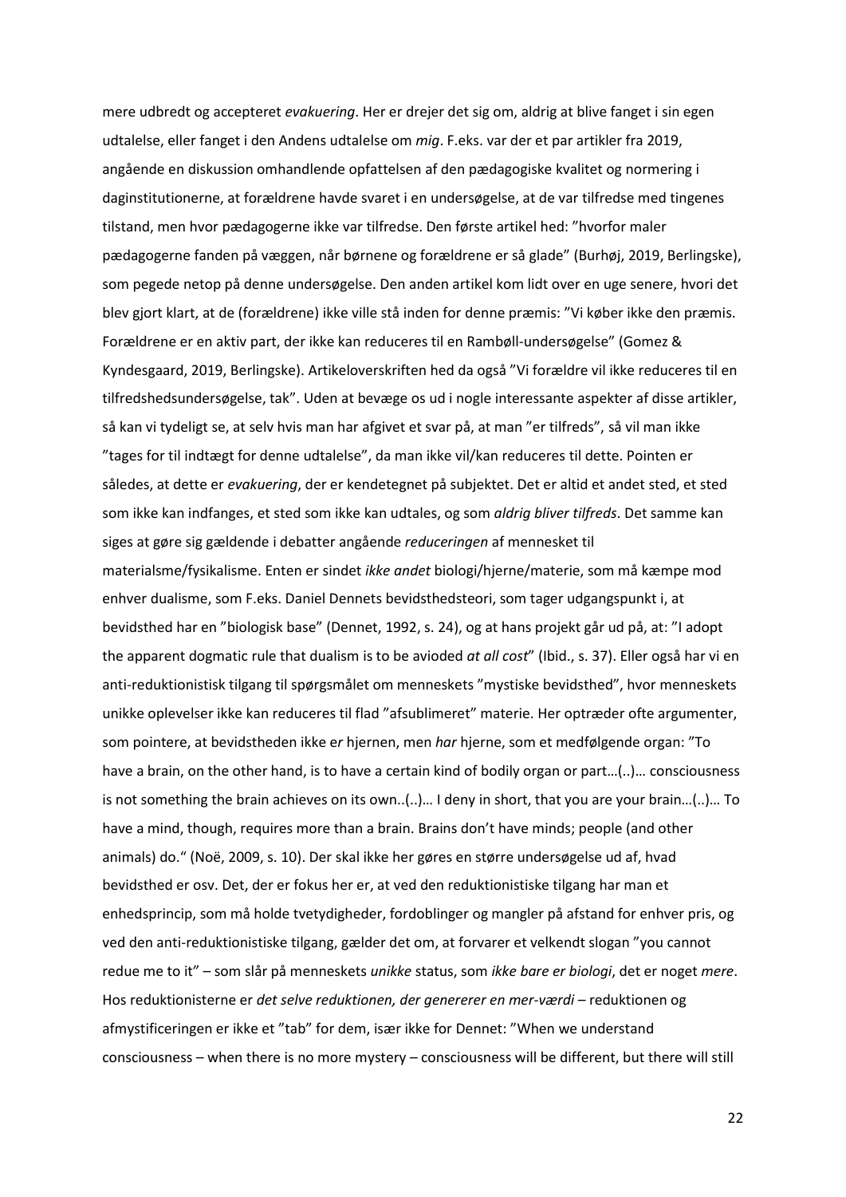mere udbredt og accepteret *evakuering*. Her er drejer det sig om, aldrig at blive fanget i sin egen udtalelse, eller fanget i den Andens udtalelse om *mig*. F.eks. var der et par artikler fra 2019, angående en diskussion omhandlende opfattelsen af den pædagogiske kvalitet og normering i daginstitutionerne, at forældrene havde svaret i en undersøgelse, at de var tilfredse med tingenes tilstand, men hvor pædagogerne ikke var tilfredse. Den første artikel hed: "hvorfor maler pædagogerne fanden på væggen, når børnene og forældrene er så glade" (Burhøj, 2019, Berlingske), som pegede netop på denne undersøgelse. Den anden artikel kom lidt over en uge senere, hvori det blev gjort klart, at de (forældrene) ikke ville stå inden for denne præmis: "Vi køber ikke den præmis. Forældrene er en aktiv part, der ikke kan reduceres til en Rambøll-undersøgelse" (Gomez & Kyndesgaard, 2019, Berlingske). Artikeloverskriften hed da også "Vi forældre vil ikke reduceres til en tilfredshedsundersøgelse, tak". Uden at bevæge os ud i nogle interessante aspekter af disse artikler, så kan vi tydeligt se, at selv hvis man har afgivet et svar på, at man "er tilfreds", så vil man ikke "tages for til indtægt for denne udtalelse", da man ikke vil/kan reduceres til dette. Pointen er således, at dette er *evakuering*, der er kendetegnet på subjektet. Det er altid et andet sted, et sted som ikke kan indfanges, et sted som ikke kan udtales, og som *aldrig bliver tilfreds*. Det samme kan siges at gøre sig gældende i debatter angående *reduceringen* af mennesket til materialisme/fysikalisme. Enten er sindet *ikke andet* biologi/hjerne/materie, som må kæmpe mod enhver dualisme, som F.eks. Daniel Dennets bevidsthedsteori, som tager udgangspunkt i, at bevidsthed har en "biologisk base" (Dennet, 1992, s. 24), og at hans projekt går ud på, at: "I adopt the apparent dogmatic rule that dualism is to be avioded *at all cost*" (Ibid., s. 37). Eller også har vi en anti-reduktionistisk tilgang til spørgsmålet om menneskets "mystiske bevidsthed", hvor menneskets unikke oplevelser ikke kan reduceres til flad "afsublimeret" materie. Her optræder ofte argumenter, som pointere, at bevidstheden ikke e*r* hjernen, men *har* hjerne, som et medfølgende organ: "To have a brain, on the other hand, is to have a certain kind of bodily organ or part…(..)… consciousness is not something the brain achieves on its own..(..)… I deny in short, that you are your brain…(..)… To have a mind, though, requires more than a brain. Brains don't have minds; people (and other animals) do." (Noë, 2009, s. 10). Der skal ikke her gøres en større undersøgelse ud af, hvad bevidsthed er osv. Det, der er fokus her er, at ved den reduktionistiske tilgang har man et enhedsprincip, som må holde tvetydigheder, fordoblinger og mangler på afstand for enhver pris, og ved den anti-reduktionistiske tilgang, gælder det om, at forvarer et velkendt slogan "you cannot redue me to it" – som slår på menneskets *unikke* status, som *ikke bare er biologi*, det er noget *mere*. Hos reduktionisterne er *det selve reduktionen, der genererer en mer-værdi* – reduktionen og afmystificeringen er ikke et "tab" for dem, især ikke for Dennet: "When we understand consciousness – when there is no more mystery – consciousness will be different, but there will still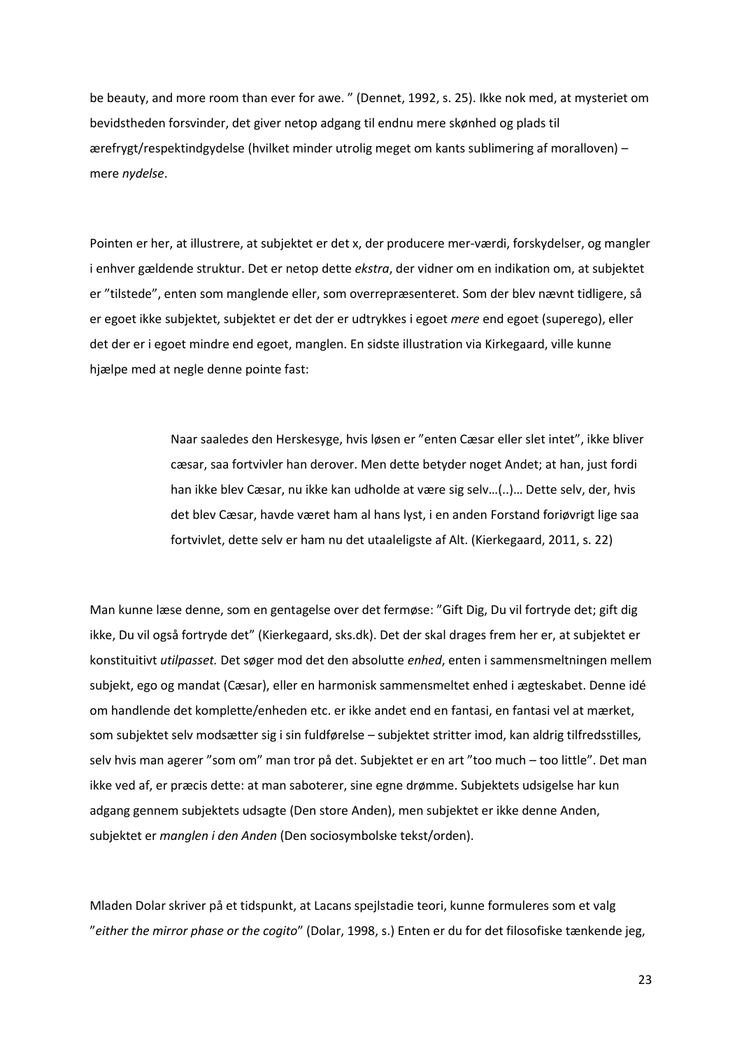be beauty, and more room than ever for awe. " (Dennet, 1992, s. 25). Ikke nok med, at mysteriet om bevidstheden forsvinder, det giver netop adgang til endnu mere skønhed og plads til ærefrygt/respektindgydelse (hvilket minder utrolig meget om kants sublimering af moralloven) – mere *nydelse*.

Pointen er her, at illustrere, at subjektet er det x, der producere mer-værdi, forskydelser, og mangler i enhver gældende struktur. Det er netop dette *ekstra*, der vidner om en indikation om, at subjektet er "tilstede", enten som manglende eller, som overrepræsenteret. Som der blev nævnt tidligere, så er egoet ikke subjektet, subjektet er det der er udtrykkes i egoet *mere* end egoet (superego), eller det der er i egoet mindre end egoet, manglen. En sidste illustration via Kirkegaard, ville kunne hjælpe med at negle denne pointe fast:

> Naar saaledes den Herskesyge, hvis løsen er "enten Cæsar eller slet intet", ikke bliver cæsar, saa fortvivler han derover. Men dette betyder noget Andet; at han, just fordi han ikke blev Cæsar, nu ikke kan udholde at være sig selv…(..)… Dette selv, der, hvis det blev Cæsar, havde været ham al hans lyst, i en anden Forstand foriøvrigt lige saa fortvivlet, dette selv er ham nu det utaaleligste af Alt. (Kierkegaard, 2011, s. 22)

Man kunne læse denne, som en gentagelse over det fermøse: "Gift Dig, Du vil fortryde det; gift dig ikke, Du vil også fortryde det" (Kierkegaard, sks.dk). Det der skal drages frem her er, at subjektet er konstituitivt *utilpasset.* Det søger mod det den absolutte *enhed*, enten i sammensmeltningen mellem subjekt, ego og mandat (Cæsar), eller en harmonisk sammensmeltet enhed i ægteskabet. Denne idé om handlende det komplette/enheden etc. er ikke andet end en fantasi, en fantasi vel at mærket, som subjektet selv modsætter sig i sin fuldførelse – subjektet stritter imod, kan aldrig tilfredsstilles, selv hvis man agerer "som om" man tror på det. Subjektet er en art "too much – too little". Det man ikke ved af, er præcis dette: at man saboterer, sine egne drømme. Subjektets udsigelse har kun adgang gennem subjektets udsagte (Den store Anden), men subjektet er ikke denne Anden, subjektet er *manglen i den Anden* (Den sociosymbolske tekst/orden).

Mladen Dolar skriver på et tidspunkt, at Lacans spejlstadie teori, kunne formuleres som et valg "*either the mirror phase or the cogito*" (Dolar, 1998, s.) Enten er du for det filosofiske tænkende jeg,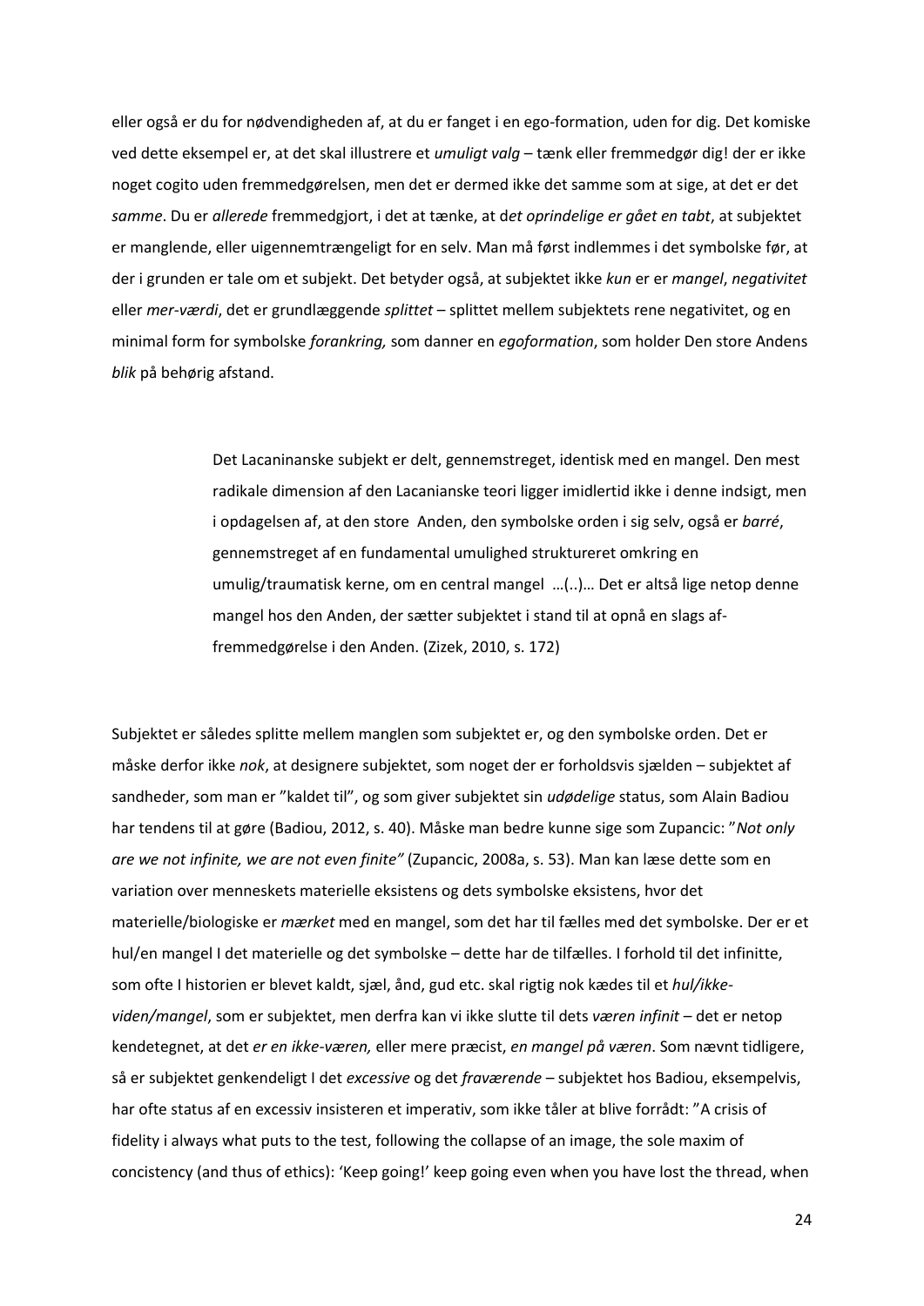eller også er du for nødvendigheden af, at du er fanget i en ego-formation, uden for dig. Det komiske ved dette eksempel er, at det skal illustrere et *umuligt valg* – tænk eller fremmedgør dig! der er ikke noget cogito uden fremmedgørelsen, men det er dermed ikke det samme som at sige, at det er det *samme*. Du er *allerede* fremmedgjort, i det at tænke, at d*et oprindelige er gået en tabt*, at subjektet er manglende, eller uigennemtrængeligt for en selv. Man må først indlemmes i det symbolske før, at der i grunden er tale om et subjekt. Det betyder også, at subjektet ikke *kun* er er *mangel*, *negativitet* eller *mer-værdi*, det er grundlæggende *splittet* – splittet mellem subjektets rene negativitet, og en minimal form for symbolske *forankring,* som danner en *egoformation*, som holder Den store Andens *blik* på behørig afstand.

> Det Lacaninanske subjekt er delt, gennemstreget, identisk med en mangel. Den mest radikale dimension af den Lacanianske teori ligger imidlertid ikke i denne indsigt, men i opdagelsen af, at den store Anden, den symbolske orden i sig selv, også er *barré*, gennemstreget af en fundamental umulighed struktureret omkring en umulig/traumatisk kerne, om en central mangel …(..)… Det er altså lige netop denne mangel hos den Anden, der sætter subjektet i stand til at opnå en slags af-fremmedgørelse i den Anden. (Zizek, 2010, s. 172)

Subjektet er således splitte mellem manglen som subjektet er, og den symbolske orden. Det er måske derfor ikke *nok*, at designere subjektet, som noget der er forholdsvis sjælden – subjektet af sandheder, som man er "kaldet til", og som giver subjektet sin *udødelige* status, som Alain Badiou har tendens til at gøre (Badiou, 2012, s. 40). Måske man bedre kunne sige som Zupancic: "*Not only are we not infinite, we are not even finite"* (Zupancic, 2008a, s. 53). Man kan læse dette som en variation over menneskets materielle eksistens og dets symbolske eksistens, hvor det materielle/biologiske er *mærket* med en mangel, som det har til fælles med det symbolske. Der er et hul/en mangel I det materielle og det symbolske – dette har de tilfælles. I forhold til det infinitte, som ofte I historien er blevet kaldt, sjæl, ånd, gud etc. skal rigtig nok kædes til et *hul/ikke-viden/mangel*, som er subjektet, men derfra kan vi ikke slutte til dets *væren infinit* – det er netop kendetegnet, at det *er en ikke-væren,* eller mere præcist, *en mangel på væren*. Som nævnt tidligere, så er subjektet genkendeligt I det *excessive* og det *fraværende* – subjektet hos Badiou, eksempelvis, har ofte status af en excessiv insisteren et imperativ, som ikke tåler at blive forrådt: "A crisis of fidelity i always what puts to the test, following the collapse of an image, the sole maxim of concistency (and thus of ethics): 'Keep going!' keep going even when you have lost the thread, when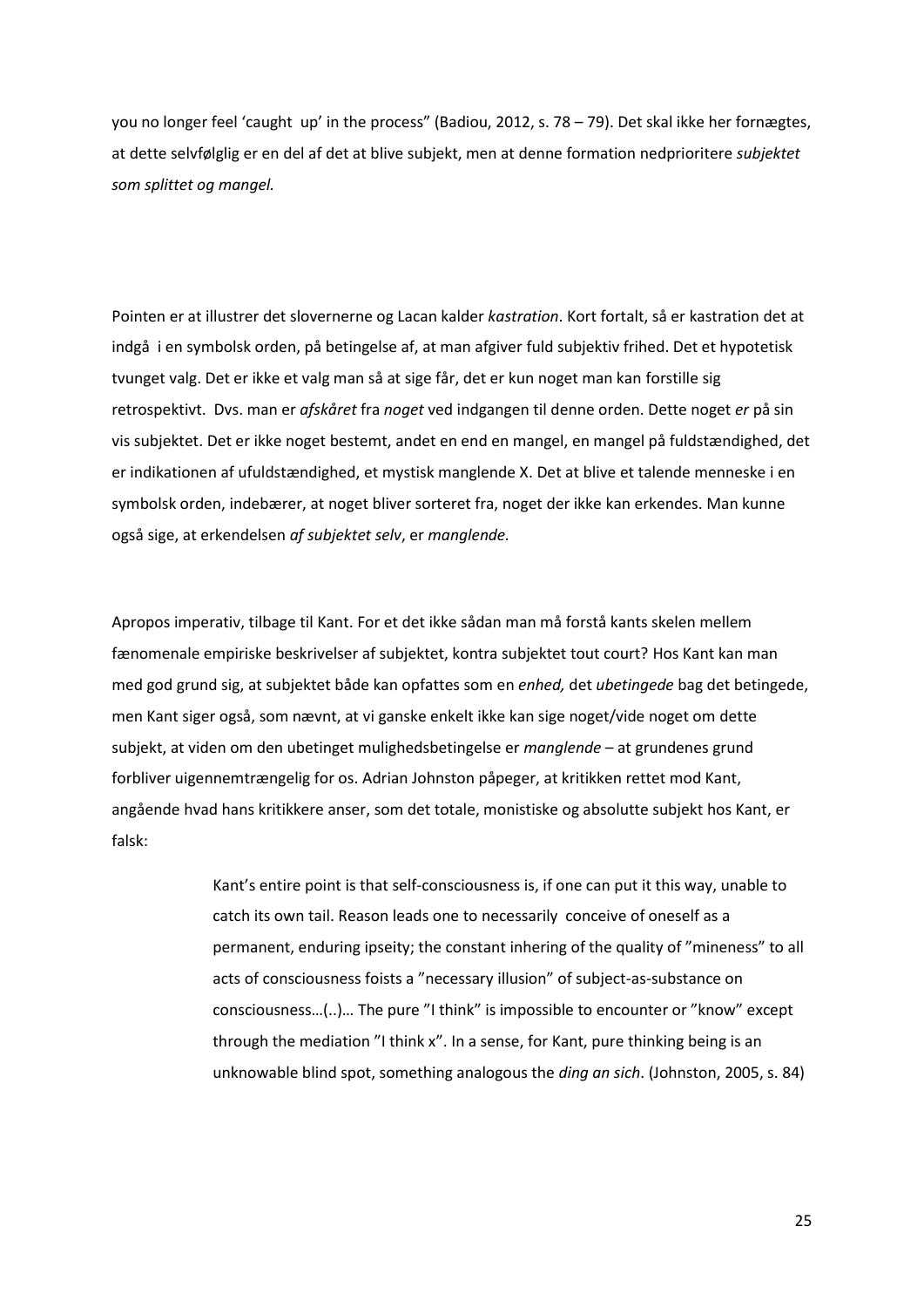you no longer feel 'caught  up' in the process" (Badiou, 2012, s. 78 – 79). Det skal ikke her fornægtes, at dette selvfølglig er en del af det at blive subjekt, men at denne formation nedprioritere *subjektet som splittet og mangel.*

Pointen er at illustrer det slovernerne og Lacan kalder *kastration*. Kort fortalt, så er kastration det at indgå  i en symbolsk orden, på betingelse af, at man afgiver fuld subjektiv frihed. Det et hypotetisk tvunget valg. Det er ikke et valg man så at sige får, det er kun noget man kan forstille sig retrospektivt.  Dvs. man er *afskåret* fra *noget* ved indgangen til denne orden. Dette noget *er* på sin vis subjektet. Det er ikke noget bestemt, andet en end en mangel, en mangel på fuldstændighed, det er indikationen af ufuldstændighed, et mystisk manglende X. Det at blive et talende menneske i en symbolsk orden, indebærer, at noget bliver sorteret fra, noget der ikke kan erkendes. Man kunne også sige, at erkendelsen *af subjektet selv*, er *manglende.*

Apropos imperativ, tilbage til Kant. For et det ikke sådan man må forstå kants skelen mellem fænomenale empiriske beskrivelser af subjektet, kontra subjektet tout court? Hos Kant kan man med god grund sig, at subjektet både kan opfattes som en *enhed,* det *ubetingede* bag det betingede, men Kant siger også, som nævnt, at vi ganske enkelt ikke kan sige noget/vide noget om dette subjekt, at viden om den ubetinget mulighedsbetingelse er *manglende* – at grundenes grund forbliver uigennemtrængelig for os. Adrian Johnston påpeger, at kritikken rettet mod Kant, angående hvad hans kritikkere anser, som det totale, monistiske og absolutte subjekt hos Kant, er falsk:

> Kant's entire point is that self-consciousness is, if one can put it this way, unable to catch its own tail. Reason leads one to necessarily  conceive of oneself as a permanent, enduring ipseity; the constant inhering of the quality of "mineness" to all acts of consciousness foists a "necessary illusion" of subject-as-substance on consciousness…(..)… The pure "I think" is impossible to encounter or "know" except through the mediation "I think x". In a sense, for Kant, pure thinking being is an unknowable blind spot, something analogous the *ding an sich*. (Johnston, 2005, s. 84)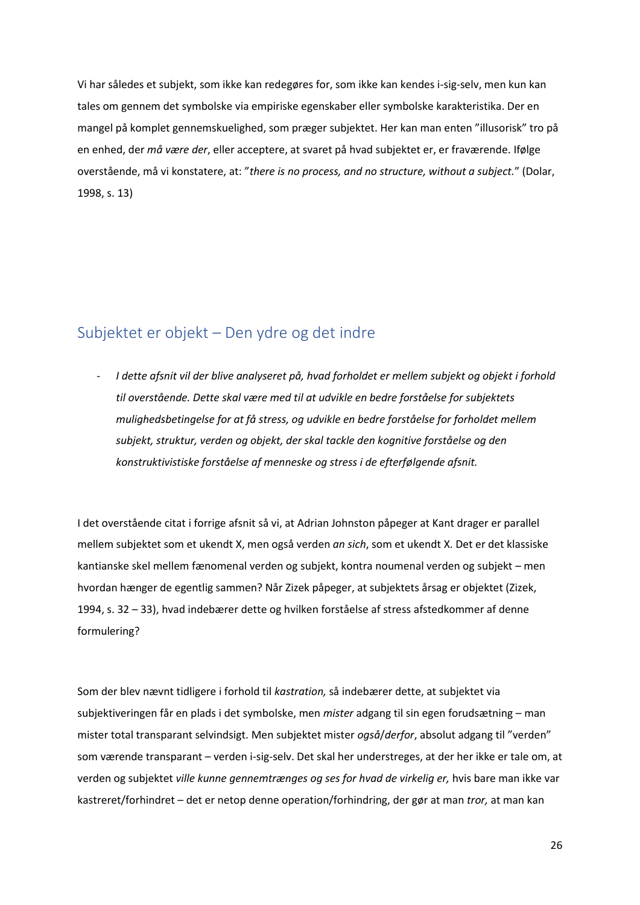Vi har således et subjekt, som ikke kan redegøres for, som ikke kan kendes i-sig-selv, men kun kan tales om gennem det symbolske via empiriske egenskaber eller symbolske karakteristika. Der en mangel på komplet gennemskuelighed, som præger subjektet. Her kan man enten "illusorisk" tro på en enhed, der *må være der*, eller acceptere, at svaret på hvad subjektet er, er fraværende. Ifølge overstående, må vi konstatere, at: "*there is no process, and no structure, without a subject.*" (Dolar, 1998, s. 13)

## Subjektet er objekt – Den ydre og det indre

- *I dette afsnit vil der blive analyseret på, hvad forholdet er mellem subjekt og objekt i forhold til overstående. Dette skal være med til at udvikle en bedre forståelse for subjektets mulighedsbetingelse for at få stress, og udvikle en bedre forståelse for forholdet mellem subjekt, struktur, verden og objekt, der skal tackle den kognitive forståelse og den konstruktivistiske forståelse af menneske og stress i de efterfølgende afsnit.*

I det overstående citat i forrige afsnit så vi, at Adrian Johnston påpeger at Kant drager er parallel mellem subjektet som et ukendt X, men også verden *an sich*, som et ukendt X. Det er det klassiske kantianske skel mellem fænomenal verden og subjekt, kontra noumenal verden og subjekt – men hvordan hænger de egentlig sammen? Når Zizek påpeger, at subjektets årsag er objektet (Zizek, 1994, s. 32 – 33), hvad indebærer dette og hvilken forståelse af stress afstedkommer af denne formulering?

Som der blev nævnt tidligere i forhold til *kastration,* så indebærer dette, at subjektet via subjektiveringen får en plads i det symbolske, men *mister* adgang til sin egen forudsætning – man mister total transparant selvindsigt. Men subjektet mister *også*/*derfor*, absolut adgang til "verden" som værende transparant – verden i-sig-selv. Det skal her understreges, at der her ikke er tale om, at verden og subjektet *ville kunne gennemtrænges og ses for hvad de virkelig er,* hvis bare man ikke var kastreret/forhindret – det er netop denne operation/forhindring, der gør at man *tror,* at man kan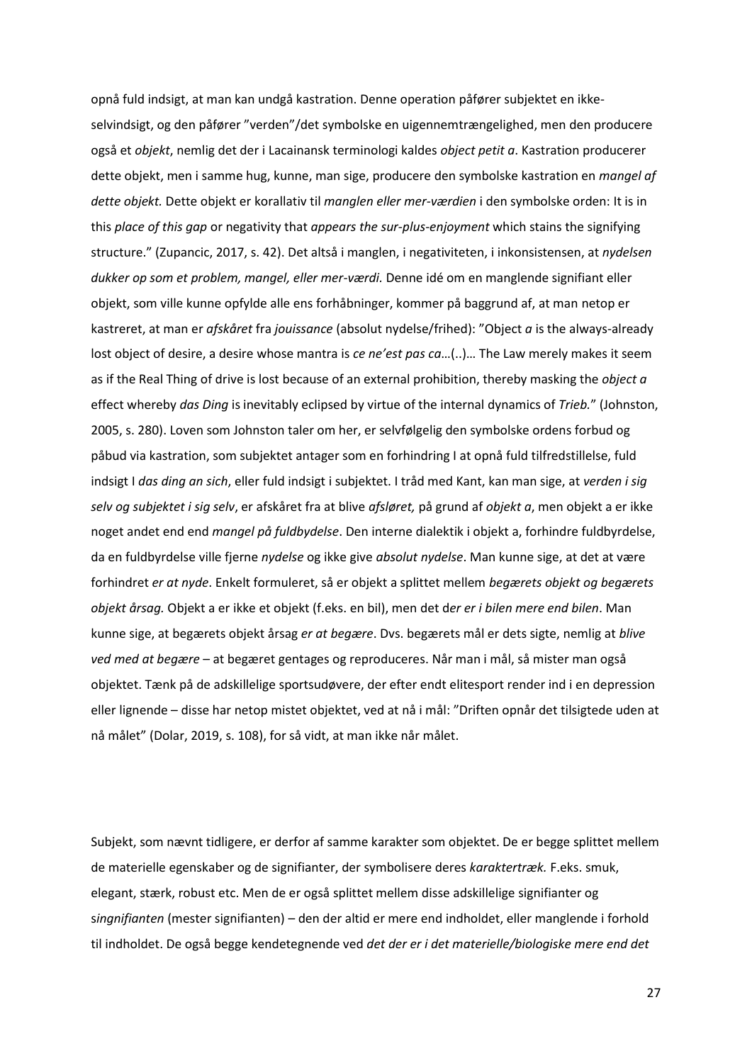opnå fuld indsigt, at man kan undgå kastration. Denne operation påfører subjektet en ikke-selvindsigt, og den påfører "verden"/det symbolske en uigennemtrængelighed, men den producere også et *objekt*, nemlig det der i Lacainansk terminologi kaldes *object petit a*. Kastration producerer dette objekt, men i samme hug, kunne, man sige, producere den symbolske kastration en *mangel af dette objekt.* Dette objekt er korallativ til *manglen eller mer-værdien* i den symbolske orden: It is in this *place of this gap* or negativity that *appears the sur-plus-enjoyment* which stains the signifying structure." (Zupancic, 2017, s. 42). Det altså i manglen, i negativiteten, i inkonsistensen, at *nydelsen dukker op som et problem, mangel, eller mer-værdi.* Denne idé om en manglende signifiant eller objekt, som ville kunne opfylde alle ens forhåbninger, kommer på baggrund af, at man netop er kastreret, at man er *afskåret* fra *jouissance* (absolut nydelse/frihed): "Object *a* is the always-already lost object of desire, a desire whose mantra is *ce ne'est pas ca*…(..)… The Law merely makes it seem as if the Real Thing of drive is lost because of an external prohibition, thereby masking the *object a* effect whereby *das Ding* is inevitably eclipsed by virtue of the internal dynamics of *Trieb.*" (Johnston, 2005, s. 280). Loven som Johnston taler om her, er selvfølgelig den symbolske ordens forbud og påbud via kastration, som subjektet antager som en forhindring I at opnå fuld tilfredstillelse, fuld indsigt I *das ding an sich*, eller fuld indsigt i subjektet. I tråd med Kant, kan man sige, at *verden i sig selv og subjektet i sig selv*, er afskåret fra at blive *afsløret,* på grund af *objekt a*, men objekt a er ikke noget andet end end *mangel på fuldbydelse*. Den interne dialektik i objekt a, forhindre fuldbyrdelse, da en fuldbyrdelse ville fjerne *nydelse* og ikke give *absolut nydelse*. Man kunne sige, at det at være forhindret *er at nyde*. Enkelt formuleret, så er objekt a splittet mellem *begærets objekt og begærets objekt årsag.* Objekt a er ikke et objekt (f.eks. en bil), men det d*er er i bilen mere end bilen*. Man kunne sige, at begærets objekt årsag *er at begære*. Dvs. begærets mål er dets sigte, nemlig at *blive ved med at begære* – at begæret gentages og reproduceres. Når man i mål, så mister man også objektet. Tænk på de adskillelige sportsudøvere, der efter endt elitesport render ind i en depression eller lignende – disse har netop mistet objektet, ved at nå i mål: "Driften opnår det tilsigtede uden at nå målet" (Dolar, 2019, s. 108), for så vidt, at man ikke når målet.

Subjekt, som nævnt tidligere, er derfor af samme karakter som objektet. De er begge splittet mellem de materielle egenskaber og de signifianter, der symbolisere deres *karaktertræk.* F.eks. smuk, elegant, stærk, robust etc. Men de er også splittet mellem disse adskillelige signifianter og s*ingnifianten* (mester signifianten) – den der altid er mere end indholdet, eller manglende i forhold til indholdet. De også begge kendetegnende ved *det der er i det materielle/biologiske mere end det*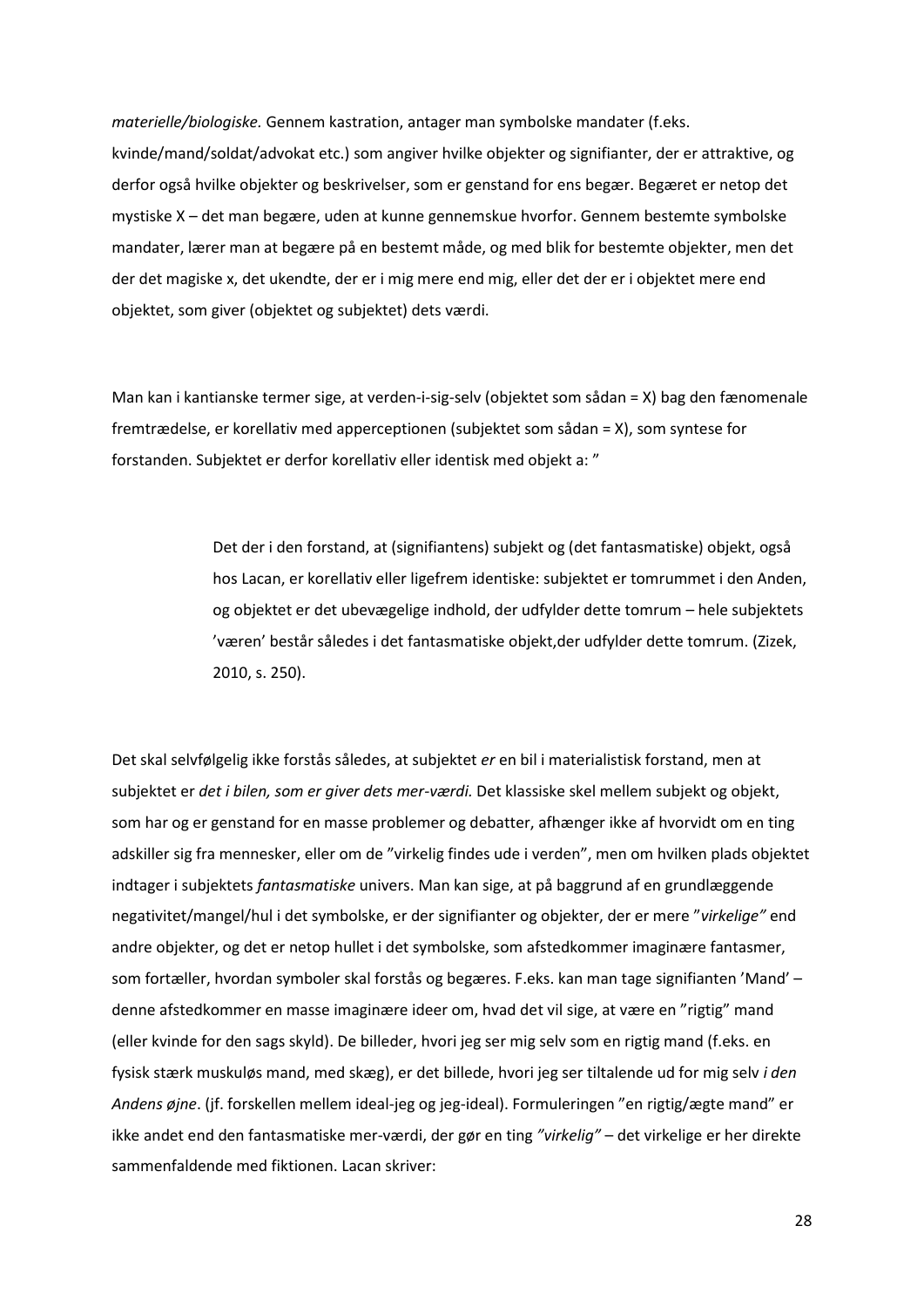*materielle/biologiske.* Gennem kastration, antager man symbolske mandater (f.eks. kvinde/mand/soldat/advokat etc.) som angiver hvilke objekter og signifianter, der er attraktive, og derfor også hvilke objekter og beskrivelser, som er genstand for ens begær. Begæret er netop det mystiske X – det man begære, uden at kunne gennemskue hvorfor. Gennem bestemte symbolske mandater, lærer man at begære på en bestemt måde, og med blik for bestemte objekter, men det der det magiske x, det ukendte, der er i mig mere end mig, eller det der er i objektet mere end objektet, som giver (objektet og subjektet) dets værdi.

Man kan i kantianske termer sige, at verden-i-sig-selv (objektet som sådan = X) bag den fænomenale fremtrædelse, er korellativ med apperceptionen (subjektet som sådan = X), som syntese for forstanden. Subjektet er derfor korellativ eller identisk med objekt a: "

> Det der i den forstand, at (signifiantens) subjekt og (det fantasmatiske) objekt, også hos Lacan, er korellativ eller ligefrem identiske: subjektet er tomrummet i den Anden, og objektet er det ubevægelige indhold, der udfylder dette tomrum – hele subjektets 'væren' består således i det fantasmatiske objekt,der udfylder dette tomrum. (Zizek, 2010, s. 250).

Det skal selvfølgelig ikke forstås således, at subjektet *er* en bil i materialistisk forstand, men at subjektet er *det i bilen, som er giver dets mer-værdi.* Det klassiske skel mellem subjekt og objekt, som har og er genstand for en masse problemer og debatter, afhænger ikke af hvorvidt om en ting adskiller sig fra mennesker, eller om de "virkelig findes ude i verden", men om hvilken plads objektet indtager i subjektets *fantasmatiske* univers. Man kan sige, at på baggrund af en grundlæggende negativitet/mangel/hul i det symbolske, er der signifianter og objekter, der er mere "*virkelige"* end andre objekter, og det er netop hullet i det symbolske, som afstedkommer imaginære fantasmer, som fortæller, hvordan symboler skal forstås og begæres. F.eks. kan man tage signifianten 'Mand' – denne afstedkommer en masse imaginære ideer om, hvad det vil sige, at være en "rigtig" mand (eller kvinde for den sags skyld). De billeder, hvori jeg ser mig selv som en rigtig mand (f.eks. en fysisk stærk muskuløs mand, med skæg), er det billede, hvori jeg ser tiltalende ud for mig selv *i den Andens øjne*. (jf. forskellen mellem ideal-jeg og jeg-ideal). Formuleringen "en rigtig/ægte mand" er ikke andet end den fantasmatiske mer-værdi, der gør en ting *"virkelig"* – det virkelige er her direkte sammenfaldende med fiktionen. Lacan skriver: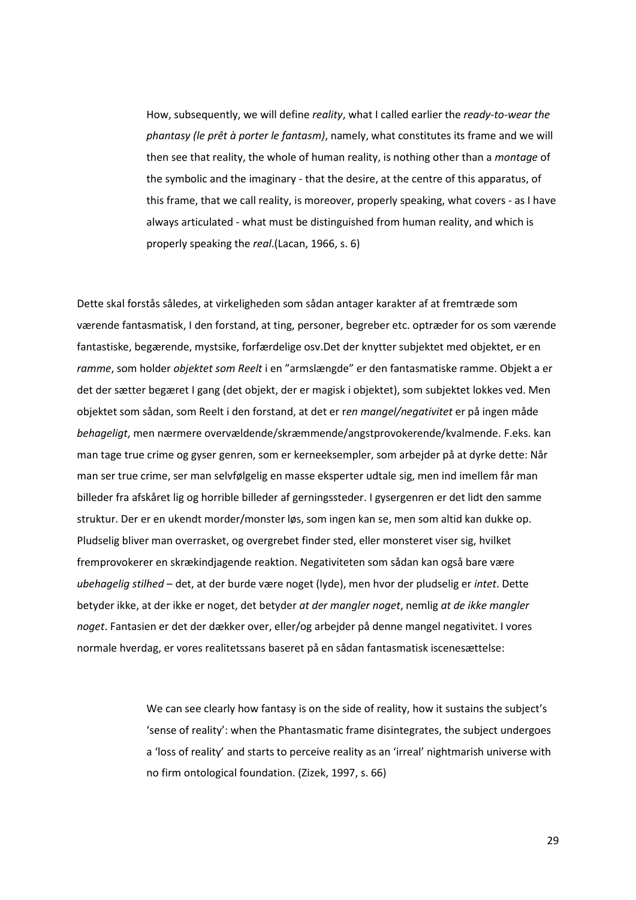> How, subsequently, we will define *reality*, what I called earlier the *ready-to-wear the phantasy (le prêt à porter le fantasm)*, namely, what constitutes its frame and we will then see that reality, the whole of human reality, is nothing other than a *montage* of the symbolic and the imaginary - that the desire, at the centre of this apparatus, of this frame, that we call reality, is moreover, properly speaking, what covers - as I have always articulated - what must be distinguished from human reality, and which is properly speaking the *real*.(Lacan, 1966, s. 6)

Dette skal forstås således, at virkeligheden som sådan antager karakter af at fremtræde som værende fantasmatisk, I den forstand, at ting, personer, begreber etc. optræder for os som værende fantastiske, begærende, mystsike, forfærdelige osv.Det der knytter subjektet med objektet, er en *ramme*, som holder *objektet som Reelt* i en "armslængde" er den fantasmatiske ramme. Objekt a er det der sætter begæret I gang (det objekt, der er magisk i objektet), som subjektet lokkes ved. Men objektet som sådan, som Reelt i den forstand, at det er r*en mangel/negativitet* er på ingen måde *behageligt*, men nærmere overvældende/skræmmende/angstprovokerende/kvalmende. F.eks. kan man tage true crime og gyser genren, som er kerneeksempler, som arbejder på at dyrke dette: Når man ser true crime, ser man selvfølgelig en masse eksperter udtale sig, men ind imellem får man billeder fra afskåret lig og horrible billeder af gerningssteder. I gysergenren er det lidt den samme struktur. Der er en ukendt morder/monster løs, som ingen kan se, men som altid kan dukke op. Pludselig bliver man overrasket, og overgrebet finder sted, eller monsteret viser sig, hvilket fremprovokerer en skrækindjagende reaktion. Negativiteten som sådan kan også bare være *ubehagelig stilhed* – det, at der burde være noget (lyde), men hvor der pludselig er *intet*. Dette betyder ikke, at der ikke er noget, det betyder *at der mangler noget*, nemlig *at de ikke mangler noget*. Fantasien er det der dækker over, eller/og arbejder på denne mangel negativitet. I vores normale hverdag, er vores realitetssans baseret på en sådan fantasmatisk iscenesættelse:

> We can see clearly how fantasy is on the side of reality, how it sustains the subject's 'sense of reality': when the Phantasmatic frame disintegrates, the subject undergoes a 'loss of reality' and starts to perceive reality as an 'irreal' nightmarish universe with no firm ontological foundation. (Zizek, 1997, s. 66)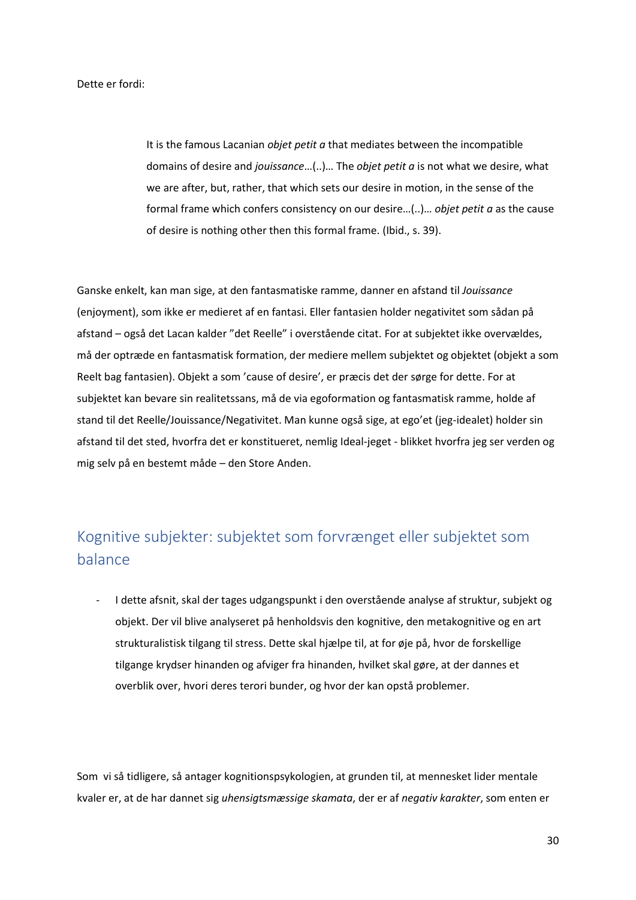Dette er fordi:

> It is the famous Lacanian *objet petit a* that mediates between the incompatible domains of desire and *jouissance*…(..)… The *objet petit a* is not what we desire, what we are after, but, rather, that which sets our desire in motion, in the sense of the formal frame which confers consistency on our desire…(..)… *objet petit a* as the cause of desire is nothing other then this formal frame. (Ibid., s. 39).

Ganske enkelt, kan man sige, at den fantasmatiske ramme, danner en afstand til *Jouissance* (enjoyment), som ikke er medieret af en fantasi. Eller fantasien holder negativitet som sådan på afstand – også det Lacan kalder ”det Reelle” i overstående citat. For at subjektet ikke overvældes, må der optræde en fantasmatisk formation, der mediere mellem subjektet og objektet (objekt a som Reelt bag fantasien). Objekt a som ’cause of desire’, er præcis det der sørge for dette. For at subjektet kan bevare sin realitetssans, må de via egoformation og fantasmatisk ramme, holde af stand til det Reelle/Jouissance/Negativitet. Man kunne også sige, at ego’et (jeg-idealet) holder sin afstand til det sted, hvorfra det er konstitueret, nemlig Ideal-jeget - blikket hvorfra jeg ser verden og mig selv på en bestemt måde – den Store Anden.

## Kognitive subjekter: subjektet som forvrænget eller subjektet som balance

- I dette afsnit, skal der tages udgangspunkt i den overstående analyse af struktur, subjekt og objekt. Der vil blive analyseret på henholdsvis den kognitive, den metakognitive og en art strukturalistisk tilgang til stress. Dette skal hjælpe til, at for øje på, hvor de forskellige tilgange krydser hinanden og afviger fra hinanden, hvilket skal gøre, at der dannes et overblik over, hvori deres terori bunder, og hvor der kan opstå problemer.

Som vi så tidligere, så antager kognitionspsykologien, at grunden til, at mennesket lider mentale kvaler er, at de har dannet sig *uhensigtsmæssige skamata*, der er af *negativ karakter*, som enten er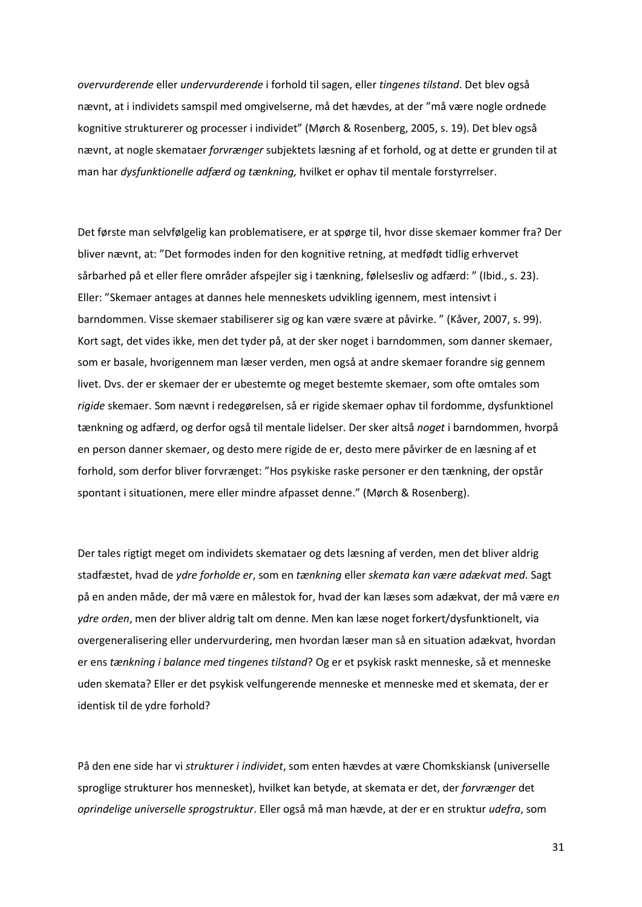*overvurderende* eller *undervurderende* i forhold til sagen, eller *tingenes tilstand*. Det blev også nævnt, at i individets samspil med omgivelserne, må det hævdes, at der "må være nogle ordnede kognitive strukturerer og processer i individet" (Mørch & Rosenberg, 2005, s. 19). Det blev også nævnt, at nogle skemataer *forvrænger* subjektets læsning af et forhold, og at dette er grunden til at man har *dysfunktionelle adfærd og tænkning,* hvilket er ophav til mentale forstyrrelser.

Det første man selvfølgelig kan problematisere, er at spørge til, hvor disse skemaer kommer fra? Der bliver nævnt, at: "Det formodes inden for den kognitive retning, at medfødt tidlig erhvervet sårbarhed på et eller flere områder afspejler sig i tænkning, følelsesliv og adfærd: " (Ibid., s. 23). Eller: "Skemaer antages at dannes hele menneskets udvikling igennem, mest intensivt i barndommen. Visse skemaer stabiliserer sig og kan være svære at påvirke. " (Kåver, 2007, s. 99). Kort sagt, det vides ikke, men det tyder på, at der sker noget i barndommen, som danner skemaer, som er basale, hvorigennem man læser verden, men også at andre skemaer forandre sig gennem livet. Dvs. der er skemaer der er ubestemte og meget bestemte skemaer, som ofte omtales som *rigide* skemaer. Som nævnt i redegørelsen, så er rigide skemaer ophav til fordomme, dysfunktionel tænkning og adfærd, og derfor også til mentale lidelser. Der sker altså *noget* i barndommen, hvorpå en person danner skemaer, og desto mere rigide de er, desto mere påvirker de en læsning af et forhold, som derfor bliver forvrænget: "Hos psykiske raske personer er den tænkning, der opstår spontant i situationen, mere eller mindre afpasset denne." (Mørch & Rosenberg).

Der tales rigtigt meget om individets skemataer og dets læsning af verden, men det bliver aldrig stadfæstet, hvad de *ydre forholde er*, som en *tænkning* eller *skemata kan være adækvat med*. Sagt på en anden måde, der må være en målestok for, hvad der kan læses som adækvat, der må være e*n ydre orden*, men der bliver aldrig talt om denne. Men kan læse noget forkert/dysfunktionelt, via overgeneralisering eller undervurdering, men hvordan læser man så en situation adækvat, hvordan er ens *tænkning i balance med tingenes tilstand*? Og er et psykisk raskt menneske, så et menneske uden skemata? Eller er det psykisk velfungerende menneske et menneske med et skemata, der er identisk til de ydre forhold?

På den ene side har vi *strukturer i individet*, som enten hævdes at være Chomkskiansk (universelle sproglige strukturer hos mennesket), hvilket kan betyde, at skemata er det, der *forvrænger* det *oprindelige universelle sprogstruktur*. Eller også må man hævde, at der er en struktur *udefra*, som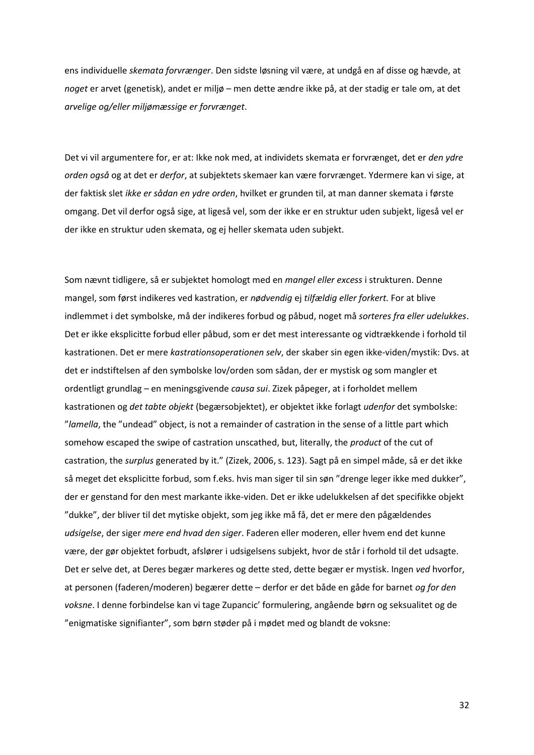ens individuelle *skemata forvrænger*. Den sidste løsning vil være, at undgå en af disse og hævde, at *noget* er arvet (genetisk), andet er miljø – men dette ændre ikke på, at der stadig er tale om, at det *arvelige og/eller miljømæssige er forvrænget*.

Det vi vil argumentere for, er at: Ikke nok med, at individets skemata er forvrænget, det er *den ydre orden også* og at det er *derfor*, at subjektets skemaer kan være forvrænget. Ydermere kan vi sige, at der faktisk slet *ikke er sådan en ydre orden*, hvilket er grunden til, at man danner skemata i første omgang. Det vil derfor også sige, at ligeså vel, som der ikke er en struktur uden subjekt, ligeså vel er der ikke en struktur uden skemata, og ej heller skemata uden subjekt.

Som nævnt tidligere, så er subjektet homologt med en *mangel eller excess* i strukturen. Denne mangel, som først indikeres ved kastration, er *nødvendig* ej *tilfældig eller forkert.* For at blive indlemmet i det symbolske, må der indikeres forbud og påbud, noget må *sorteres fra eller udelukkes*. Det er ikke eksplicitte forbud eller påbud, som er det mest interessante og vidtrækkende i forhold til kastrationen. Det er mere *kastrationsoperationen selv*, der skaber sin egen ikke-viden/mystik: Dvs. at det er indstiftelsen af den symbolske lov/orden som sådan, der er mystisk og som mangler et ordentligt grundlag – en meningsgivende *causa sui*. Zizek påpeger, at i forholdet mellem kastrationen og *det tabte objekt* (begærsobjektet), er objektet ikke forlagt *udenfor* det symbolske: "*lamella*, the "undead" object, is not a remainder of castration in the sense of a little part which somehow escaped the swipe of castration unscathed, but, literally, the *product* of the cut of castration, the *surplus* generated by it." (Zizek, 2006, s. 123). Sagt på en simpel måde, så er det ikke så meget det eksplicitte forbud, som f.eks. hvis man siger til sin søn "drenge leger ikke med dukker", der er genstand for den mest markante ikke-viden. Det er ikke udelukkelsen af det specifikke objekt "dukke", der bliver til det mytiske objekt, som jeg ikke må få, det er mere den pågældendes *udsigelse*, der siger *mere end hvad den siger*. Faderen eller moderen, eller hvem end det kunne være, der gør objektet forbudt, afslører i udsigelsens subjekt, hvor de står i forhold til det udsagte. Det er selve det, at Deres begær markeres og dette sted, dette begær er mystisk. Ingen *ved* hvorfor, at personen (faderen/moderen) begærer dette – derfor er det både en gåde for barnet *og for den voksne*. I denne forbindelse kan vi tage Zupancic' formulering, angående børn og seksualitet og de "enigmatiske signifianter", som børn støder på i mødet med og blandt de voksne: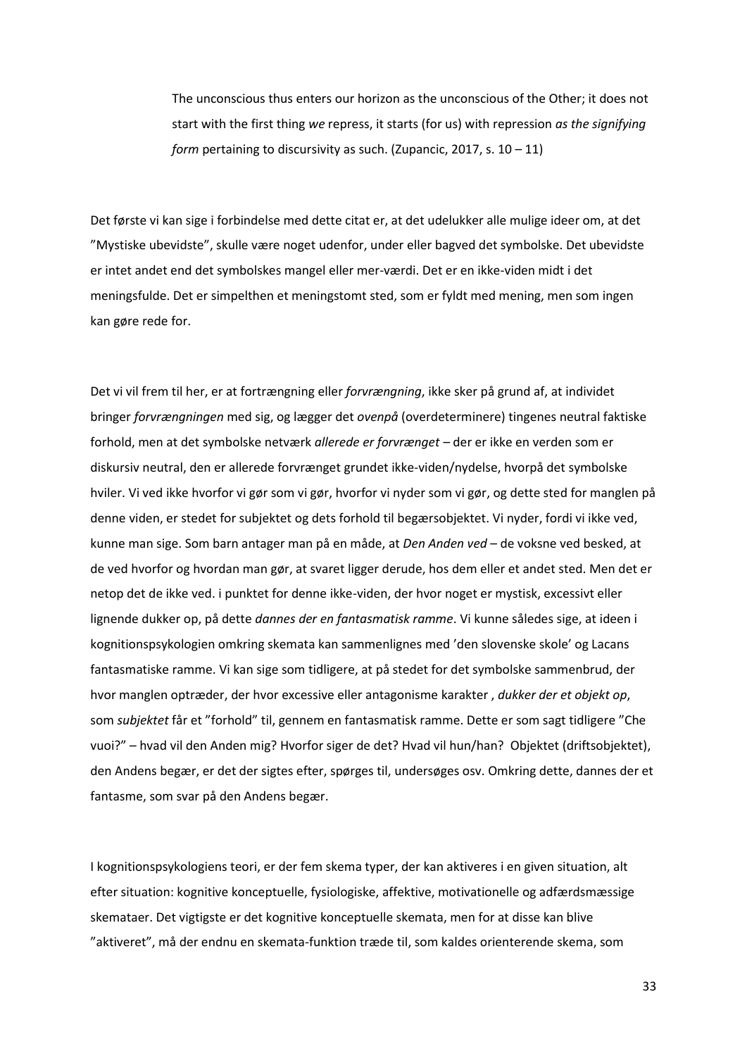> The unconscious thus enters our horizon as the unconscious of the Other; it does not start with the first thing *we* repress, it starts (for us) with repression *as the signifying form* pertaining to discursivity as such. (Zupancic, 2017, s. 10 – 11)

Det første vi kan sige i forbindelse med dette citat er, at det udelukker alle mulige ideer om, at det "Mystiske ubevidste", skulle være noget udenfor, under eller bagved det symbolske. Det ubevidste er intet andet end det symbolskes mangel eller mer-værdi. Det er en ikke-viden midt i det meningsfulde. Det er simpelthen et meningstomt sted, som er fyldt med mening, men som ingen kan gøre rede for.

Det vi vil frem til her, er at fortrængning eller *forvrængning*, ikke sker på grund af, at individet bringer *forvrængningen* med sig, og lægger det *ovenpå* (overdeterminere) tingenes neutral faktiske forhold, men at det symbolske netværk *allerede er forvrænget* – der er ikke en verden som er diskursiv neutral, den er allerede forvrænget grundet ikke-viden/nydelse, hvorpå det symbolske hviler. Vi ved ikke hvorfor vi gør som vi gør, hvorfor vi nyder som vi gør, og dette sted for manglen på denne viden, er stedet for subjektet og dets forhold til begærsobjektet. Vi nyder, fordi vi ikke ved, kunne man sige. Som barn antager man på en måde, at *Den Anden ved* – de voksne ved besked, at de ved hvorfor og hvordan man gør, at svaret ligger derude, hos dem eller et andet sted. Men det er netop det de ikke ved. i punktet for denne ikke-viden, der hvor noget er mystisk, excessivt eller lignende dukker op, på dette *dannes der en fantasmatisk ramme*. Vi kunne således sige, at ideen i kognitionspsykologien omkring skemata kan sammenlignes med 'den slovenske skole' og Lacans fantasmatiske ramme. Vi kan sige som tidligere, at på stedet for det symbolske sammenbrud, der hvor manglen optræder, der hvor excessive eller antagonisme karakter , *dukker der et objekt op*, som *subjektet* får et "forhold" til, gennem en fantasmatisk ramme. Dette er som sagt tidligere "Che vuoi?" – hvad vil den Anden mig? Hvorfor siger de det? Hvad vil hun/han? Objektet (driftsobjektet), den Andens begær, er det der sigtes efter, spørges til, undersøges osv. Omkring dette, dannes der et fantasme, som svar på den Andens begær.

I kognitionspsykologiens teori, er der fem skema typer, der kan aktiveres i en given situation, alt efter situation: kognitive konceptuelle, fysiologiske, affektive, motivationelle og adfærdsmæssige skemataer. Det vigtigste er det kognitive konceptuelle skemata, men for at disse kan blive "aktiveret", må der endnu en skemata-funktion træde til, som kaldes orienterende skema, som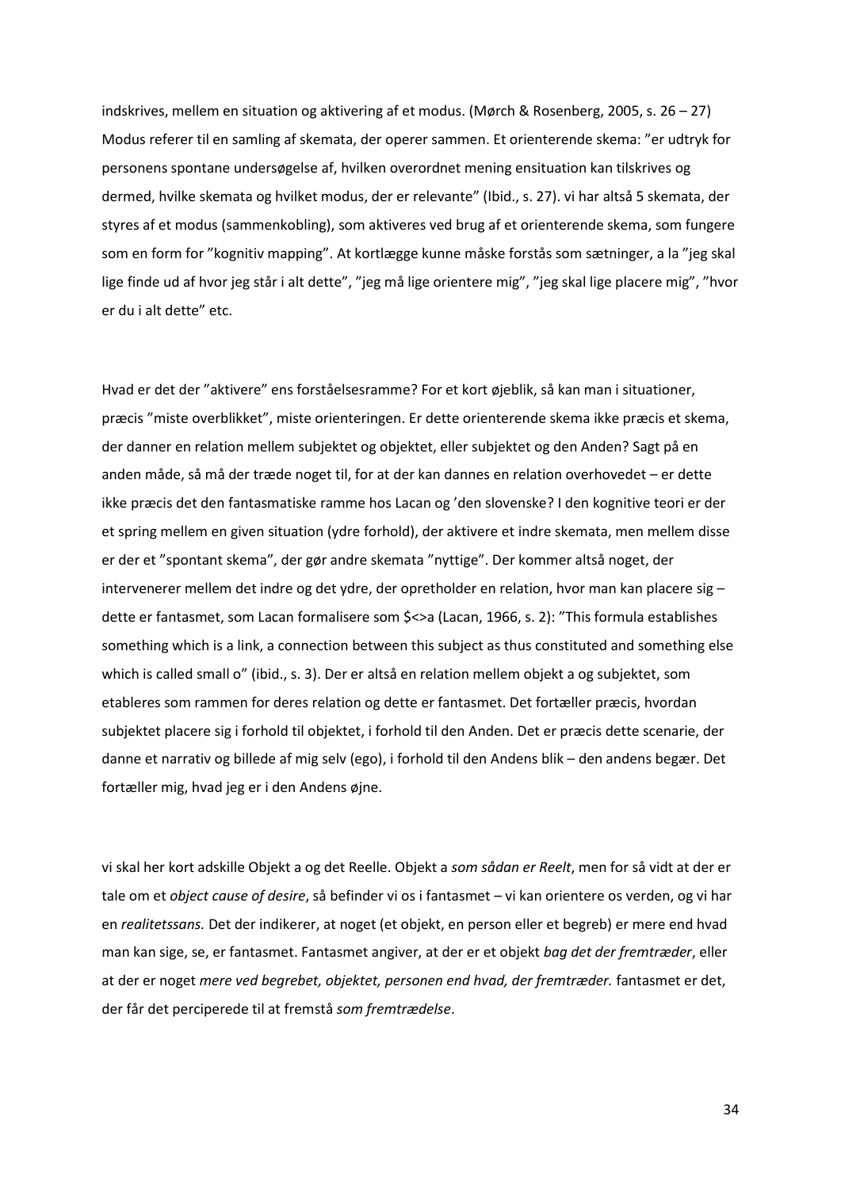indskrives, mellem en situation og aktivering af et modus. (Mørch & Rosenberg, 2005, s. 26 – 27) Modus referer til en samling af skemata, der operer sammen. Et orienterende skema: "er udtryk for personens spontane undersøgelse af, hvilken overordnet mening ensituation kan tilskrives og dermed, hvilke skemata og hvilket modus, der er relevante" (Ibid., s. 27). vi har altså 5 skemata, der styres af et modus (sammenkobling), som aktiveres ved brug af et orienterende skema, som fungere som en form for "kognitiv mapping". At kortlægge kunne måske forstås som sætninger, a la "jeg skal lige finde ud af hvor jeg står i alt dette", "jeg må lige orientere mig", "jeg skal lige placere mig", "hvor er du i alt dette" etc.

Hvad er det der "aktivere" ens forståelsesramme? For et kort øjeblik, så kan man i situationer, præcis "miste overblikket", miste orienteringen. Er dette orienterende skema ikke præcis et skema, der danner en relation mellem subjektet og objektet, eller subjektet og den Anden? Sagt på en anden måde, så må der træde noget til, for at der kan dannes en relation overhovedet – er dette ikke præcis det den fantasmatiske ramme hos Lacan og 'den slovenske? I den kognitive teori er der et spring mellem en given situation (ydre forhold), der aktivere et indre skemata, men mellem disse er der et "spontant skema", der gør andre skemata "nyttige". Der kommer altså noget, der intervenerer mellem det indre og det ydre, der opretholder en relation, hvor man kan placere sig – dette er fantasmet, som Lacan formalisere som $<>a (Lacan, 1966, s. 2): "This formula establishes something which is a link, a connection between this subject as thus constituted and something else which is called small o" (ibid., s. 3). Der er altså en relation mellem objekt a og subjektet, som etableres som rammen for deres relation og dette er fantasmet. Det fortæller præcis, hvordan subjektet placere sig i forhold til objektet, i forhold til den Anden. Det er præcis dette scenarie, der danne et narrativ og billede af mig selv (ego), i forhold til den Andens blik – den andens begær. Det fortæller mig, hvad jeg er i den Andens øjne.

vi skal her kort adskille Objekt a og det Reelle. Objekt a *som sådan er Reelt*, men for så vidt at der er tale om et *object cause of desire*, så befinder vi os i fantasmet – vi kan orientere os verden, og vi har en *realitetssans.* Det der indikerer, at noget (et objekt, en person eller et begreb) er mere end hvad man kan sige, se, er fantasmet. Fantasmet angiver, at der er et objekt *bag det der fremtræder*, eller at der er noget *mere ved begrebet, objektet, personen end hvad, der fremtræder.* fantasmet er det, der får det perciperede til at fremstå *som fremtrædelse*.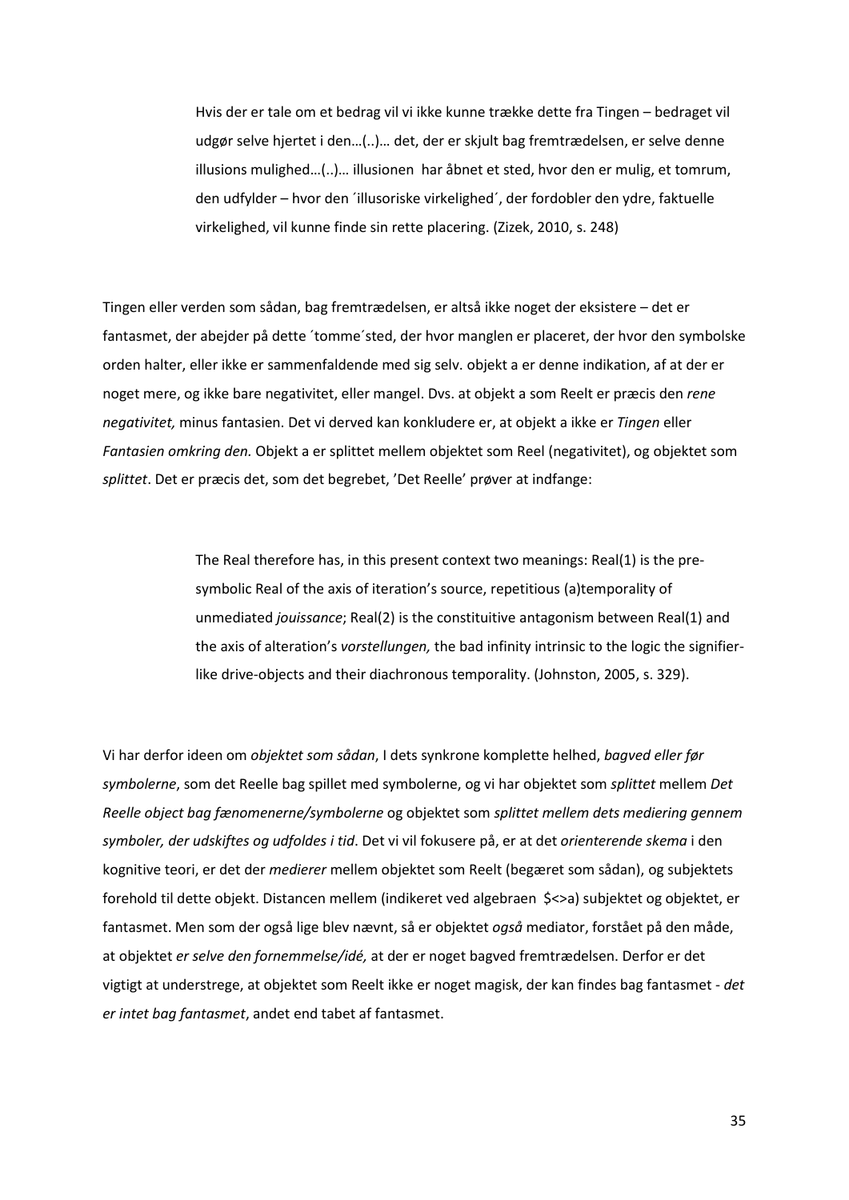> Hvis der er tale om et bedrag vil vi ikke kunne trække dette fra Tingen – bedraget vil udgør selve hjertet i den…(..)… det, der er skjult bag fremtrædelsen, er selve denne illusions mulighed…(..)… illusionen har åbnet et sted, hvor den er mulig, et tomrum, den udfylder – hvor den ´illusoriske virkelighed´, der fordobler den ydre, faktuelle virkelighed, vil kunne finde sin rette placering. (Zizek, 2010, s. 248)

Tingen eller verden som sådan, bag fremtrædelsen, er altså ikke noget der eksistere – det er fantasmet, der abejder på dette ´tomme´sted, der hvor manglen er placeret, der hvor den symbolske orden halter, eller ikke er sammenfaldende med sig selv. objekt a er denne indikation, af at der er noget mere, og ikke bare negativitet, eller mangel. Dvs. at objekt a som Reelt er præcis den *rene negativitet,* minus fantasien. Det vi derved kan konkludere er, at objekt a ikke er *Tingen* eller *Fantasien omkring den.* Objekt a er splittet mellem objektet som Reel (negativitet), og objektet som *splittet*. Det er præcis det, som det begrebet, 'Det Reelle' prøver at indfange:

> The Real therefore has, in this present context two meanings: Real(1) is the pre-symbolic Real of the axis of iteration's source, repetitious (a)temporality of unmediated *jouissance*; Real(2) is the constituitive antagonism between Real(1) and the axis of alteration's *vorstellungen,* the bad infinity intrinsic to the logic the signifier-like drive-objects and their diachronous temporality. (Johnston, 2005, s. 329).

Vi har derfor ideen om *objektet som sådan*, I dets synkrone komplette helhed, *bagved eller før symbolerne*, som det Reelle bag spillet med symbolerne, og vi har objektet som *splittet* mellem *Det Reelle object bag fænomenerne/symbolerne* og objektet som *splittet mellem dets mediering gennem symboler, der udskiftes og udfoldes i tid*. Det vi vil fokusere på, er at det *orienterende skema* i den kognitive teori, er det der *medierer* mellem objektet som Reelt (begæret som sådan), og subjektets forehold til dette objekt. Distancen mellem (indikeret ved algebraen $<>a) subjektet og objektet, er fantasmet. Men som der også lige blev nævnt, så er objektet *også* mediator, forstået på den måde, at objektet *er selve den fornemmelse/idé,* at der er noget bagved fremtrædelsen. Derfor er det vigtigt at understrege, at objektet som Reelt ikke er noget magisk, der kan findes bag fantasmet - *det er intet bag fantasmet*, andet end tabet af fantasmet.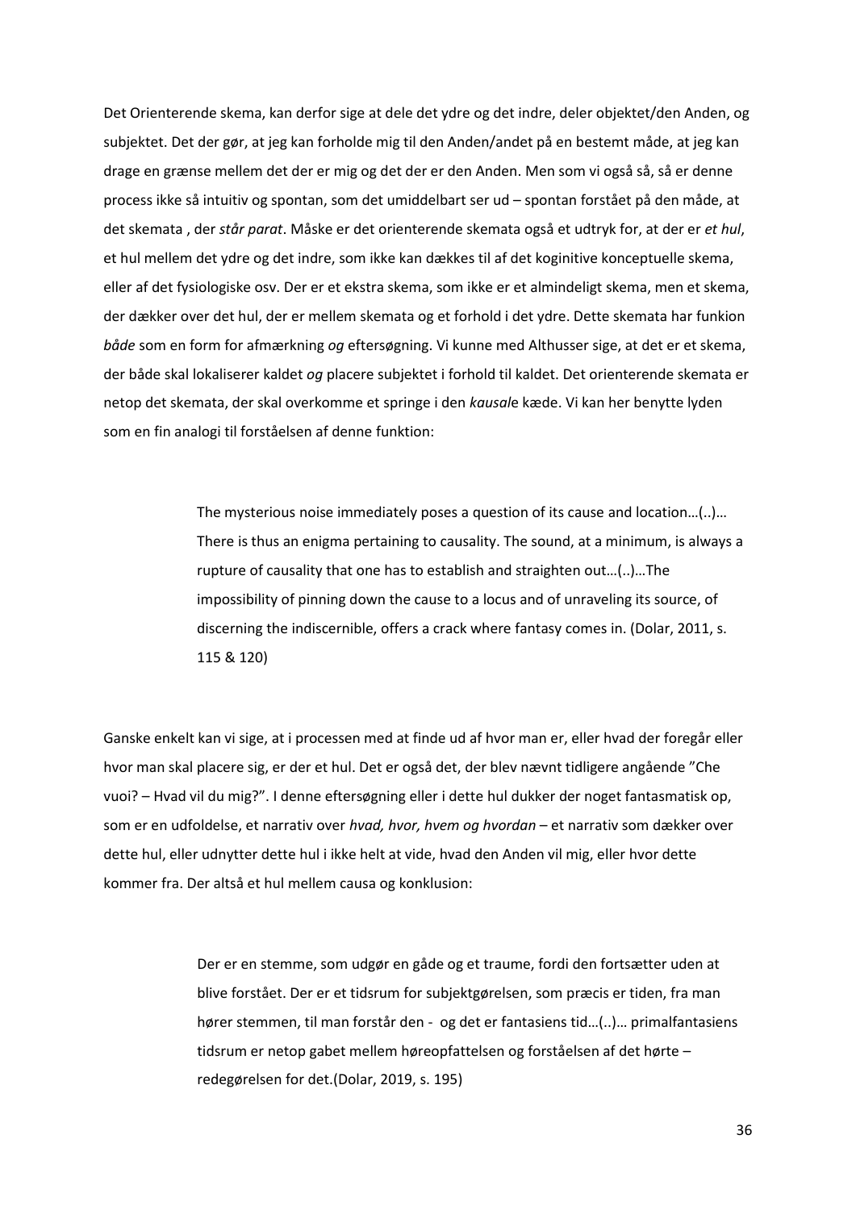Det Orienterende skema, kan derfor sige at dele det ydre og det indre, deler objektet/den Anden, og subjektet. Det der gør, at jeg kan forholde mig til den Anden/andet på en bestemt måde, at jeg kan drage en grænse mellem det der er mig og det der er den Anden. Men som vi også så, så er denne process ikke så intuitiv og spontan, som det umiddelbart ser ud – spontan forstået på den måde, at det skemata , der *står parat*. Måske er det orienterende skemata også et udtryk for, at der er *et hul*, et hul mellem det ydre og det indre, som ikke kan dækkes til af det koginitive konceptuelle skema, eller af det fysiologiske osv. Der er et ekstra skema, som ikke er et almindeligt skema, men et skema, der dækker over det hul, der er mellem skemata og et forhold i det ydre. Dette skemata har funkion *både* som en form for afmærkning *og* eftersøgning. Vi kunne med Althusser sige, at det er et skema, der både skal lokaliserer kaldet *og* placere subjektet i forhold til kaldet. Det orienterende skemata er netop det skemata, der skal overkomme et springe i den *kausal*e kæde. Vi kan her benytte lyden som en fin analogi til forståelsen af denne funktion:

> The mysterious noise immediately poses a question of its cause and location…(..)… There is thus an enigma pertaining to causality. The sound, at a minimum, is always a rupture of causality that one has to establish and straighten out…(..)…The impossibility of pinning down the cause to a locus and of unraveling its source, of discerning the indiscernible, offers a crack where fantasy comes in. (Dolar, 2011, s. 115 & 120)

Ganske enkelt kan vi sige, at i processen med at finde ud af hvor man er, eller hvad der foregår eller hvor man skal placere sig, er der et hul. Det er også det, der blev nævnt tidligere angående "Che vuoi? – Hvad vil du mig?". I denne eftersøgning eller i dette hul dukker der noget fantasmatisk op, som er en udfoldelse, et narrativ over *hvad, hvor, hvem og hvordan* – et narrativ som dækker over dette hul, eller udnytter dette hul i ikke helt at vide, hvad den Anden vil mig, eller hvor dette kommer fra. Der altså et hul mellem causa og konklusion:

> Der er en stemme, som udgør en gåde og et traume, fordi den fortsætter uden at blive forstået. Der er et tidsrum for subjektgørelsen, som præcis er tiden, fra man hører stemmen, til man forstår den - og det er fantasiens tid…(..)… primalfantasiens tidsrum er netop gabet mellem høreopfattelsen og forståelsen af det hørte – redegørelsen for det.(Dolar, 2019, s. 195)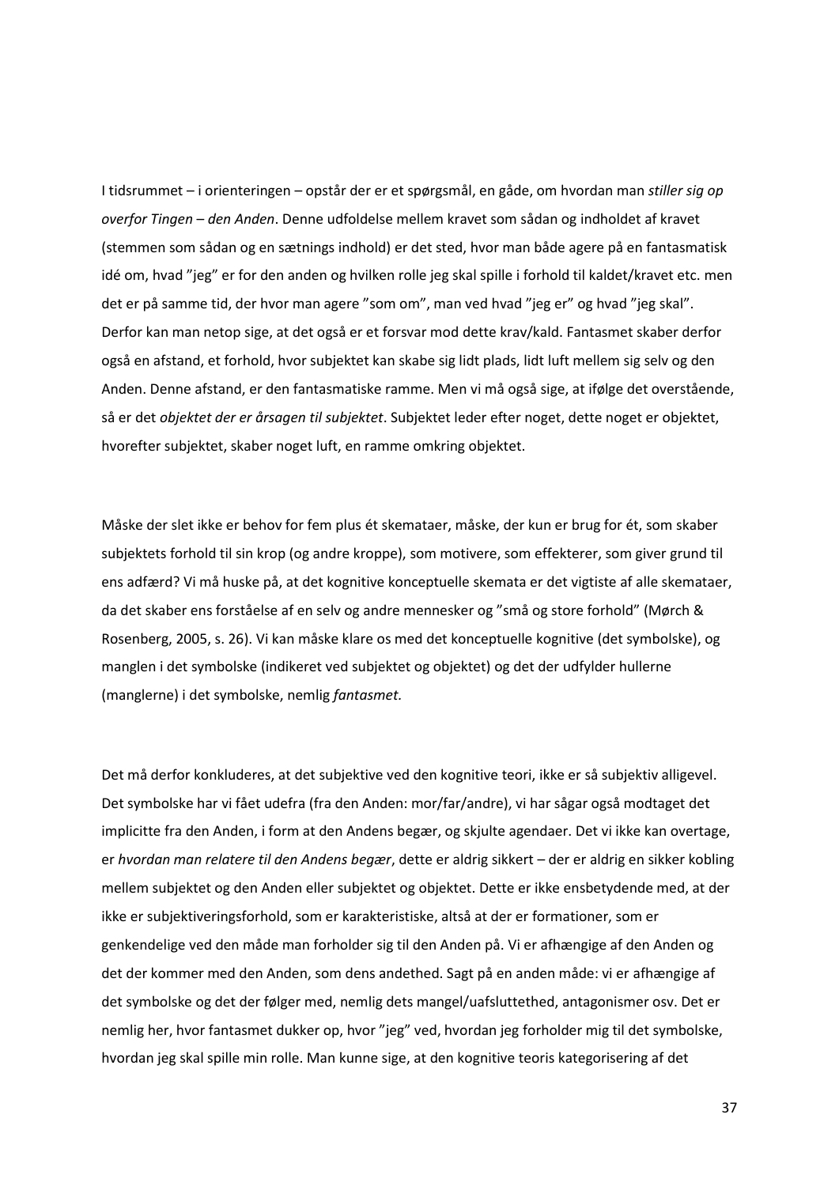I tidsrummet – i orienteringen – opstår der er et spørgsmål, en gåde, om hvordan man *stiller sig op overfor Tingen – den Anden*. Denne udfoldelse mellem kravet som sådan og indholdet af kravet (stemmen som sådan og en sætnings indhold) er det sted, hvor man både agere på en fantasmatisk idé om, hvad "jeg" er for den anden og hvilken rolle jeg skal spille i forhold til kaldet/kravet etc. men det er på samme tid, der hvor man agere "som om", man ved hvad "jeg er" og hvad "jeg skal". Derfor kan man netop sige, at det også er et forsvar mod dette krav/kald. Fantasmet skaber derfor også en afstand, et forhold, hvor subjektet kan skabe sig lidt plads, lidt luft mellem sig selv og den Anden. Denne afstand, er den fantasmatiske ramme. Men vi må også sige, at ifølge det overstående, så er det *objektet der er årsagen til subjektet*. Subjektet leder efter noget, dette noget er objektet, hvorefter subjektet, skaber noget luft, en ramme omkring objektet.

Måske der slet ikke er behov for fem plus ét skemataer, måske, der kun er brug for ét, som skaber subjektets forhold til sin krop (og andre kroppe), som motivere, som effekterer, som giver grund til ens adfærd? Vi må huske på, at det kognitive konceptuelle skemata er det vigtiste af alle skemataer, da det skaber ens forståelse af en selv og andre mennesker og "små og store forhold" (Mørch & Rosenberg, 2005, s. 26). Vi kan måske klare os med det konceptuelle kognitive (det symbolske), og manglen i det symbolske (indikeret ved subjektet og objektet) og det der udfylder hullerne (manglerne) i det symbolske, nemlig *fantasmet.*

Det må derfor konkluderes, at det subjektive ved den kognitive teori, ikke er så subjektiv alligevel. Det symbolske har vi fået udefra (fra den Anden: mor/far/andre), vi har sågar også modtaget det implicitte fra den Anden, i form at den Andens begær, og skjulte agendaer. Det vi ikke kan overtage, er *hvordan man relatere til den Andens begær*, dette er aldrig sikkert – der er aldrig en sikker kobling mellem subjektet og den Anden eller subjektet og objektet. Dette er ikke ensbetydende med, at der ikke er subjektiveringsforhold, som er karakteristiske, altså at der er formationer, som er genkendelige ved den måde man forholder sig til den Anden på. Vi er afhængige af den Anden og det der kommer med den Anden, som dens andethed. Sagt på en anden måde: vi er afhængige af det symbolske og det der følger med, nemlig dets mangel/uafsluttethed, antagonismer osv. Det er nemlig her, hvor fantasmet dukker op, hvor "jeg" ved, hvordan jeg forholder mig til det symbolske, hvordan jeg skal spille min rolle. Man kunne sige, at den kognitive teoris kategorisering af det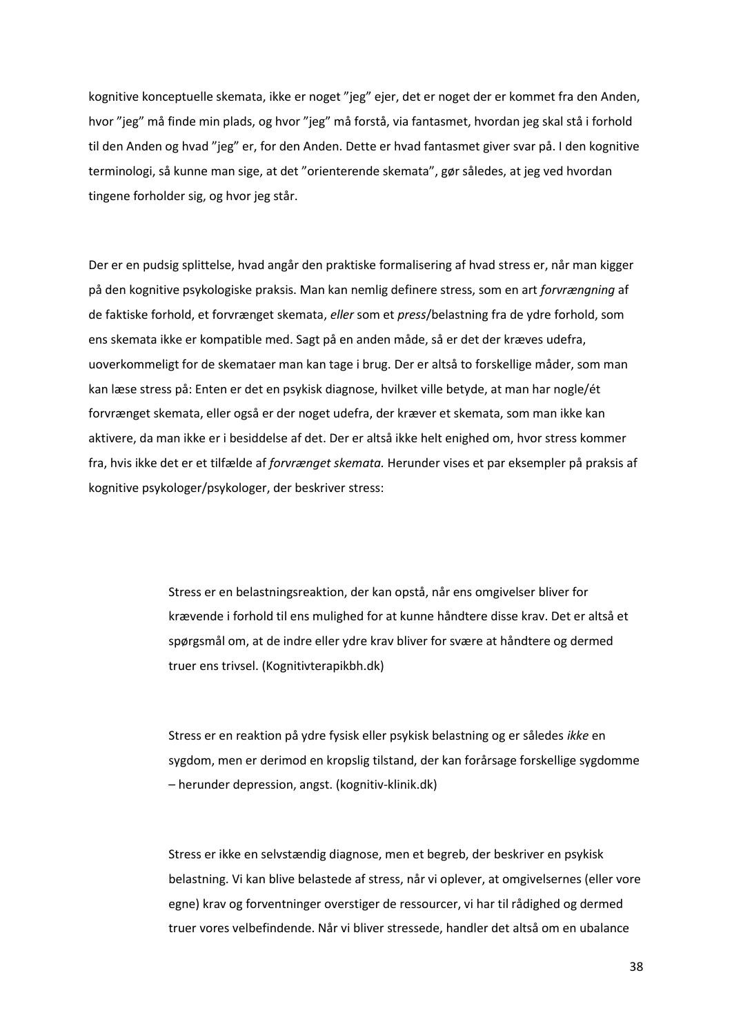kognitive konceptuelle skemata, ikke er noget ”jeg” ejer, det er noget der er kommet fra den Anden, hvor ”jeg” må finde min plads, og hvor ”jeg” må forstå, via fantasmet, hvordan jeg skal stå i forhold til den Anden og hvad ”jeg” er, for den Anden. Dette er hvad fantasmet giver svar på. I den kognitive terminologi, så kunne man sige, at det ”orienterende skemata”, gør således, at jeg ved hvordan tingene forholder sig, og hvor jeg står.

Der er en pudsig splittelse, hvad angår den praktiske formalisering af hvad stress er, når man kigger på den kognitive psykologiske praksis. Man kan nemlig definere stress, som en art *forvrængning* af de faktiske forhold, et forvrænget skemata, *eller* som et *press*/belastning fra de ydre forhold, som ens skemata ikke er kompatible med. Sagt på en anden måde, så er det der kræves udefra, uoverkommeligt for de skemataer man kan tage i brug. Der er altså to forskellige måder, som man kan læse stress på: Enten er det en psykisk diagnose, hvilket ville betyde, at man har nogle/ét forvrænget skemata, eller også er der noget udefra, der kræver et skemata, som man ikke kan aktivere, da man ikke er i besiddelse af det. Der er altså ikke helt enighed om, hvor stress kommer fra, hvis ikke det er et tilfælde af *forvrænget skemata.* Herunder vises et par eksempler på praksis af kognitive psykologer/psykologer, der beskriver stress:

> Stress er en belastningsreaktion, der kan opstå, når ens omgivelser bliver for krævende i forhold til ens mulighed for at kunne håndtere disse krav. Det er altså et spørgsmål om, at de indre eller ydre krav bliver for svære at håndtere og dermed truer ens trivsel. (Kognitivterapikbh.dk)

> Stress er en reaktion på ydre fysisk eller psykisk belastning og er således *ikke* en sygdom, men er derimod en kropslig tilstand, der kan forårsage forskellige sygdomme – herunder depression, angst. (kognitiv-klinik.dk)

> Stress er ikke en selvstændig diagnose, men et begreb, der beskriver en psykisk belastning. Vi kan blive belastede af stress, når vi oplever, at omgivelsernes (eller vore egne) krav og forventninger overstiger de ressourcer, vi har til rådighed og dermed truer vores velbefindende. Når vi bliver stressede, handler det altså om en ubalance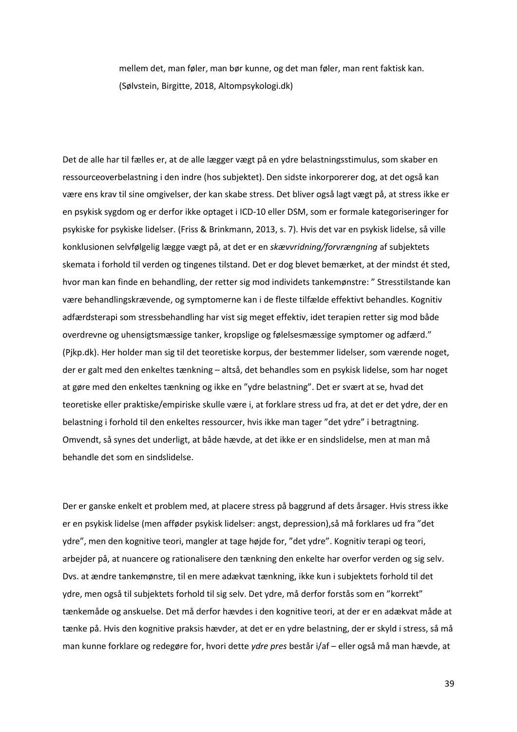mellem det, man føler, man bør kunne, og det man føler, man rent faktisk kan. (Sølvstein, Birgitte, 2018, Altompsykologi.dk)

Det de alle har til fælles er, at de alle lægger vægt på en ydre belastningsstimulus, som skaber en ressourceoverbelastning i den indre (hos subjektet). Den sidste inkorporerer dog, at det også kan være ens krav til sine omgivelser, der kan skabe stress. Det bliver også lagt vægt på, at stress ikke er en psykisk sygdom og er derfor ikke optaget i ICD-10 eller DSM, som er formale kategoriseringer for psykiske for psykiske lidelser. (Friss & Brinkmann, 2013, s. 7). Hvis det var en psykisk lidelse, så ville konklusionen selvfølgelig lægge vægt på, at det er en *skævvridning/forvrængning* af subjektets skemata i forhold til verden og tingenes tilstand. Det er dog blevet bemærket, at der mindst ét sted, hvor man kan finde en behandling, der retter sig mod individets tankemønstre: " Stresstilstande kan være behandlingskrævende, og symptomerne kan i de fleste tilfælde effektivt behandles. Kognitiv adfærdsterapi som stressbehandling har vist sig meget effektiv, idet terapien retter sig mod både overdrevne og uhensigtsmæssige tanker, kropslige og følelsesmæssige symptomer og adfærd." (Pjkp.dk). Her holder man sig til det teoretiske korpus, der bestemmer lidelser, som værende noget, der er galt med den enkeltes tænkning – altså, det behandles som en psykisk lidelse, som har noget at gøre med den enkeltes tænkning og ikke en "ydre belastning". Det er svært at se, hvad det teoretiske eller praktiske/empiriske skulle være i, at forklare stress ud fra, at det er det ydre, der en belastning i forhold til den enkeltes ressourcer, hvis ikke man tager "det ydre" i betragtning. Omvendt, så synes det underligt, at både hævde, at det ikke er en sindslidelse, men at man må behandle det som en sindslidelse.

Der er ganske enkelt et problem med, at placere stress på baggrund af dets årsager. Hvis stress ikke er en psykisk lidelse (men afføder psykisk lidelser: angst, depression),så må forklares ud fra "det ydre", men den kognitive teori, mangler at tage højde for, "det ydre". Kognitiv terapi og teori, arbejder på, at nuancere og rationalisere den tænkning den enkelte har overfor verden og sig selv. Dvs. at ændre tankemønstre, til en mere adækvat tænkning, ikke kun i subjektets forhold til det ydre, men også til subjektets forhold til sig selv. Det ydre, må derfor forstås som en "korrekt" tænkemåde og anskuelse. Det må derfor hævdes i den kognitive teori, at der er en adækvat måde at tænke på. Hvis den kognitive praksis hævder, at det er en ydre belastning, der er skyld i stress, så må man kunne forklare og redegøre for, hvori dette *ydre pres* består i/af – eller også må man hævde, at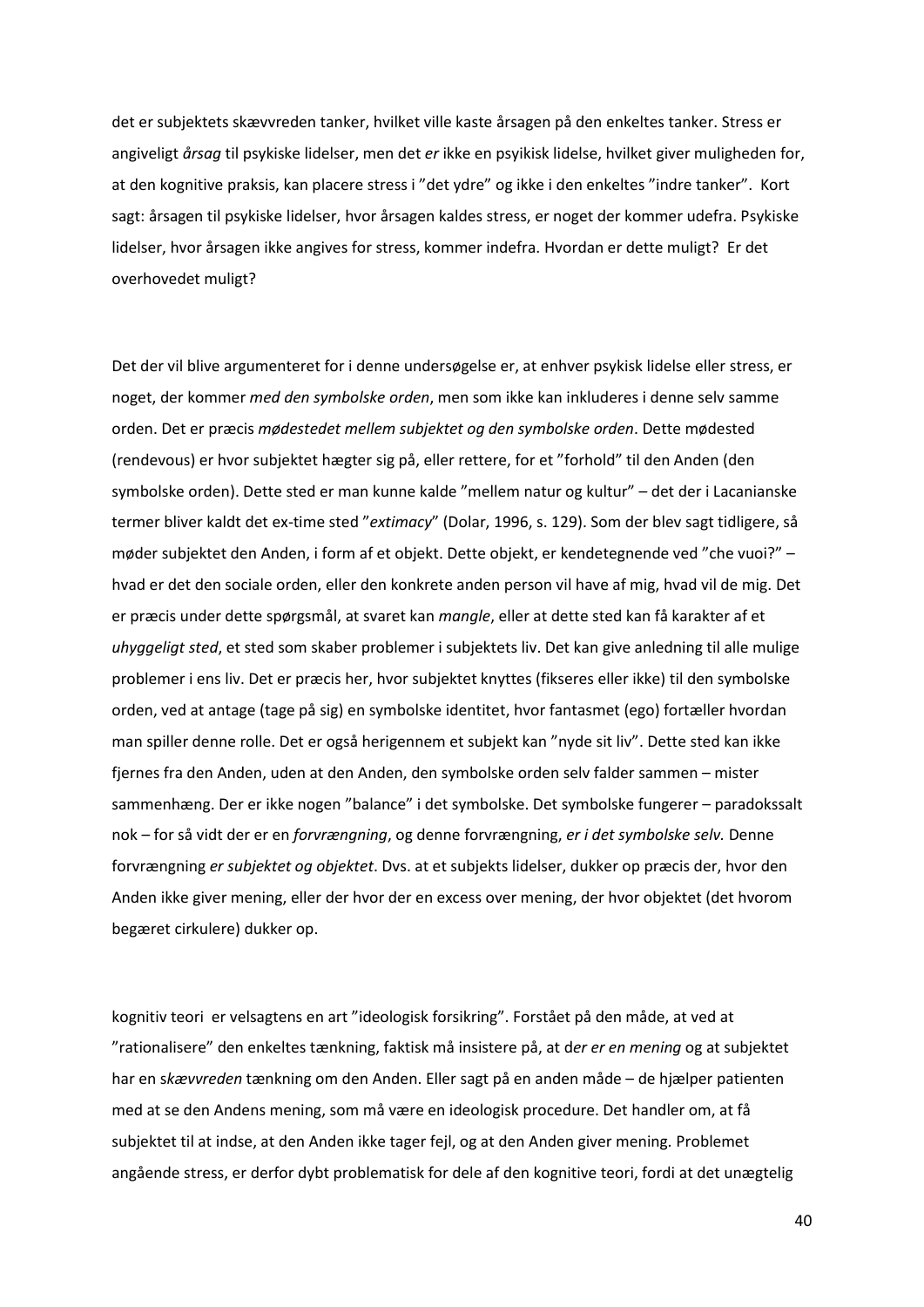det er subjektets skævvreden tanker, hvilket ville kaste årsagen på den enkeltes tanker. Stress er angiveligt *årsag* til psykiske lidelser, men det *er* ikke en psyikisk lidelse, hvilket giver muligheden for, at den kognitive praksis, kan placere stress i "det ydre" og ikke i den enkeltes "indre tanker". Kort sagt: årsagen til psykiske lidelser, hvor årsagen kaldes stress, er noget der kommer udefra. Psykiske lidelser, hvor årsagen ikke angives for stress, kommer indefra. Hvordan er dette muligt? Er det overhovedet muligt?

Det der vil blive argumenteret for i denne undersøgelse er, at enhver psykisk lidelse eller stress, er noget, der kommer *med den symbolske orden*, men som ikke kan inkluderes i denne selv samme orden. Det er præcis *mødestedet mellem subjektet og den symbolske orden*. Dette mødested (rendevous) er hvor subjektet hægter sig på, eller rettere, for et "forhold" til den Anden (den symbolske orden). Dette sted er man kunne kalde "mellem natur og kultur" – det der i Lacanianske termer bliver kaldt det ex-time sted "*extimacy*" (Dolar, 1996, s. 129). Som der blev sagt tidligere, så møder subjektet den Anden, i form af et objekt. Dette objekt, er kendetegnende ved "che vuoi?" – hvad er det den sociale orden, eller den konkrete anden person vil have af mig, hvad vil de mig. Det er præcis under dette spørgsmål, at svaret kan *mangle*, eller at dette sted kan få karakter af et *uhyggeligt sted*, et sted som skaber problemer i subjektets liv. Det kan give anledning til alle mulige problemer i ens liv. Det er præcis her, hvor subjektet knyttes (fikseres eller ikke) til den symbolske orden, ved at antage (tage på sig) en symbolske identitet, hvor fantasmet (ego) fortæller hvordan man spiller denne rolle. Det er også herigennem et subjekt kan "nyde sit liv". Dette sted kan ikke fjernes fra den Anden, uden at den Anden, den symbolske orden selv falder sammen – mister sammenhæng. Der er ikke nogen "balance" i det symbolske. Det symbolske fungerer – paradokssalt nok – for så vidt der er en *forvrængning*, og denne forvrængning, *er i det symbolske selv.* Denne forvrængning *er subjektet og objektet*. Dvs. at et subjekts lidelser, dukker op præcis der, hvor den Anden ikke giver mening, eller der hvor der en excess over mening, der hvor objektet (det hvorom begæret cirkulere) dukker op.

kognitiv teori er velsagtens en art "ideologisk forsikring". Forstået på den måde, at ved at "rationalisere" den enkeltes tænkning, faktisk må insistere på, at d*er er en mening* og at subjektet har en s*kævvreden* tænkning om den Anden. Eller sagt på en anden måde – de hjælper patienten med at se den Andens mening, som må være en ideologisk procedure. Det handler om, at få subjektet til at indse, at den Anden ikke tager fejl, og at den Anden giver mening. Problemet angående stress, er derfor dybt problematisk for dele af den kognitive teori, fordi at det unægtelig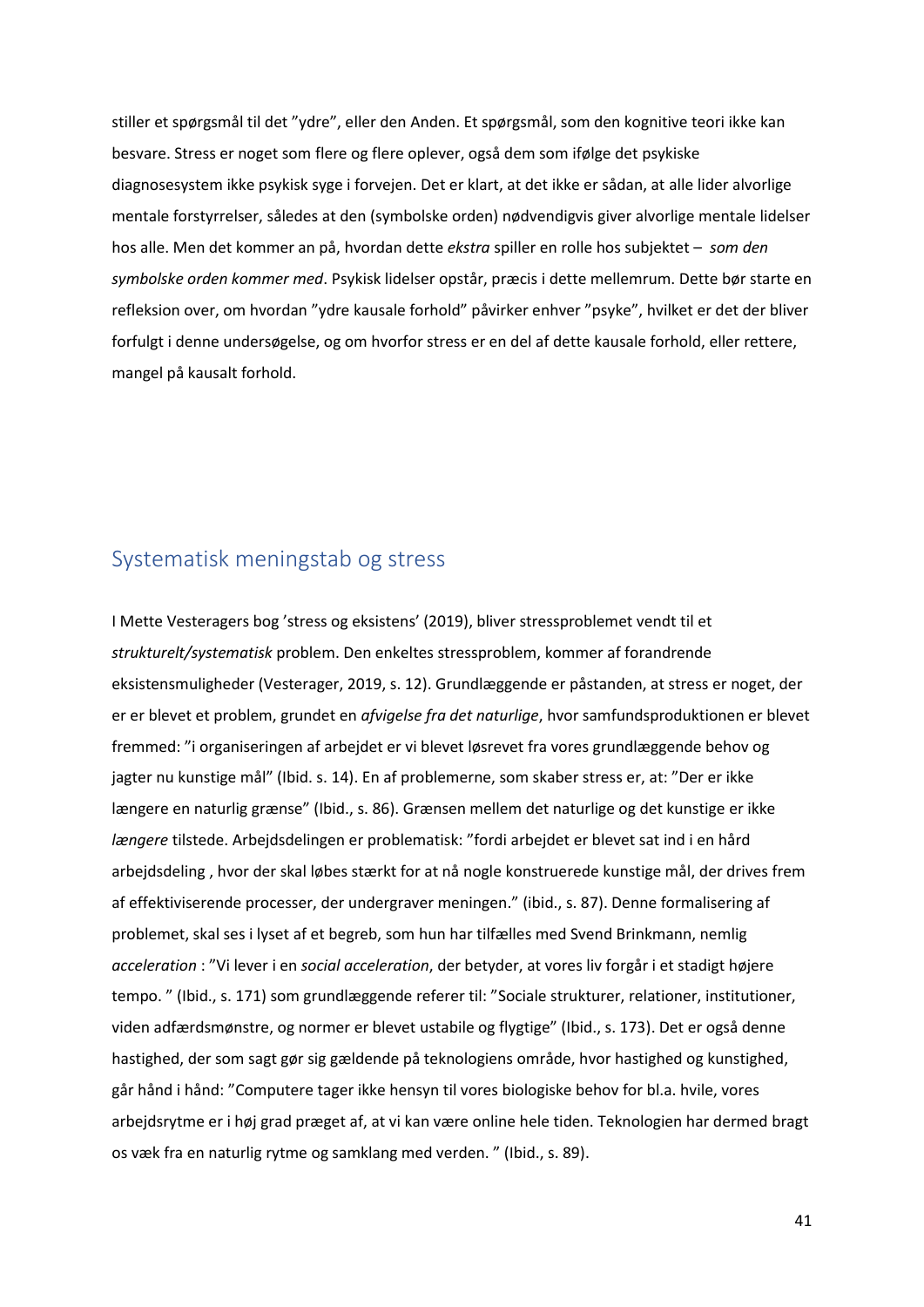stiller et spørgsmål til det ”ydre”, eller den Anden. Et spørgsmål, som den kognitive teori ikke kan besvare. Stress er noget som flere og flere oplever, også dem som ifølge det psykiske diagnosesystem ikke psykisk syge i forvejen. Det er klart, at det ikke er sådan, at alle lider alvorlige mentale forstyrrelser, således at den (symbolske orden) nødvendigvis giver alvorlige mentale lidelser hos alle. Men det kommer an på, hvordan dette *ekstra* spiller en rolle hos subjektet – *som den symbolske orden kommer med*. Psykisk lidelser opstår, præcis i dette mellemrum. Dette bør starte en refleksion over, om hvordan ”ydre kausale forhold” påvirker enhver ”psyke”, hvilket er det der bliver forfulgt i denne undersøgelse, og om hvorfor stress er en del af dette kausale forhold, eller rettere, mangel på kausalt forhold.

## Systematisk meningstab og stress

I Mette Vesteragers bog ’stress og eksistens’ (2019), bliver stressproblemet vendt til et *strukturelt/systematisk* problem. Den enkeltes stressproblem, kommer af forandrende eksistensmuligheder (Vesterager, 2019, s. 12). Grundlæggende er påstanden, at stress er noget, der er er blevet et problem, grundet en *afvigelse fra det naturlige*, hvor samfundsproduktionen er blevet fremmed: ”i organiseringen af arbejdet er vi blevet løsrevet fra vores grundlæggende behov og jagter nu kunstige mål” (Ibid. s. 14). En af problemerne, som skaber stress er, at: ”Der er ikke længere en naturlig grænse” (Ibid., s. 86). Grænsen mellem det naturlige og det kunstige er ikke *længere* tilstede. Arbejdsdelingen er problematisk: ”fordi arbejdet er blevet sat ind i en hård arbejdsdeling , hvor der skal løbes stærkt for at nå nogle konstruerede kunstige mål, der drives frem af effektiviserende processer, der undergraver meningen.” (ibid., s. 87). Denne formalisering af problemet, skal ses i lyset af et begreb, som hun har tilfælles med Svend Brinkmann, nemlig *acceleration* : ”Vi lever i en *social acceleration*, der betyder, at vores liv forgår i et stadigt højere tempo. ” (Ibid., s. 171) som grundlæggende referer til: ”Sociale strukturer, relationer, institutioner, viden adfærdsmønstre, og normer er blevet ustabile og flygtige” (Ibid., s. 173). Det er også denne hastighed, der som sagt gør sig gældende på teknologiens område, hvor hastighed og kunstighed, går hånd i hånd: ”Computere tager ikke hensyn til vores biologiske behov for bl.a. hvile, vores arbejdsrytme er i høj grad præget af, at vi kan være online hele tiden. Teknologien har dermed bragt os væk fra en naturlig rytme og samklang med verden. ” (Ibid., s. 89).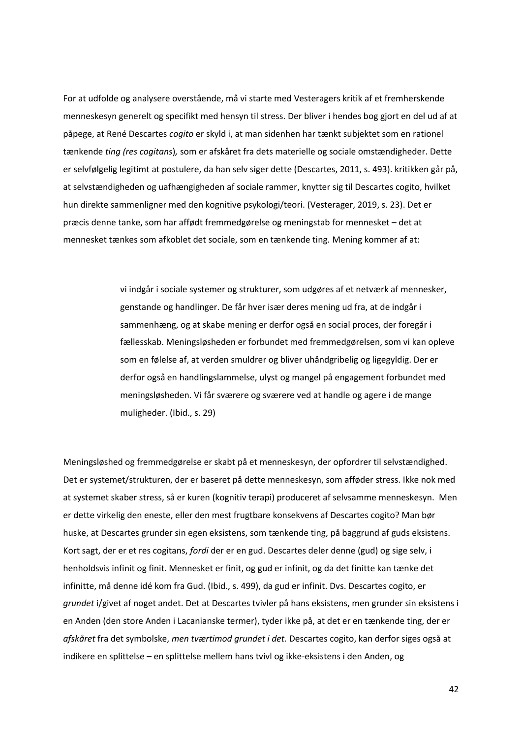For at udfolde og analysere overstående, må vi starte med Vesteragers kritik af et fremherskende menneskesyn generelt og specifikt med hensyn til stress. Der bliver i hendes bog gjort en del ud af at påpege, at René Descartes *cogito* er skyld i, at man sidenhen har tænkt subjektet som en rationel tænkende *ting (res cogitans*)*,* som er afskåret fra dets materielle og sociale omstændigheder. Dette er selvfølgelig legitimt at postulere, da han selv siger dette (Descartes, 2011, s. 493). kritikken går på, at selvstændigheden og uafhængigheden af sociale rammer, knytter sig til Descartes cogito, hvilket hun direkte sammenligner med den kognitive psykologi/teori. (Vesterager, 2019, s. 23). Det er præcis denne tanke, som har affødt fremmedgørelse og meningstab for mennesket – det at mennesket tænkes som afkoblet det sociale, som en tænkende ting. Mening kommer af at:

> vi indgår i sociale systemer og strukturer, som udgøres af et netværk af mennesker, genstande og handlinger. De får hver især deres mening ud fra, at de indgår i sammenhæng, og at skabe mening er derfor også en social proces, der foregår i fællesskab. Meningsløsheden er forbundet med fremmedgørelsen, som vi kan opleve som en følelse af, at verden smuldrer og bliver uhåndgribelig og ligegyldig. Der er derfor også en handlingslammelse, ulyst og mangel på engagement forbundet med meningsløsheden. Vi får sværere og sværere ved at handle og agere i de mange muligheder. (Ibid., s. 29)

Meningsløshed og fremmedgørelse er skabt på et menneskesyn, der opfordrer til selvstændighed. Det er systemet/strukturen, der er baseret på dette menneskesyn, som afføder stress. Ikke nok med at systemet skaber stress, så er kuren (kognitiv terapi) produceret af selvsamme menneskesyn. Men er dette virkelig den eneste, eller den mest frugtbare konsekvens af Descartes cogito? Man bør huske, at Descartes grunder sin egen eksistens, som tænkende ting, på baggrund af guds eksistens. Kort sagt, der er et res cogitans, *fordi* der er en gud. Descartes deler denne (gud) og sige selv, i henholdsvis infinit og finit. Mennesket er finit, og gud er infinit, og da det finitte kan tænke det infinitte, må denne idé kom fra Gud. (Ibid., s. 499), da gud er infinit. Dvs. Descartes cogito, er *grundet* i/givet af noget andet. Det at Descartes tvivler på hans eksistens, men grunder sin eksistens i en Anden (den store Anden i Lacanianske termer), tyder ikke på, at det er en tænkende ting, der er *afskåret* fra det symbolske, *men tværtimod grundet i det.* Descartes cogito, kan derfor siges også at indikere en splittelse – en splittelse mellem hans tvivl og ikke-eksistens i den Anden, og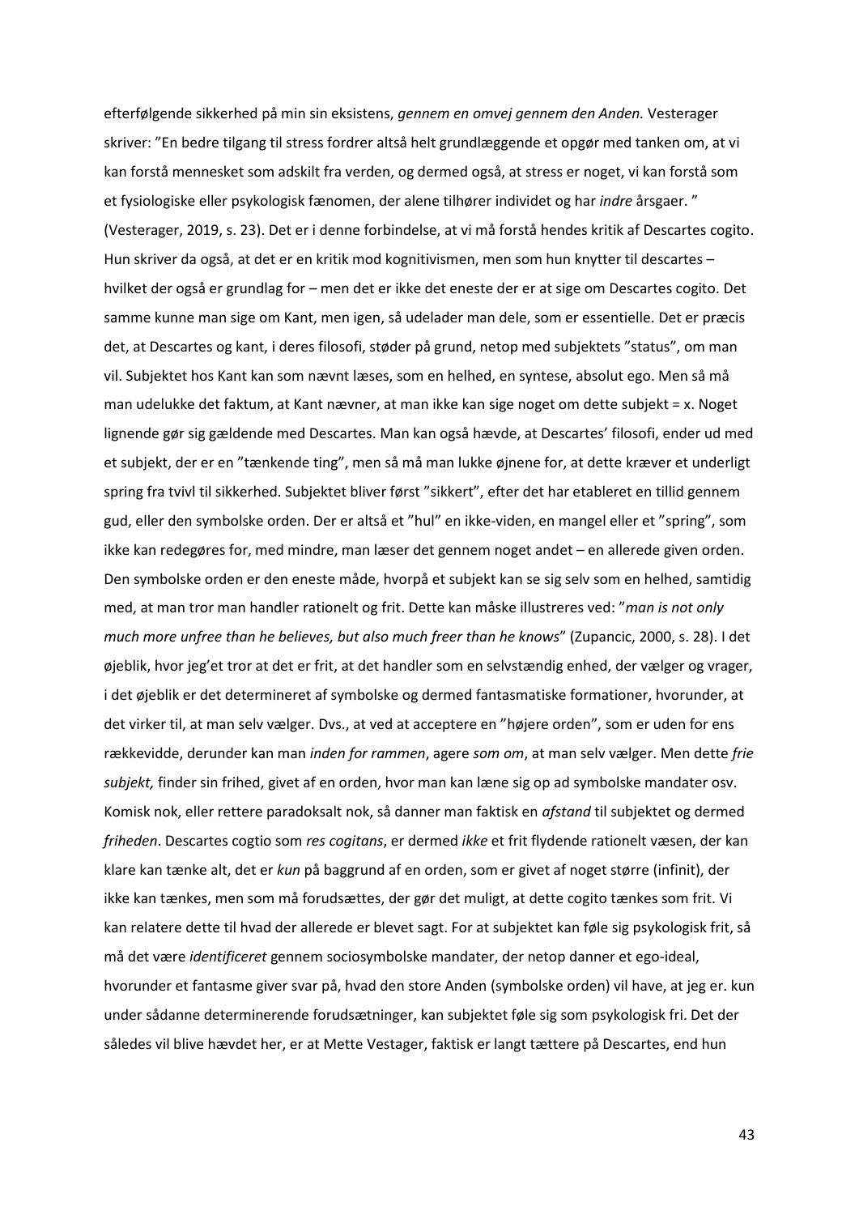efterfølgende sikkerhed på min sin eksistens, *gennem en omvej gennem den Anden.* Vesterager skriver: ”En bedre tilgang til stress fordrer altså helt grundlæggende et opgør med tanken om, at vi kan forstå mennesket som adskilt fra verden, og dermed også, at stress er noget, vi kan forstå som et fysiologiske eller psykologisk fænomen, der alene tilhører individet og har *indre* årsgaer. ” (Vesterager, 2019, s. 23). Det er i denne forbindelse, at vi må forstå hendes kritik af Descartes cogito. Hun skriver da også, at det er en kritik mod kognitivismen, men som hun knytter til descartes – hvilket der også er grundlag for – men det er ikke det eneste der er at sige om Descartes cogito. Det samme kunne man sige om Kant, men igen, så udelader man dele, som er essentielle. Det er præcis det, at Descartes og kant, i deres filosofi, støder på grund, netop med subjektets ”status”, om man vil. Subjektet hos Kant kan som nævnt læses, som en helhed, en syntese, absolut ego. Men så må man udelukke det faktum, at Kant nævner, at man ikke kan sige noget om dette subjekt = x. Noget lignende gør sig gældende med Descartes. Man kan også hævde, at Descartes' filosofi, ender ud med et subjekt, der er en ”tænkende ting”, men så må man lukke øjnene for, at dette kræver et underligt spring fra tvivl til sikkerhed. Subjektet bliver først ”sikkert”, efter det har etableret en tillid gennem gud, eller den symbolske orden. Der er altså et ”hul” en ikke-viden, en mangel eller et ”spring”, som ikke kan redegøres for, med mindre, man læser det gennem noget andet – en allerede given orden. Den symbolske orden er den eneste måde, hvorpå et subjekt kan se sig selv som en helhed, samtidig med, at man tror man handler rationelt og frit. Dette kan måske illustreres ved: ”*man is not only much more unfree than he believes, but also much freer than he knows*” (Zupancic, 2000, s. 28). I det øjeblik, hvor jeg'et tror at det er frit, at det handler som en selvstændig enhed, der vælger og vrager, i det øjeblik er det determineret af symbolske og dermed fantasmatiske formationer, hvorunder, at det virker til, at man selv vælger. Dvs., at ved at acceptere en ”højere orden”, som er uden for ens rækkevidde, derunder kan man *inden for rammen*, agere *som om*, at man selv vælger. Men dette *frie subjekt,* finder sin frihed, givet af en orden, hvor man kan læne sig op ad symbolske mandater osv. Komisk nok, eller rettere paradoksalt nok, så danner man faktisk en *afstand* til subjektet og dermed *friheden*. Descartes cogtio som *res cogitans*, er dermed *ikke* et frit flydende rationelt væsen, der kan klare kan tænke alt, det er *kun* på baggrund af en orden, som er givet af noget større (infinit), der ikke kan tænkes, men som må forudsættes, der gør det muligt, at dette cogito tænkes som frit. Vi kan relatere dette til hvad der allerede er blevet sagt. For at subjektet kan føle sig psykologisk frit, så må det være *identificeret* gennem sociosymbolske mandater, der netop danner et ego-ideal, hvorunder et fantasme giver svar på, hvad den store Anden (symbolske orden) vil have, at jeg er. kun under sådanne determinerende forudsætninger, kan subjektet føle sig som psykologisk fri. Det der således vil blive hævdet her, er at Mette Vestager, faktisk er langt tættere på Descartes, end hun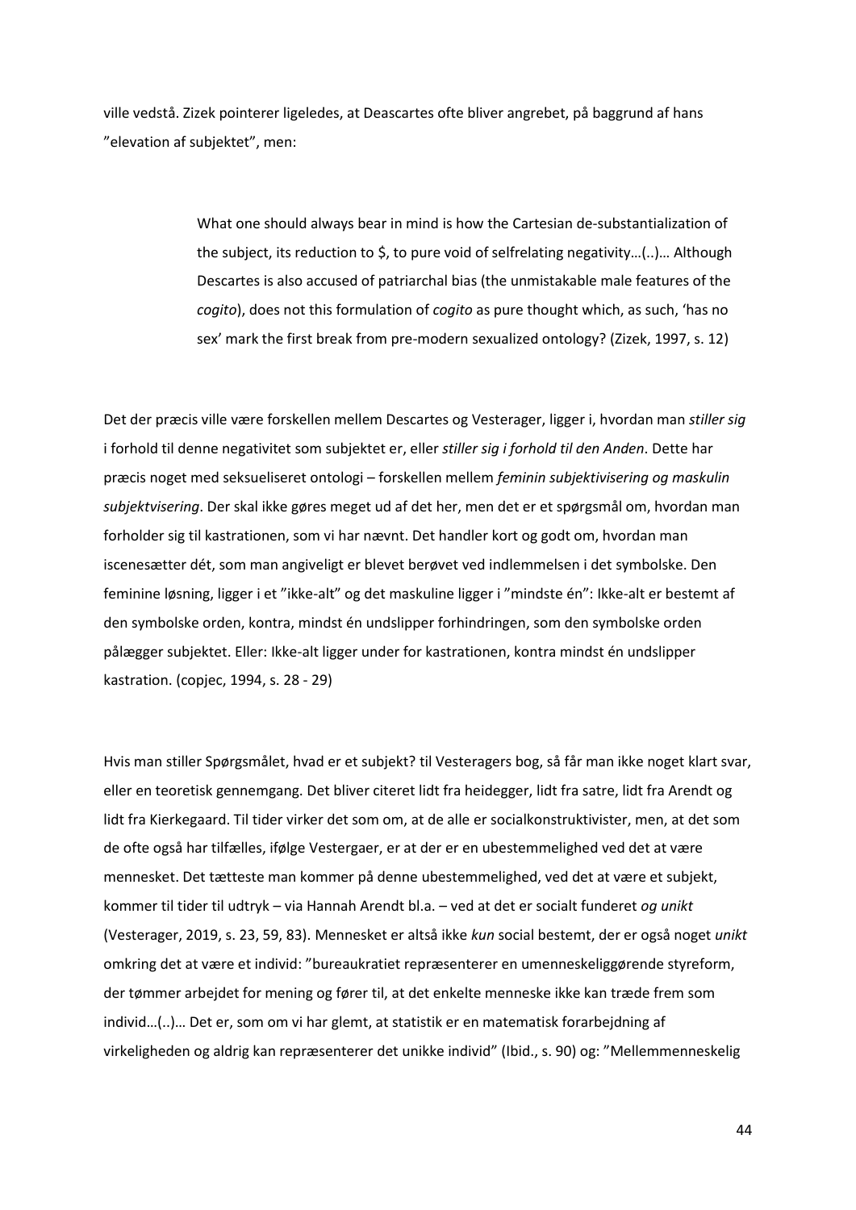ville vedstå. Zizek pointerer ligeledes, at Deascartes ofte bliver angrebet, på baggrund af hans "elevation af subjektet", men:

> What one should always bear in mind is how the Cartesian de-substantialization of the subject, its reduction to $, to pure void of selfrelating negativity…(..)… Although Descartes is also accused of patriarchal bias (the unmistakable male features of the *cogito*), does not this formulation of *cogito* as pure thought which, as such, 'has no sex' mark the first break from pre-modern sexualized ontology? (Zizek, 1997, s. 12)

Det der præcis ville være forskellen mellem Descartes og Vesterager, ligger i, hvordan man *stiller sig* i forhold til denne negativitet som subjektet er, eller *stiller sig i forhold til den Anden*. Dette har præcis noget med seksueliseret ontologi – forskellen mellem *feminin subjektivisering og maskulin subjektvisering*. Der skal ikke gøres meget ud af det her, men det er et spørgsmål om, hvordan man forholder sig til kastrationen, som vi har nævnt. Det handler kort og godt om, hvordan man iscenesætter dét, som man angiveligt er blevet berøvet ved indlemmelsen i det symbolske. Den feminine løsning, ligger i et "ikke-alt" og det maskuline ligger i "mindste én": Ikke-alt er bestemt af den symbolske orden, kontra, mindst én undslipper forhindringen, som den symbolske orden pålægger subjektet. Eller: Ikke-alt ligger under for kastrationen, kontra mindst én undslipper kastration. (copjec, 1994, s. 28 - 29)

Hvis man stiller Spørgsmålet, hvad er et subjekt? til Vesteragers bog, så får man ikke noget klart svar, eller en teoretisk gennemgang. Det bliver citeret lidt fra heidegger, lidt fra satre, lidt fra Arendt og lidt fra Kierkegaard. Til tider virker det som om, at de alle er socialkonstruktivister, men, at det som de ofte også har tilfælles, ifølge Vestergaer, er at der er en ubestemmelighed ved det at være mennesket. Det tætteste man kommer på denne ubestemmelighed, ved det at være et subjekt, kommer til tider til udtryk – via Hannah Arendt bl.a. – ved at det er socialt funderet *og unikt* (Vesterager, 2019, s. 23, 59, 83). Mennesket er altså ikke *kun* social bestemt, der er også noget *unikt* omkring det at være et individ: "bureaukratiet repræsenterer en umenneskeliggørende styreform, der tømmer arbejdet for mening og fører til, at det enkelte menneske ikke kan træde frem som individ…(..)… Det er, som om vi har glemt, at statistik er en matematisk forarbejdning af virkeligheden og aldrig kan repræsenterer det unikke individ" (Ibid., s. 90) og: "Mellemmenneskelig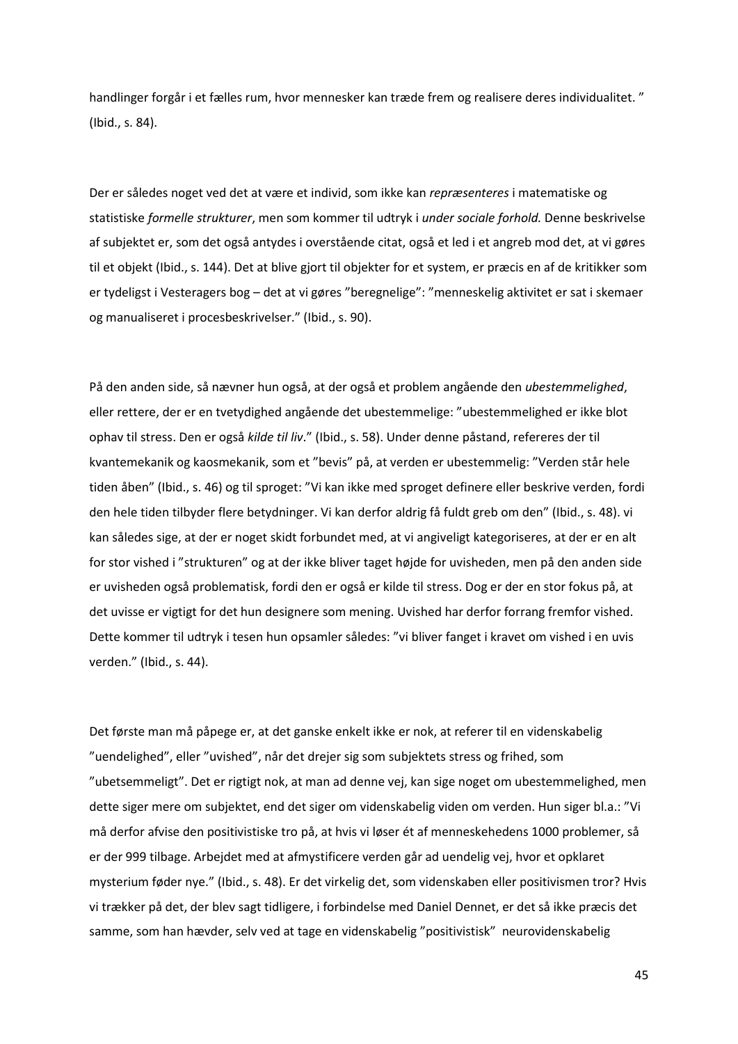handlinger forgår i et fælles rum, hvor mennesker kan træde frem og realisere deres individualitet. " (Ibid., s. 84).

Der er således noget ved det at være et individ, som ikke kan *repræsenteres* i matematiske og statistiske *formelle strukturer*, men som kommer til udtryk i *under sociale forhold.* Denne beskrivelse af subjektet er, som det også antydes i overstående citat, også et led i et angreb mod det, at vi gøres til et objekt (Ibid., s. 144). Det at blive gjort til objekter for et system, er præcis en af de kritikker som er tydeligst i Vesteragers bog – det at vi gøres "beregnelige": "menneskelig aktivitet er sat i skemaer og manualiseret i procesbeskrivelser." (Ibid., s. 90).

På den anden side, så nævner hun også, at der også et problem angående den *ubestemmelighed*, eller rettere, der er en tvetydighed angående det ubestemmelige: "ubestemmelighed er ikke blot ophav til stress. Den er også *kilde til liv*." (Ibid., s. 58). Under denne påstand, refereres der til kvantemekanik og kaosmekanik, som et "bevis" på, at verden er ubestemmelig: "Verden står hele tiden åben" (Ibid., s. 46) og til sproget: "Vi kan ikke med sproget definere eller beskrive verden, fordi den hele tiden tilbyder flere betydninger. Vi kan derfor aldrig få fuldt greb om den" (Ibid., s. 48). vi kan således sige, at der er noget skidt forbundet med, at vi angiveligt kategoriseres, at der er en alt for stor vished i "strukturen" og at der ikke bliver taget højde for uvisheden, men på den anden side er uvisheden også problematisk, fordi den er også er kilde til stress. Dog er der en stor fokus på, at det uvisse er vigtigt for det hun designere som mening. Uvished har derfor forrang fremfor vished. Dette kommer til udtryk i tesen hun opsamler således: "vi bliver fanget i kravet om vished i en uvis verden." (Ibid., s. 44).

Det første man må påpege er, at det ganske enkelt ikke er nok, at referer til en videnskabelig "uendelighed", eller "uvished", når det drejer sig som subjektets stress og frihed, som "ubetsemmeligt". Det er rigtigt nok, at man ad denne vej, kan sige noget om ubestemmelighed, men dette siger mere om subjektet, end det siger om videnskabelig viden om verden. Hun siger bl.a.: "Vi må derfor afvise den positivistiske tro på, at hvis vi løser ét af menneskehedens 1000 problemer, så er der 999 tilbage. Arbejdet med at afmystificere verden går ad uendelig vej, hvor et opklaret mysterium føder nye." (Ibid., s. 48). Er det virkelig det, som videnskaben eller positivismen tror? Hvis vi trækker på det, der blev sagt tidligere, i forbindelse med Daniel Dennet, er det så ikke præcis det samme, som han hævder, selv ved at tage en videnskabelig "positivistisk" neurovidenskabelig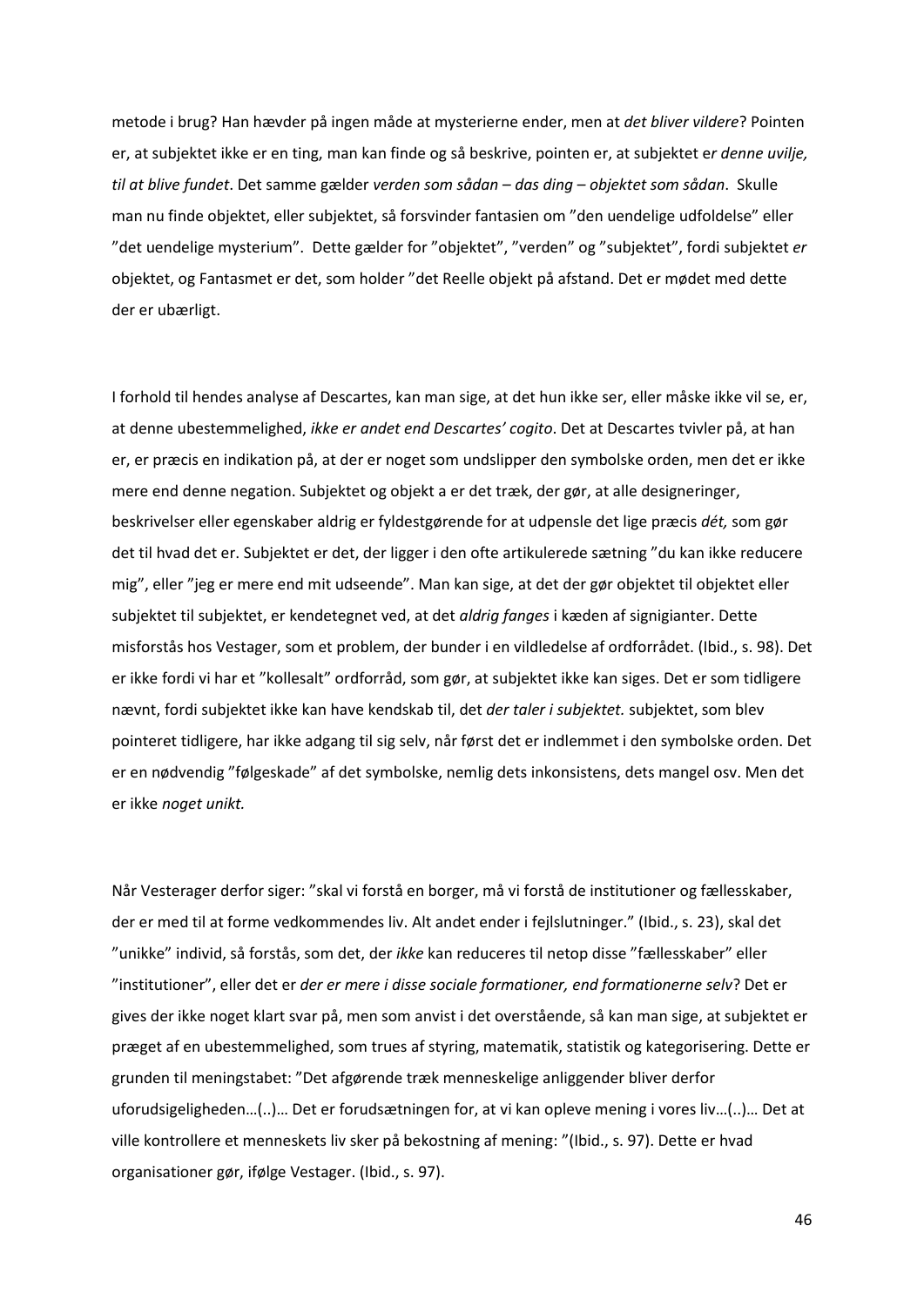metode i brug? Han hævder på ingen måde at mysterierne ender, men at *det bliver vildere*? Pointen er, at subjektet ikke er en ting, man kan finde og så beskrive, pointen er, at subjektet e*r denne uvilje, til at blive fundet*. Det samme gælder *verden som sådan – das ding – objektet som sådan*. Skulle man nu finde objektet, eller subjektet, så forsvinder fantasien om "den uendelige udfoldelse" eller "det uendelige mysterium". Dette gælder for "objektet", "verden" og "subjektet", fordi subjektet *er* objektet, og Fantasmet er det, som holder "det Reelle objekt på afstand. Det er mødet med dette der er ubærligt.

I forhold til hendes analyse af Descartes, kan man sige, at det hun ikke ser, eller måske ikke vil se, er, at denne ubestemmelighed, *ikke er andet end Descartes' cogito*. Det at Descartes tvivler på, at han er, er præcis en indikation på, at der er noget som undslipper den symbolske orden, men det er ikke mere end denne negation. Subjektet og objekt a er det træk, der gør, at alle designeringer, beskrivelser eller egenskaber aldrig er fyldestgørende for at udpensle det lige præcis *dét,* som gør det til hvad det er. Subjektet er det, der ligger i den ofte artikulerede sætning "du kan ikke reducere mig", eller "jeg er mere end mit udseende". Man kan sige, at det der gør objektet til objektet eller subjektet til subjektet, er kendetegnet ved, at det *aldrig fanges* i kæden af signigianter. Dette misforstås hos Vestager, som et problem, der bunder i en vildledelse af ordforrådet. (Ibid., s. 98). Det er ikke fordi vi har et "kollesalt" ordforråd, som gør, at subjektet ikke kan siges. Det er som tidligere nævnt, fordi subjektet ikke kan have kendskab til, det *der taler i subjektet.* subjektet, som blev pointeret tidligere, har ikke adgang til sig selv, når først det er indlemmet i den symbolske orden. Det er en nødvendig "følgeskade" af det symbolske, nemlig dets inkonsistens, dets mangel osv. Men det er ikke *noget unikt.*

Når Vesterager derfor siger: "skal vi forstå en borger, må vi forstå de institutioner og fællesskaber, der er med til at forme vedkommendes liv. Alt andet ender i fejlslutninger." (Ibid., s. 23), skal det "unikke" individ, så forstås, som det, der *ikke* kan reduceres til netop disse "fællesskaber" eller "institutioner", eller det er *der er mere i disse sociale formationer, end formationerne selv*? Det er gives der ikke noget klart svar på, men som anvist i det overstående, så kan man sige, at subjektet er præget af en ubestemmelighed, som trues af styring, matematik, statistik og kategorisering. Dette er grunden til meningstabet: "Det afgørende træk menneskelige anliggender bliver derfor uforudsigeligheden…(..)… Det er forudsætningen for, at vi kan opleve mening i vores liv…(..)… Det at ville kontrollere et menneskets liv sker på bekostning af mening: "(Ibid., s. 97). Dette er hvad organisationer gør, ifølge Vestager. (Ibid., s. 97).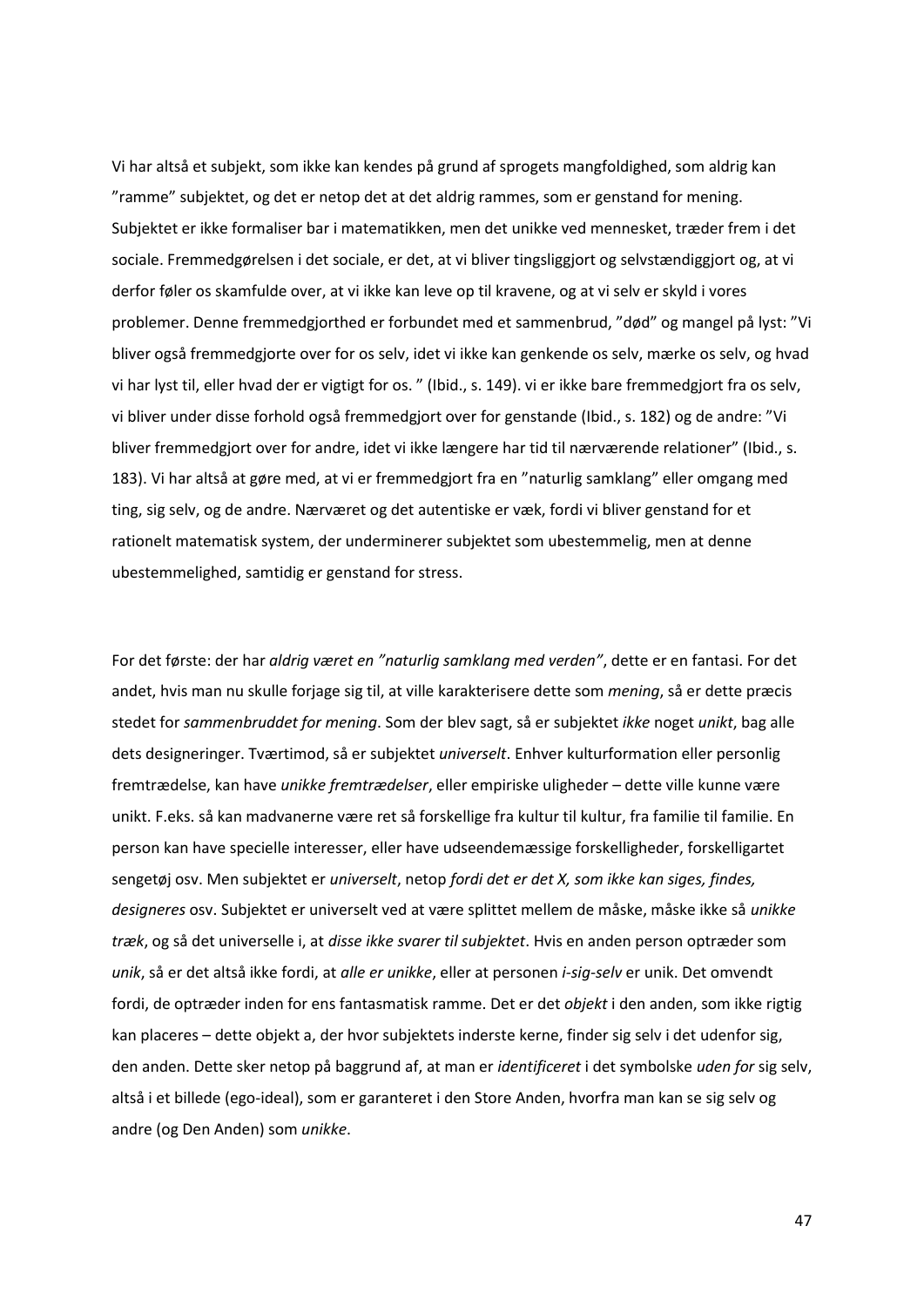Vi har altså et subjekt, som ikke kan kendes på grund af sprogets mangfoldighed, som aldrig kan ”ramme” subjektet, og det er netop det at det aldrig rammes, som er genstand for mening. Subjektet er ikke formaliser bar i matematikken, men det unikke ved mennesket, træder frem i det sociale. Fremmedgørelsen i det sociale, er det, at vi bliver tingsliggjort og selvstændiggjort og, at vi derfor føler os skamfulde over, at vi ikke kan leve op til kravene, og at vi selv er skyld i vores problemer. Denne fremmedgjorthed er forbundet med et sammenbrud, ”død” og mangel på lyst: ”Vi bliver også fremmedgjorte over for os selv, idet vi ikke kan genkende os selv, mærke os selv, og hvad vi har lyst til, eller hvad der er vigtigt for os. ” (Ibid., s. 149). vi er ikke bare fremmedgjort fra os selv, vi bliver under disse forhold også fremmedgjort over for genstande (Ibid., s. 182) og de andre: ”Vi bliver fremmedgjort over for andre, idet vi ikke længere har tid til nærværende relationer” (Ibid., s. 183). Vi har altså at gøre med, at vi er fremmedgjort fra en ”naturlig samklang” eller omgang med ting, sig selv, og de andre. Nærværet og det autentiske er væk, fordi vi bliver genstand for et rationelt matematisk system, der underminerer subjektet som ubestemmelig, men at denne ubestemmelighed, samtidig er genstand for stress.

For det første: der har *aldrig været en ”naturlig samklang med verden”*, dette er en fantasi. For det andet, hvis man nu skulle forjage sig til, at ville karakterisere dette som *mening*, så er dette præcis stedet for *sammenbruddet for mening*. Som der blev sagt, så er subjektet *ikke* noget *unikt*, bag alle dets designeringer. Tværtimod, så er subjektet *universelt*. Enhver kulturformation eller personlig fremtrædelse, kan have *unikke fremtrædelser*, eller empiriske uligheder – dette ville kunne være unikt. F.eks. så kan madvanerne være ret så forskellige fra kultur til kultur, fra familie til familie. En person kan have specielle interesser, eller have udseendemæssige forskelligheder, forskelligartet sengetøj osv. Men subjektet er *universelt*, netop *fordi det er det X, som ikke kan siges, findes, designeres* osv. Subjektet er universelt ved at være splittet mellem de måske, måske ikke så *unikke træk*, og så det universelle i, at *disse ikke svarer til subjektet*. Hvis en anden person optræder som *unik*, så er det altså ikke fordi, at *alle er unikke*, eller at personen *i-sig-selv* er unik. Det omvendt fordi, de optræder inden for ens fantasmatisk ramme. Det er det *objekt* i den anden, som ikke rigtig kan placeres – dette objekt a, der hvor subjektets inderste kerne, finder sig selv i det udenfor sig, den anden. Dette sker netop på baggrund af, at man er *identificeret* i det symbolske *uden for* sig selv, altså i et billede (ego-ideal), som er garanteret i den Store Anden, hvorfra man kan se sig selv og andre (og Den Anden) som *unikke*.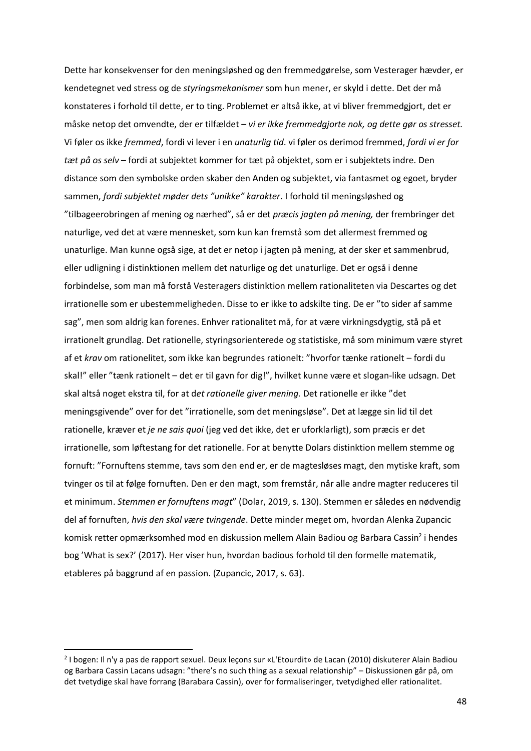Dette har konsekvenser for den meningsløshed og den fremmedgørelse, som Vesterager hævder, er kendetegnet ved stress og de *styringsmekanismer* som hun mener, er skyld i dette. Det der må konstateres i forhold til dette, er to ting. Problemet er altså ikke, at vi bliver fremmedgjort, det er måske netop det omvendte, der er tilfældet – *vi er ikke fremmedgjorte nok, og dette gør os stresset.* Vi føler os ikke *fremmed*, fordi vi lever i en *unaturlig tid*. vi føler os derimod fremmed, *fordi vi er for tæt på os selv* – fordi at subjektet kommer for tæt på objektet, som er i subjektets indre. Den distance som den symbolske orden skaber den Anden og subjektet, via fantasmet og egoet, bryder sammen, *fordi subjektet møder dets "unikke" karakter*. I forhold til meningsløshed og "tilbageerobringen af mening og nærhed", så er det *præcis jagten på mening,* der frembringer det naturlige, ved det at være mennesket, som kun kan fremstå som det allermest fremmed og unaturlige. Man kunne også sige, at det er netop i jagten på mening, at der sker et sammenbrud, eller udligning i distinktionen mellem det naturlige og det unaturlige. Det er også i denne forbindelse, som man må forstå Vesteragers distinktion mellem rationaliteten via Descartes og det irrationelle som er ubestemmeligheden. Disse to er ikke to adskilte ting. De er "to sider af samme sag", men som aldrig kan forenes. Enhver rationalitet må, for at være virkningsdygtig, stå på et irrationelt grundlag. Det rationelle, styringsorienterede og statistiske, må som minimum være styret af et *krav* om rationelitet, som ikke kan begrundes rationelt: "hvorfor tænke rationelt – fordi du skal!" eller "tænk rationelt – det er til gavn for dig!", hvilket kunne være et slogan-like udsagn. Det skal altså noget ekstra til, for at d*et rationelle giver mening.* Det rationelle er ikke "det meningsgivende" over for det "irrationelle, som det meningsløse". Det at lægge sin lid til det rationelle, kræver et *je ne sais quoi* (jeg ved det ikke, det er uforklarligt), som præcis er det irrationelle, som løftestang for det rationelle. For at benytte Dolars distinktion mellem stemme og fornuft: "Fornuftens stemme, tavs som den end er, er de magtesløses magt, den mytiske kraft, som tvinger os til at følge fornuften. Den er den magt, som fremstår, når alle andre magter reduceres til et minimum. *Stemmen er fornuftens magt*" (Dolar, 2019, s. 130). Stemmen er således en nødvendig del af fornuften, *hvis den skal være tvingende*. Dette minder meget om, hvordan Alenka Zupancic komisk retter opmærksomhed mod en diskussion mellem Alain Badiou og Barbara Cassin[2] i hendes bog 'What is sex?' (2017). Her viser hun, hvordan badious forhold til den formelle matematik, etableres på baggrund af en passion. (Zupancic, 2017, s. 63).

---

[2] I bogen: Il n'y a pas de rapport sexuel. Deux leçons sur «L'Etourdit» de Lacan (2010) diskuterer Alain Badiou og Barbara Cassin Lacans udsagn: "there's no such thing as a sexual relationship" – Diskussionen går på, om det tvetydige skal have forrang (Barabara Cassin), over for formaliseringer, tvetydighed eller rationalitet.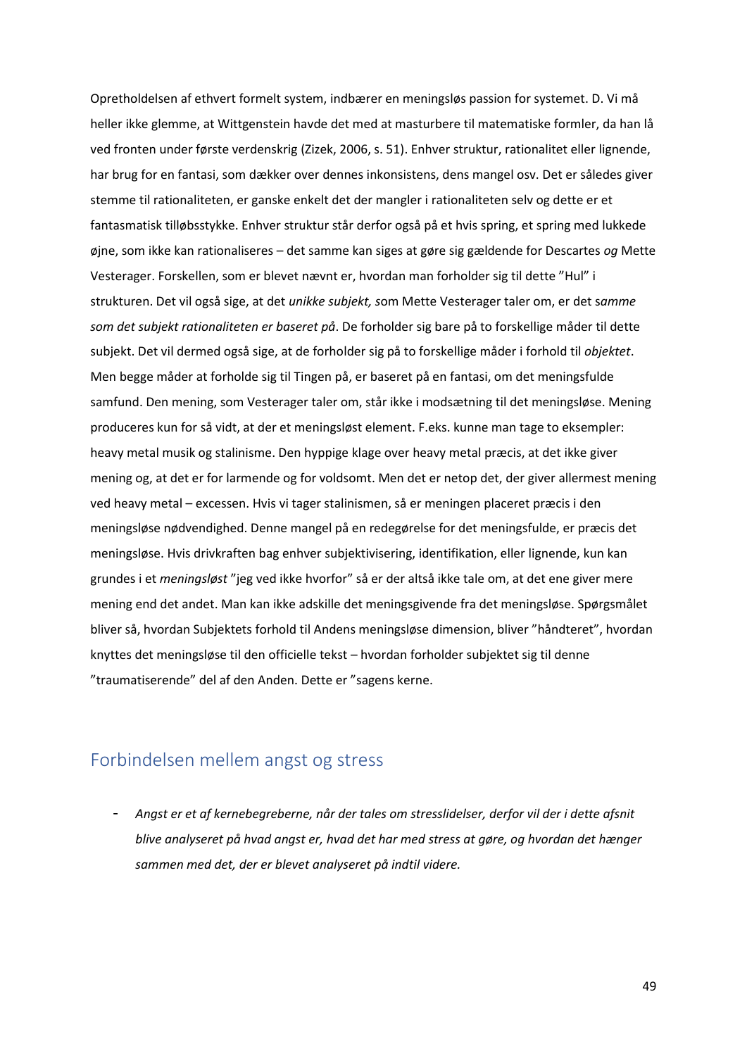Opretholdelsen af ethvert formelt system, indbærer en meningsløs passion for systemet. D. Vi må heller ikke glemme, at Wittgenstein havde det med at masturbere til matematiske formler, da han lå ved fronten under første verdenskrig (Zizek, 2006, s. 51). Enhver struktur, rationalitet eller lignende, har brug for en fantasi, som dækker over dennes inkonsistens, dens mangel osv. Det er således giver stemme til rationaliteten, er ganske enkelt det der mangler i rationaliteten selv og dette er et fantasmatisk tilløbsstykke. Enhver struktur står derfor også på et hvis spring, et spring med lukkede øjne, som ikke kan rationaliseres – det samme kan siges at gøre sig gældende for Descartes *og* Mette Vesterager. Forskellen, som er blevet nævnt er, hvordan man forholder sig til dette "Hul" i strukturen. Det vil også sige, at det *unikke subjekt, s*om Mette Vesterager taler om, er det s*amme som det subjekt rationaliteten er baseret på*. De forholder sig bare på to forskellige måder til dette subjekt. Det vil dermed også sige, at de forholder sig på to forskellige måder i forhold til *objektet*. Men begge måder at forholde sig til Tingen på, er baseret på en fantasi, om det meningsfulde samfund. Den mening, som Vesterager taler om, står ikke i modsætning til det meningsløse. Mening produceres kun for så vidt, at der et meningsløst element. F.eks. kunne man tage to eksempler: heavy metal musik og stalinisme. Den hyppige klage over heavy metal præcis, at det ikke giver mening og, at det er for larmende og for voldsomt. Men det er netop det, der giver allermest mening ved heavy metal – excessen. Hvis vi tager stalinismen, så er meningen placeret præcis i den meningsløse nødvendighed. Denne mangel på en redegørelse for det meningsfulde, er præcis det meningsløse. Hvis drivkraften bag enhver subjektivisering, identifikation, eller lignende, kun kan grundes i et *meningsløst* "jeg ved ikke hvorfor" så er der altså ikke tale om, at det ene giver mere mening end det andet. Man kan ikke adskille det meningsgivende fra det meningsløse. Spørgsmålet bliver så, hvordan Subjektets forhold til Andens meningsløse dimension, bliver "håndteret", hvordan knyttes det meningsløse til den officielle tekst – hvordan forholder subjektet sig til denne "traumatiserende" del af den Anden. Dette er "sagens kerne.

## Forbindelsen mellem angst og stress

- *Angst er et af kernebegreberne, når der tales om stresslidelser, derfor vil der i dette afsnit blive analyseret på hvad angst er, hvad det har med stress at gøre, og hvordan det hænger sammen med det, der er blevet analyseret på indtil videre.*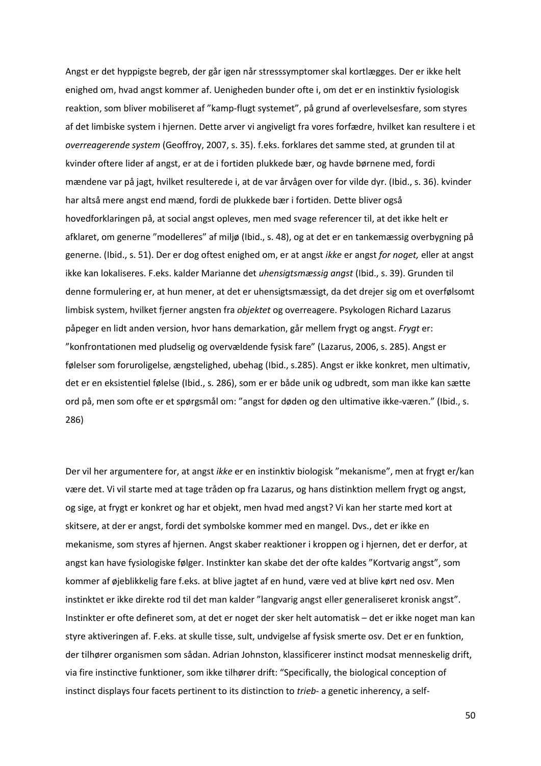Angst er det hyppigste begreb, der går igen når stresssymptomer skal kortlægges. Der er ikke helt enighed om, hvad angst kommer af. Uenigheden bunder ofte i, om det er en instinktiv fysiologisk reaktion, som bliver mobiliseret af "kamp-flugt systemet", på grund af overlevelsesfare, som styres af det limbiske system i hjernen. Dette arver vi angiveligt fra vores forfædre, hvilket kan resultere i et *overreagerende system* (Geoffroy, 2007, s. 35). f.eks. forklares det samme sted, at grunden til at kvinder oftere lider af angst, er at de i fortiden plukkede bær, og havde børnene med, fordi mændene var på jagt, hvilket resulterede i, at de var årvågen over for vilde dyr. (Ibid., s. 36). kvinder har altså mere angst end mænd, fordi de plukkede bær i fortiden. Dette bliver også hovedforklaringen på, at social angst opleves, men med svage referencer til, at det ikke helt er afklaret, om generne "modelleres" af miljø (Ibid., s. 48), og at det er en tankemæssig overbygning på generne. (Ibid., s. 51). Der er dog oftest enighed om, er at angst *ikke* er angst *for noget,* eller at angst ikke kan lokaliseres. F.eks. kalder Marianne det *uhensigtsmæssig angst* (Ibid., s. 39). Grunden til denne formulering er, at hun mener, at det er uhensigtsmæssigt, da det drejer sig om et overfølsomt limbisk system, hvilket fjerner angsten fra *objektet* og overreagere. Psykologen Richard Lazarus påpeger en lidt anden version, hvor hans demarkation, går mellem frygt og angst. *Frygt* er: "konfrontationen med pludselig og overvældende fysisk fare" (Lazarus, 2006, s. 285). Angst er følelser som foruroligelse, ængstelighed, ubehag (Ibid., s.285). Angst er ikke konkret, men ultimativ, det er en eksistentiel følelse (Ibid., s. 286), som er er både unik og udbredt, som man ikke kan sætte ord på, men som ofte er et spørgsmål om: "angst for døden og den ultimative ikke-væren." (Ibid., s. 286)

Der vil her argumentere for, at angst *ikke* er en instinktiv biologisk "mekanisme", men at frygt er/kan være det. Vi vil starte med at tage tråden op fra Lazarus, og hans distinktion mellem frygt og angst, og sige, at frygt er konkret og har et objekt, men hvad med angst? Vi kan her starte med kort at skitsere, at der er angst, fordi det symbolske kommer med en mangel. Dvs., det er ikke en mekanisme, som styres af hjernen. Angst skaber reaktioner i kroppen og i hjernen, det er derfor, at angst kan have fysiologiske følger. Instinkter kan skabe det der ofte kaldes "Kortvarig angst", som kommer af øjeblikkelig fare f.eks. at blive jagtet af en hund, være ved at blive kørt ned osv. Men instinktet er ikke direkte rod til det man kalder "langvarig angst eller generaliseret kronisk angst". Instinkter er ofte defineret som, at det er noget der sker helt automatisk – det er ikke noget man kan styre aktiveringen af. F.eks. at skulle tisse, sult, undvigelse af fysisk smerte osv. Det er en funktion, der tilhører organismen som sådan. Adrian Johnston, klassificerer instinct modsat menneskelig drift, via fire instinctive funktioner, som ikke tilhører drift: "Specifically, the biological conception of instinct displays four facets pertinent to its distinction to *trieb*- a genetic inherency, a self-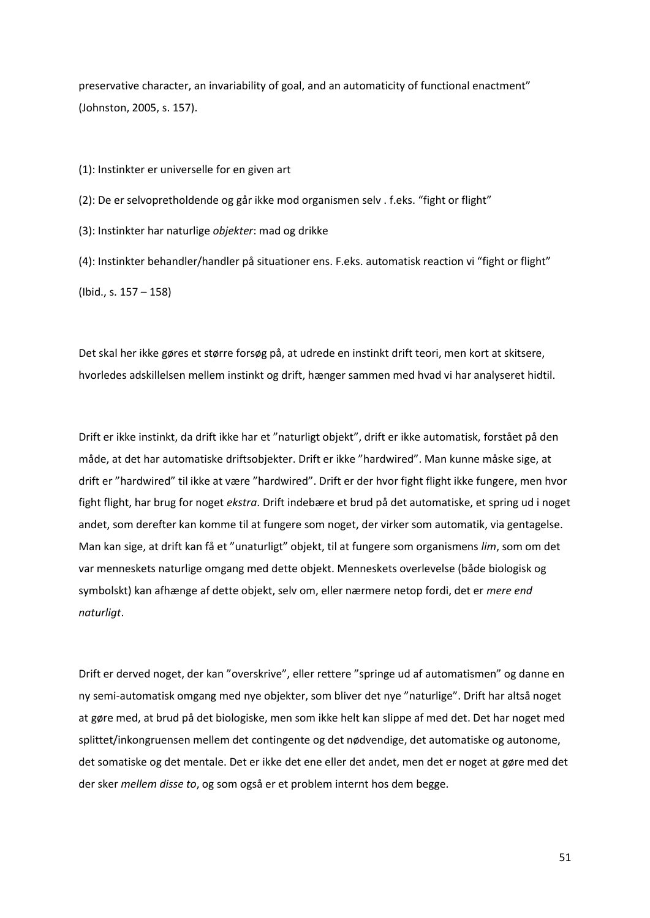preservative character, an invariability of goal, and an automaticity of functional enactment" (Johnston, 2005, s. 157).

(1): Instinkter er universelle for en given art

(2): De er selvopretholdende og går ikke mod organismen selv . f.eks. "fight or flight"

(3): Instinkter har naturlige *objekter*: mad og drikke

(4): Instinkter behandler/handler på situationer ens. F.eks. automatisk reaction vi "fight or flight"

(Ibid., s. 157 – 158)

Det skal her ikke gøres et større forsøg på, at udrede en instinkt drift teori, men kort at skitsere, hvorledes adskillelsen mellem instinkt og drift, hænger sammen med hvad vi har analyseret hidtil.

Drift er ikke instinkt, da drift ikke har et "naturligt objekt", drift er ikke automatisk, forstået på den måde, at det har automatiske driftsobjekter. Drift er ikke "hardwired". Man kunne måske sige, at drift er "hardwired" til ikke at være "hardwired". Drift er der hvor fight flight ikke fungere, men hvor fight flight, har brug for noget *ekstra*. Drift indebære et brud på det automatiske, et spring ud i noget andet, som derefter kan komme til at fungere som noget, der virker som automatik, via gentagelse. Man kan sige, at drift kan få et "unaturligt" objekt, til at fungere som organismens *lim*, som om det var menneskets naturlige omgang med dette objekt. Menneskets overlevelse (både biologisk og symbolskt) kan afhænge af dette objekt, selv om, eller nærmere netop fordi, det er *mere end naturligt*.

Drift er derved noget, der kan "overskrive", eller rettere "springe ud af automatismen" og danne en ny semi-automatisk omgang med nye objekter, som bliver det nye "naturlige". Drift har altså noget at gøre med, at brud på det biologiske, men som ikke helt kan slippe af med det. Det har noget med splittet/inkongruensen mellem det contingente og det nødvendige, det automatiske og autonome, det somatiske og det mentale. Det er ikke det ene eller det andet, men det er noget at gøre med det der sker *mellem disse to*, og som også er et problem internt hos dem begge.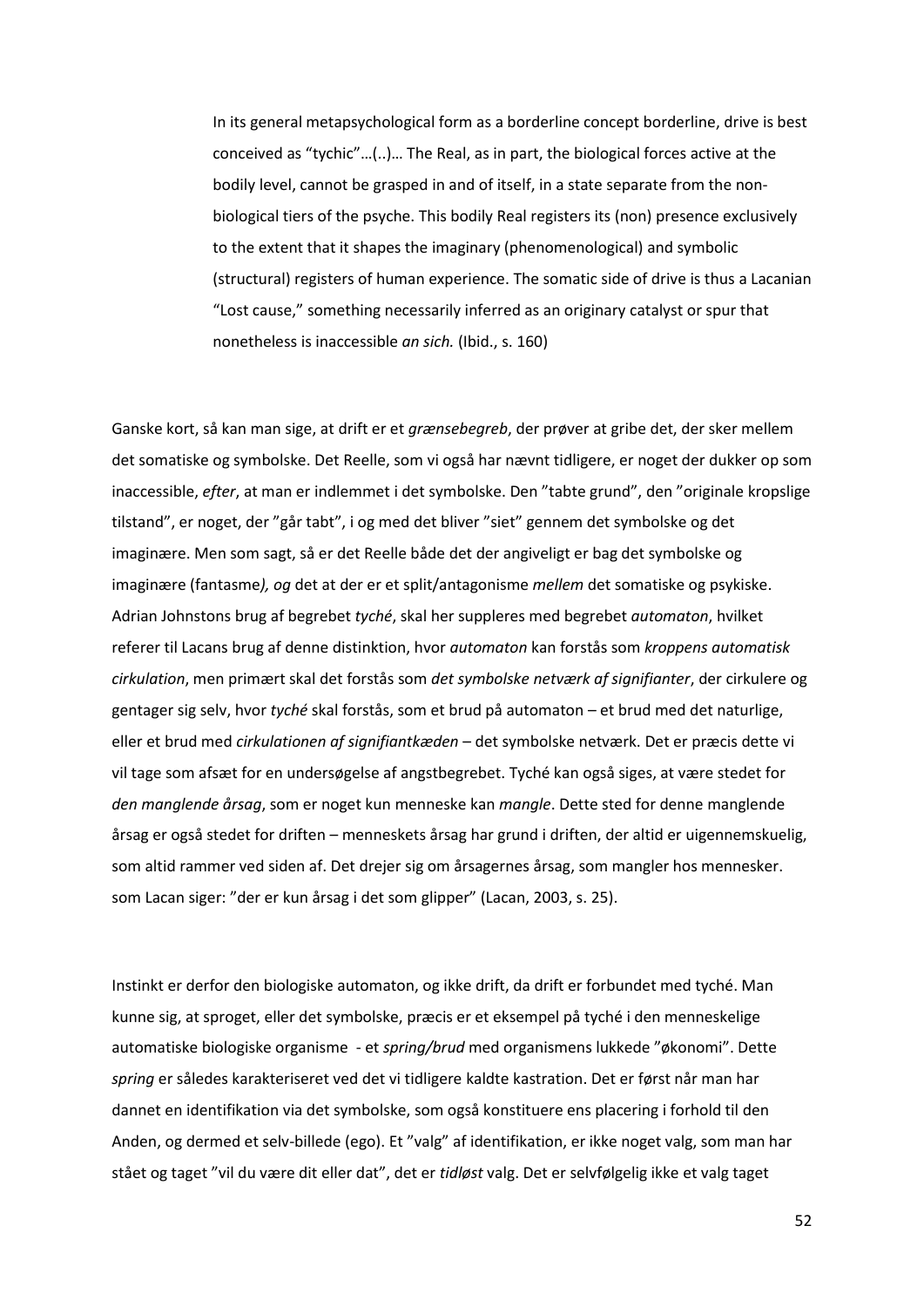> In its general metapsychological form as a borderline concept borderline, drive is best conceived as "tychic"…(..)… The Real, as in part, the biological forces active at the bodily level, cannot be grasped in and of itself, in a state separate from the non-biological tiers of the psyche. This bodily Real registers its (non) presence exclusively to the extent that it shapes the imaginary (phenomenological) and symbolic (structural) registers of human experience. The somatic side of drive is thus a Lacanian "Lost cause," something necessarily inferred as an originary catalyst or spur that nonetheless is inaccessible *an sich.* (Ibid., s. 160)

Ganske kort, så kan man sige, at drift er et *grænsebegreb*, der prøver at gribe det, der sker mellem det somatiske og symbolske. Det Reelle, som vi også har nævnt tidligere, er noget der dukker op som inaccessible, *efter*, at man er indlemmet i det symbolske. Den "tabte grund", den "originale kropslige tilstand", er noget, der "går tabt", i og med det bliver "siet" gennem det symbolske og det imaginære. Men som sagt, så er det Reelle både det der angiveligt er bag det symbolske og imaginære (fantasme*), og* det at der er et split/antagonisme *mellem* det somatiske og psykiske. Adrian Johnstons brug af begrebet *tyché*, skal her suppleres med begrebet *automaton*, hvilket referer til Lacans brug af denne distinktion, hvor *automaton* kan forstås som *kroppens automatisk cirkulation*, men primært skal det forstås som *det symbolske netværk af signifianter*, der cirkulere og gentager sig selv, hvor *tyché* skal forstås, som et brud på automaton – et brud med det naturlige, eller et brud med *cirkulationen af signifiantkæden* – det symbolske netværk. Det er præcis dette vi vil tage som afsæt for en undersøgelse af angstbegrebet. Tyché kan også siges, at være stedet for *den manglende årsag*, som er noget kun menneske kan *mangle*. Dette sted for denne manglende årsag er også stedet for driften – menneskets årsag har grund i driften, der altid er uigennemskuelig, som altid rammer ved siden af. Det drejer sig om årsagernes årsag, som mangler hos mennesker. som Lacan siger: "der er kun årsag i det som glipper" (Lacan, 2003, s. 25).

Instinkt er derfor den biologiske automaton, og ikke drift, da drift er forbundet med tyché. Man kunne sig, at sproget, eller det symbolske, præcis er et eksempel på tyché i den menneskelige automatiske biologiske organisme - et *spring/brud* med organismens lukkede "økonomi". Dette *spring* er således karakteriseret ved det vi tidligere kaldte kastration. Det er først når man har dannet en identifikation via det symbolske, som også konstituere ens placering i forhold til den Anden, og dermed et selv-billede (ego). Et "valg" af identifikation, er ikke noget valg, som man har stået og taget "vil du være dit eller dat", det er *tidløst* valg. Det er selvfølgelig ikke et valg taget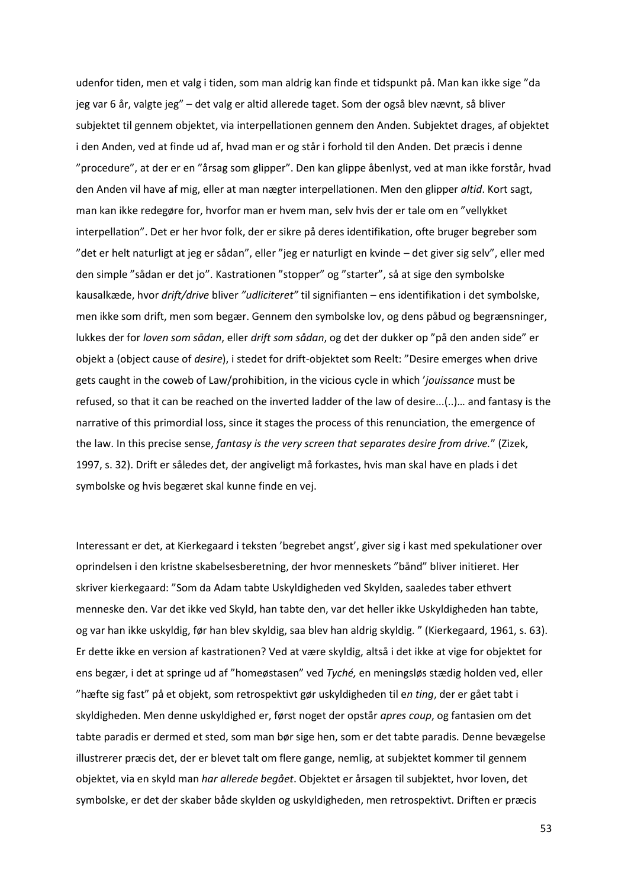udenfor tiden, men et valg i tiden, som man aldrig kan finde et tidspunkt på. Man kan ikke sige ”da jeg var 6 år, valgte jeg” – det valg er altid allerede taget. Som der også blev nævnt, så bliver subjektet til gennem objektet, via interpellationen gennem den Anden. Subjektet drages, af objektet i den Anden, ved at finde ud af, hvad man er og står i forhold til den Anden. Det præcis i denne ”procedure”, at der er en ”årsag som glipper”. Den kan glippe åbenlyst, ved at man ikke forstår, hvad den Anden vil have af mig, eller at man nægter interpellationen. Men den glipper *altid*. Kort sagt, man kan ikke redegøre for, hvorfor man er hvem man, selv hvis der er tale om en ”vellykket interpellation”. Det er her hvor folk, der er sikre på deres identifikation, ofte bruger begreber som ”det er helt naturligt at jeg er sådan”, eller ”jeg er naturligt en kvinde – det giver sig selv”, eller med den simple ”sådan er det jo”. Kastrationen ”stopper” og ”starter”, så at sige den symbolske kausalkæde, hvor *drift/drive* bliver *”udliciteret”* til signifianten – ens identifikation i det symbolske, men ikke som drift, men som begær. Gennem den symbolske lov, og dens påbud og begrænsninger, lukkes der for *loven som sådan*, eller *drift som sådan*, og det der dukker op ”på den anden side” er objekt a (object cause of *desire*), i stedet for drift-objektet som Reelt: ”Desire emerges when drive gets caught in the coweb of Law/prohibition, in the vicious cycle in which '*jouissance* must be refused, so that it can be reached on the inverted ladder of the law of desire...(..)… and fantasy is the narrative of this primordial loss, since it stages the process of this renunciation, the emergence of the law. In this precise sense, *fantasy is the very screen that separates desire from drive.*” (Zizek, 1997, s. 32). Drift er således det, der angiveligt må forkastes, hvis man skal have en plads i det symbolske og hvis begæret skal kunne finde en vej.

Interessant er det, at Kierkegaard i teksten 'begrebet angst', giver sig i kast med spekulationer over oprindelsen i den kristne skabelsesberetning, der hvor menneskets ”bånd” bliver initieret. Her skriver kierkegaard: ”Som da Adam tabte Uskyldigheden ved Skylden, saaledes taber ethvert menneske den. Var det ikke ved Skyld, han tabte den, var det heller ikke Uskyldigheden han tabte, og var han ikke uskyldig, før han blev skyldig, saa blev han aldrig skyldig. ” (Kierkegaard, 1961, s. 63). Er dette ikke en version af kastrationen? Ved at være skyldig, altså i det ikke at vige for objektet for ens begær, i det at springe ud af ”homeøstasen” ved *Tyché,* en meningsløs stædig holden ved, eller ”hæfte sig fast” på et objekt, som retrospektivt gør uskyldigheden til e*n ting*, der er gået tabt i skyldigheden. Men denne uskyldighed er, først noget der opstår *apres coup*, og fantasien om det tabte paradis er dermed et sted, som man bør sige hen, som er det tabte paradis. Denne bevægelse illustrerer præcis det, der er blevet talt om flere gange, nemlig, at subjektet kommer til gennem objektet, via en skyld man *har allerede begået*. Objektet er årsagen til subjektet, hvor loven, det symbolske, er det der skaber både skylden og uskyldigheden, men retrospektivt. Driften er præcis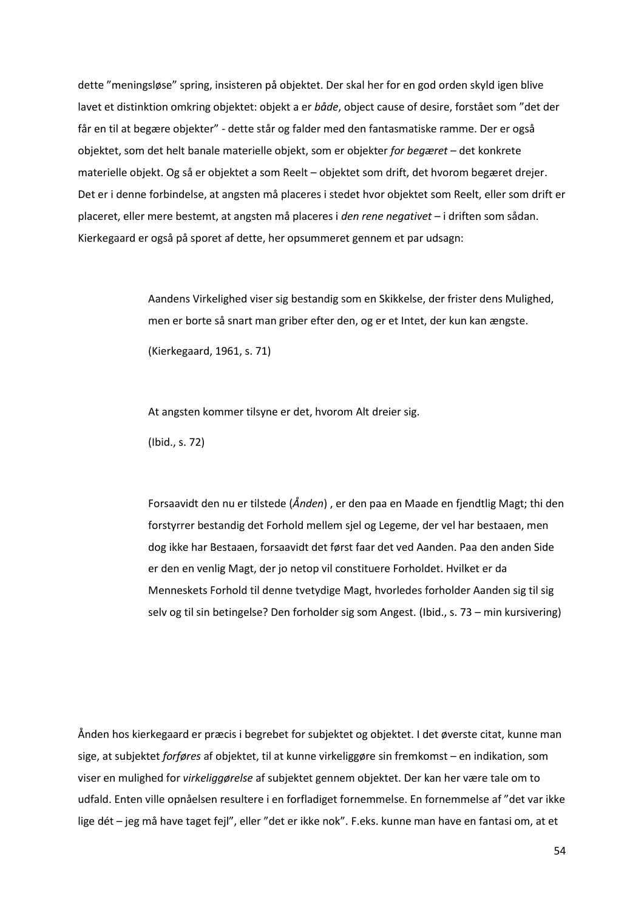dette ”meningsløse” spring, insisteren på objektet. Der skal her for en god orden skyld igen blive lavet et distinktion omkring objektet: objekt a er *både*, object cause of desire, forstået som ”det der får en til at begære objekter” - dette står og falder med den fantasmatiske ramme. Der er også objektet, som det helt banale materielle objekt, som er objekter *for begæret* – det konkrete materielle objekt. Og så er objektet a som Reelt – objektet som drift, det hvorom begæret drejer. Det er i denne forbindelse, at angsten må placeres i stedet hvor objektet som Reelt, eller som drift er placeret, eller mere bestemt, at angsten må placeres i *den rene negativet* – i driften som sådan. Kierkegaard er også på sporet af dette, her opsummeret gennem et par udsagn:

> Aandens Virkelighed viser sig bestandig som en Skikkelse, der frister dens Mulighed, men er borte så snart man griber efter den, og er et Intet, der kun kan ængste.
>
> (Kierkegaard, 1961, s. 71)

> At angsten kommer tilsyne er det, hvorom Alt dreier sig.
>
> (Ibid., s. 72)

> Forsaavidt den nu er tilstede (*Ånden*) , er den paa en Maade en fjendtlig Magt; thi den forstyrrer bestandig det Forhold mellem sjel og Legeme, der vel har bestaaen, men dog ikke har Bestaaen, forsaavidt det først faar det ved Aanden. Paa den anden Side er den en venlig Magt, der jo netop vil constituere Forholdet. Hvilket er da Menneskets Forhold til denne tvetydige Magt, hvorledes forholder Aanden sig til sig selv og til sin betingelse? Den forholder sig som Angest. (Ibid., s. 73 – min kursivering)

Ånden hos kierkegaard er præcis i begrebet for subjektet og objektet. I det øverste citat, kunne man sige, at subjektet *forføres* af objektet, til at kunne virkeliggøre sin fremkomst – en indikation, som viser en mulighed for *virkeliggørelse* af subjektet gennem objektet. Der kan her være tale om to udfald. Enten ville opnåelsen resultere i en forfladiget fornemmelse. En fornemmelse af ”det var ikke lige dét – jeg må have taget fejl”, eller ”det er ikke nok”. F.eks. kunne man have en fantasi om, at et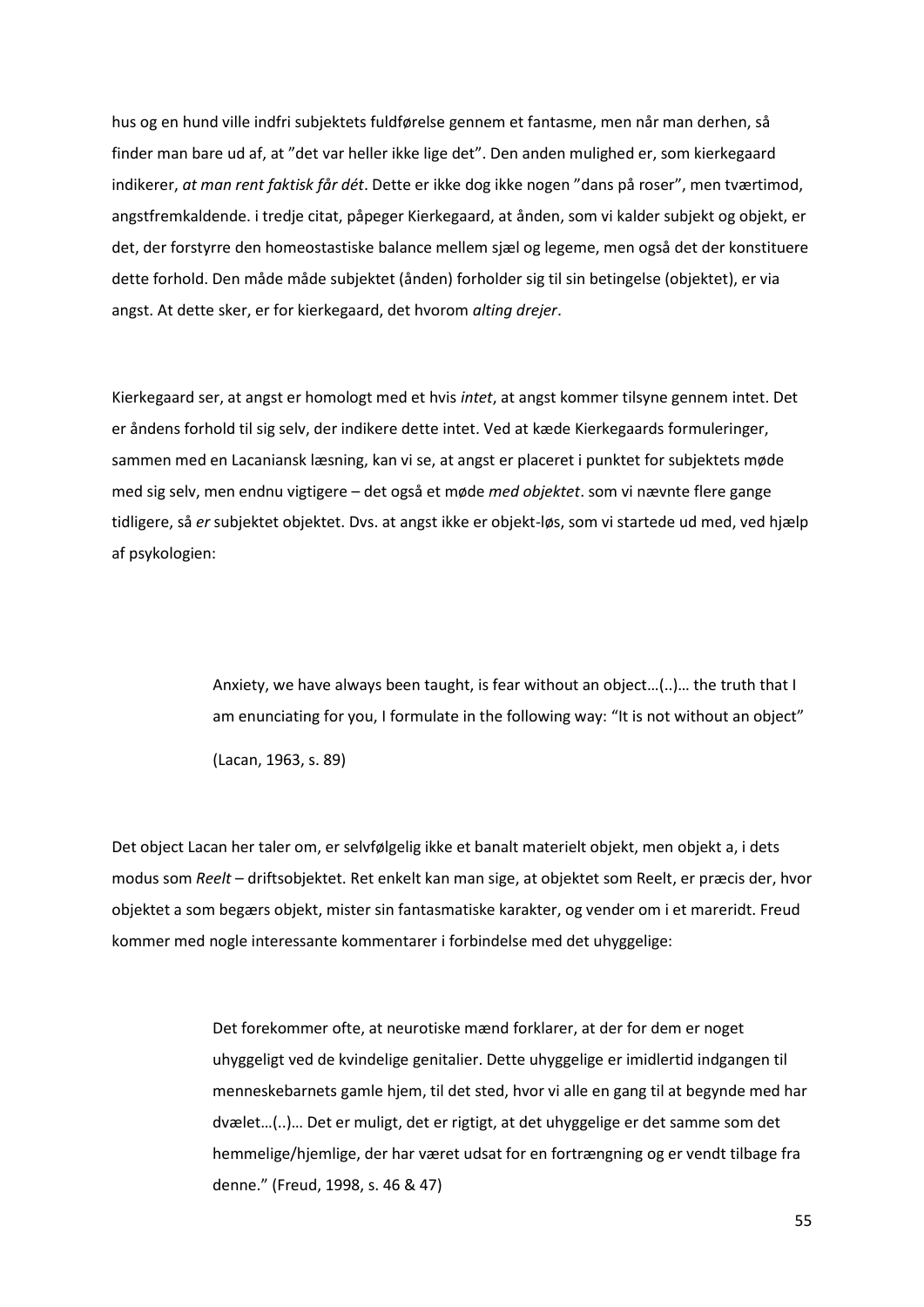hus og en hund ville indfri subjektets fuldførelse gennem et fantasme, men når man derhen, så finder man bare ud af, at "det var heller ikke lige det". Den anden mulighed er, som kierkegaard indikerer, *at man rent faktisk får dét*. Dette er ikke dog ikke nogen "dans på roser", men tværtimod, angstfremkaldende. i tredje citat, påpeger Kierkegaard, at ånden, som vi kalder subjekt og objekt, er det, der forstyrre den homeostastiske balance mellem sjæl og legeme, men også det der konstituere dette forhold. Den måde måde subjektet (ånden) forholder sig til sin betingelse (objektet), er via angst. At dette sker, er for kierkegaard, det hvorom *alting drejer*.

Kierkegaard ser, at angst er homologt med et hvis *intet*, at angst kommer tilsyne gennem intet. Det er åndens forhold til sig selv, der indikere dette intet. Ved at kæde Kierkegaards formuleringer, sammen med en Lacaniansk læsning, kan vi se, at angst er placeret i punktet for subjektets møde med sig selv, men endnu vigtigere – det også et møde *med objektet*. som vi nævnte flere gange tidligere, så *er* subjektet objektet. Dvs. at angst ikke er objekt-løs, som vi startede ud med, ved hjælp af psykologien:

> Anxiety, we have always been taught, is fear without an object…(..)… the truth that I am enunciating for you, I formulate in the following way: "It is not without an object"
>
> (Lacan, 1963, s. 89)

Det object Lacan her taler om, er selvfølgelig ikke et banalt materielt objekt, men objekt a, i dets modus som *Reelt* – driftsobjektet. Ret enkelt kan man sige, at objektet som Reelt, er præcis der, hvor objektet a som begærs objekt, mister sin fantasmatiske karakter, og vender om i et mareridt. Freud kommer med nogle interessante kommentarer i forbindelse med det uhyggelige:

> Det forekommer ofte, at neurotiske mænd forklarer, at der for dem er noget uhyggeligt ved de kvindelige genitalier. Dette uhyggelige er imidlertid indgangen til menneskebarnets gamle hjem, til det sted, hvor vi alle en gang til at begynde med har dvælet…(..)… Det er muligt, det er rigtigt, at det uhyggelige er det samme som det hemmelige/hjemlige, der har været udsat for en fortrængning og er vendt tilbage fra denne." (Freud, 1998, s. 46 & 47)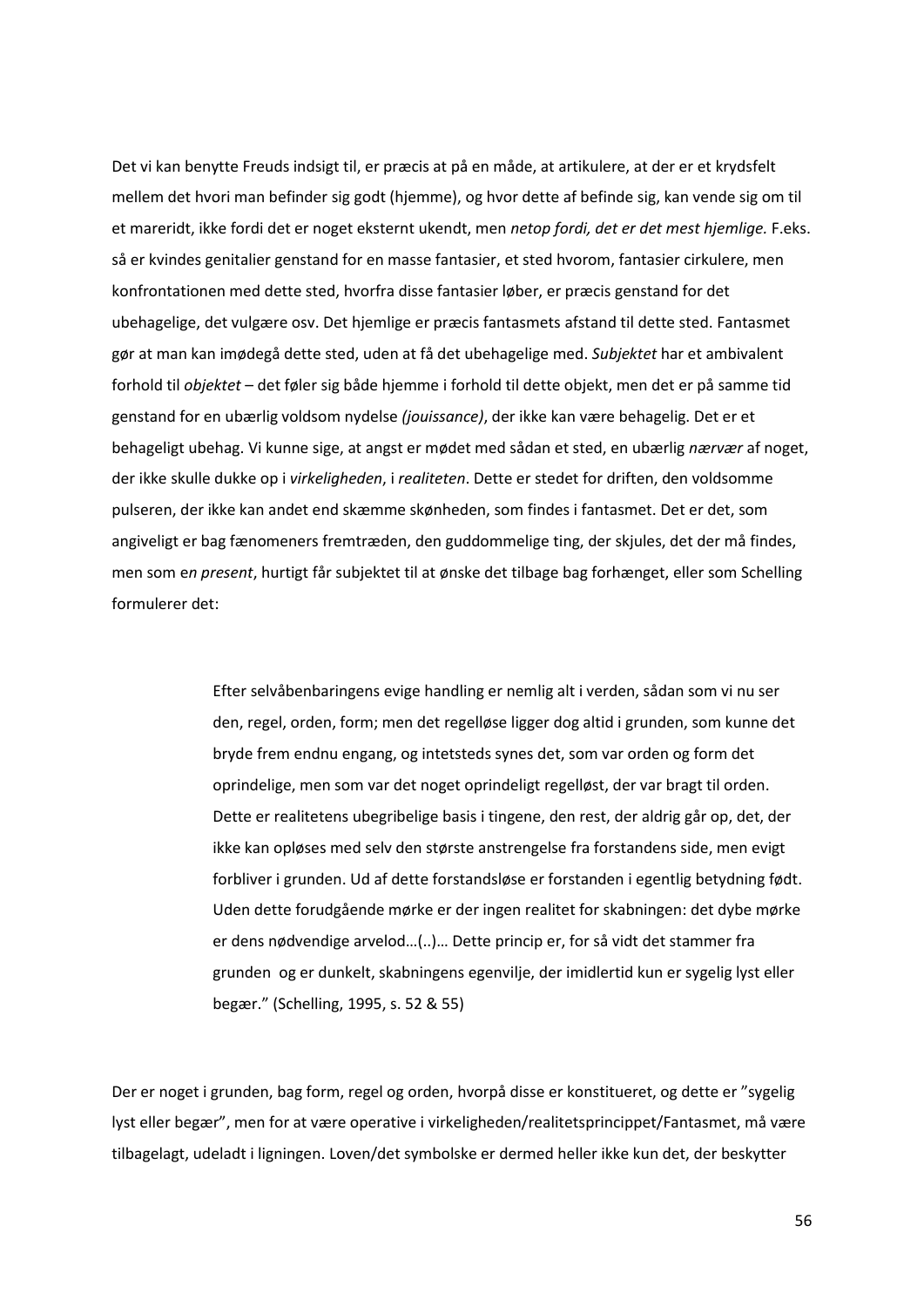Det vi kan benytte Freuds indsigt til, er præcis at på en måde, at artikulere, at der er et krydsfelt mellem det hvori man befinder sig godt (hjemme), og hvor dette af befinde sig, kan vende sig om til et mareridt, ikke fordi det er noget eksternt ukendt, men *netop fordi, det er det mest hjemlige.* F.eks. så er kvindes genitalier genstand for en masse fantasier, et sted hvorom, fantasier cirkulere, men konfrontationen med dette sted, hvorfra disse fantasier løber, er præcis genstand for det ubehagelige, det vulgære osv. Det hjemlige er præcis fantasmets afstand til dette sted. Fantasmet gør at man kan imødegå dette sted, uden at få det ubehagelige med. *Subjektet* har et ambivalent forhold til *objektet* – det føler sig både hjemme i forhold til dette objekt, men det er på samme tid genstand for en ubærlig voldsom nydelse *(jouissance)*, der ikke kan være behagelig. Det er et behageligt ubehag. Vi kunne sige, at angst er mødet med sådan et sted, en ubærlig *nærvær* af noget, der ikke skulle dukke op i *virkeligheden*, i *realiteten*. Dette er stedet for driften, den voldsomme pulseren, der ikke kan andet end skæmme skønheden, som findes i fantasmet. Det er det, som angiveligt er bag fænomeners fremtræden, den guddommelige ting, der skjules, det der må findes, men som e*n present*, hurtigt får subjektet til at ønske det tilbage bag forhænget, eller som Schelling formulerer det:

> Efter selvåbenbaringens evige handling er nemlig alt i verden, sådan som vi nu ser den, regel, orden, form; men det regelløse ligger dog altid i grunden, som kunne det bryde frem endnu engang, og intetsteds synes det, som var orden og form det oprindelige, men som var det noget oprindeligt regelløst, der var bragt til orden. Dette er realitetens ubegribelige basis i tingene, den rest, der aldrig går op, det, der ikke kan opløses med selv den største anstrengelse fra forstandens side, men evigt forbliver i grunden. Ud af dette forstandsløse er forstanden i egentlig betydning født. Uden dette forudgående mørke er der ingen realitet for skabningen: det dybe mørke er dens nødvendige arvelod…(..)… Dette princip er, for så vidt det stammer fra grunden og er dunkelt, skabningens egenvilje, der imidlertid kun er sygelig lyst eller begær." (Schelling, 1995, s. 52 & 55)

Der er noget i grunden, bag form, regel og orden, hvorpå disse er konstitueret, og dette er "sygelig lyst eller begær", men for at være operative i virkeligheden/realitetsprincippet/Fantasmet, må være tilbagelagt, udeladt i ligningen. Loven/det symbolske er dermed heller ikke kun det, der beskytter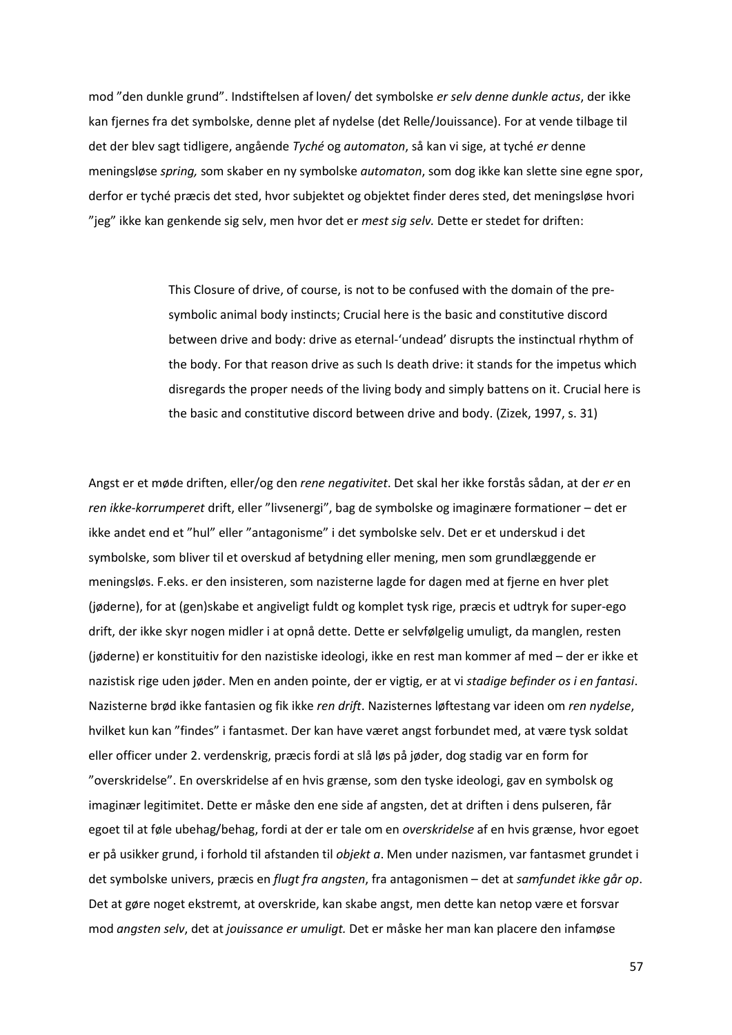mod ”den dunkle grund”. Indstiftelsen af loven/ det symbolske *er selv denne dunkle actus*, der ikke kan fjernes fra det symbolske, denne plet af nydelse (det Relle/Jouissance). For at vende tilbage til det der blev sagt tidligere, angående *Tyché* og *automaton*, så kan vi sige, at tyché *er* denne meningsløse *spring,* som skaber en ny symbolske *automaton*, som dog ikke kan slette sine egne spor, derfor er tyché præcis det sted, hvor subjektet og objektet finder deres sted, det meningsløse hvori ”jeg” ikke kan genkende sig selv, men hvor det er *mest sig selv.* Dette er stedet for driften:

> This Closure of drive, of course, is not to be confused with the domain of the pre-symbolic animal body instincts; Crucial here is the basic and constitutive discord between drive and body: drive as eternal-‘undead’ disrupts the instinctual rhythm of the body. For that reason drive as such Is death drive: it stands for the impetus which disregards the proper needs of the living body and simply battens on it. Crucial here is the basic and constitutive discord between drive and body. (Zizek, 1997, s. 31)

Angst er et møde driften, eller/og den *rene negativitet*. Det skal her ikke forstås sådan, at der *er* en *ren ikke-korrumperet* drift, eller ”livsenergi”, bag de symbolske og imaginære formationer – det er ikke andet end et ”hul” eller ”antagonisme” i det symbolske selv. Det er et underskud i det symbolske, som bliver til et overskud af betydning eller mening, men som grundlæggende er meningsløs. F.eks. er den insisteren, som nazisterne lagde for dagen med at fjerne en hver plet (jøderne), for at (gen)skabe et angiveligt fuldt og komplet tysk rige, præcis et udtryk for super-ego drift, der ikke skyr nogen midler i at opnå dette. Dette er selvfølgelig umuligt, da manglen, resten (jøderne) er konstituitiv for den nazistiske ideologi, ikke en rest man kommer af med – der er ikke et nazistisk rige uden jøder. Men en anden pointe, der er vigtig, er at vi *stadige befinder os i en fantasi*. Nazisterne brød ikke fantasien og fik ikke *ren drift*. Nazisternes løftestang var ideen om *ren nydelse*, hvilket kun kan ”findes” i fantasmet. Der kan have været angst forbundet med, at være tysk soldat eller officer under 2. verdenskrig, præcis fordi at slå løs på jøder, dog stadig var en form for ”overskridelse”. En overskridelse af en hvis grænse, som den tyske ideologi, gav en symbolsk og imaginær legitimitet. Dette er måske den ene side af angsten, det at driften i dens pulseren, får egoet til at føle ubehag/behag, fordi at der er tale om en *overskridelse* af en hvis grænse, hvor egoet er på usikker grund, i forhold til afstanden til *objekt a*. Men under nazismen, var fantasmet grundet i det symbolske univers, præcis en *flugt fra angsten*, fra antagonismen – det at *samfundet ikke går op*. Det at gøre noget ekstremt, at overskride, kan skabe angst, men dette kan netop være et forsvar mod *angsten selv*, det at *jouissance er umuligt.* Det er måske her man kan placere den infamøse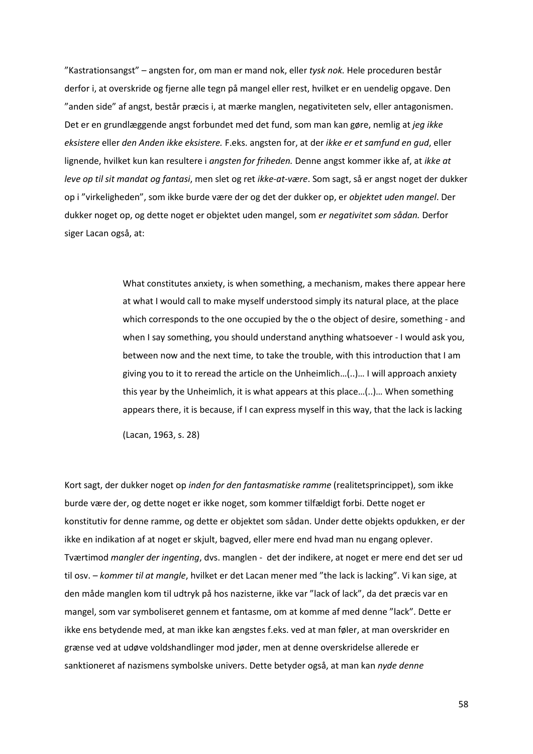"Kastrationsangst" – angsten for, om man er mand nok, eller *tysk nok.* Hele proceduren består derfor i, at overskride og fjerne alle tegn på mangel eller rest, hvilket er en uendelig opgave. Den "anden side" af angst, består præcis i, at mærke manglen, negativiteten selv, eller antagonismen. Det er en grundlæggende angst forbundet med det fund, som man kan gøre, nemlig at *jeg ikke eksistere* eller *den Anden ikke eksistere.* F.eks. angsten for, at der *ikke er et samfund en gud*, eller lignende, hvilket kun kan resultere i *angsten for friheden.* Denne angst kommer ikke af, at *ikke at leve op til sit mandat og fantasi*, men slet og ret *ikke-at-være*. Som sagt, så er angst noget der dukker op i "virkeligheden", som ikke burde være der og det der dukker op, er *objektet uden mangel*. Der dukker noget op, og dette noget er objektet uden mangel, som *er negativitet som sådan.* Derfor siger Lacan også, at:

> What constitutes anxiety, is when something, a mechanism, makes there appear here at what I would call to make myself understood simply its natural place, at the place which corresponds to the one occupied by the o the object of desire, something - and when I say something, you should understand anything whatsoever - I would ask you, between now and the next time, to take the trouble, with this introduction that I am giving you to it to reread the article on the Unheimlich…(..)… I will approach anxiety this year by the Unheimlich, it is what appears at this place…(..)… When something appears there, it is because, if I can express myself in this way, that the lack is lacking
>
> (Lacan, 1963, s. 28)

Kort sagt, der dukker noget op *inden for den fantasmatiske ramme* (realitetsprincippet), som ikke burde være der, og dette noget er ikke noget, som kommer tilfældigt forbi. Dette noget er konstitutiv for denne ramme, og dette er objektet som sådan. Under dette objekts opdukken, er der ikke en indikation af at noget er skjult, bagved, eller mere end hvad man nu engang oplever. Tværtimod *mangler der ingenting*, dvs. manglen - det der indikere, at noget er mere end det ser ud til osv. – *kommer til at mangle*, hvilket er det Lacan mener med "the lack is lacking". Vi kan sige, at den måde manglen kom til udtryk på hos nazisterne, ikke var "lack of lack", da det præcis var en mangel, som var symboliseret gennem et fantasme, om at komme af med denne "lack". Dette er ikke ens betydende med, at man ikke kan ængstes f.eks. ved at man føler, at man overskrider en grænse ved at udøve voldshandlinger mod jøder, men at denne overskridelse allerede er sanktioneret af nazismens symbolske univers. Dette betyder også, at man kan *nyde denne*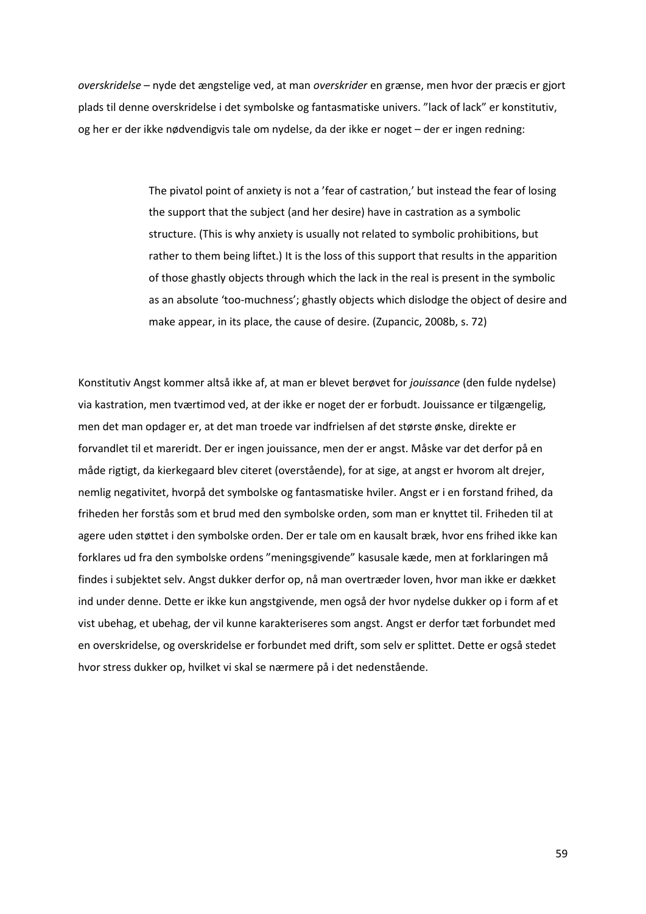*overskridelse* – nyde det ængstelige ved, at man *overskrider* en grænse, men hvor der præcis er gjort plads til denne overskridelse i det symbolske og fantasmatiske univers. ”lack of lack” er konstitutiv, og her er der ikke nødvendigvis tale om nydelse, da der ikke er noget – der er ingen redning:

> The pivatol point of anxiety is not a ’fear of castration,’ but instead the fear of losing the support that the subject (and her desire) have in castration as a symbolic structure. (This is why anxiety is usually not related to symbolic prohibitions, but rather to them being liftet.) It is the loss of this support that results in the apparition of those ghastly objects through which the lack in the real is present in the symbolic as an absolute ‘too-muchness’; ghastly objects which dislodge the object of desire and make appear, in its place, the cause of desire. (Zupancic, 2008b, s. 72)

Konstitutiv Angst kommer altså ikke af, at man er blevet berøvet for *jouissance* (den fulde nydelse) via kastration, men tværtimod ved, at der ikke er noget der er forbudt. Jouissance er tilgængelig, men det man opdager er, at det man troede var indfrielsen af det største ønske, direkte er forvandlet til et mareridt. Der er ingen jouissance, men der er angst. Måske var det derfor på en måde rigtigt, da kierkegaard blev citeret (overstående), for at sige, at angst er hvorom alt drejer, nemlig negativitet, hvorpå det symbolske og fantasmatiske hviler. Angst er i en forstand frihed, da friheden her forstås som et brud med den symbolske orden, som man er knyttet til. Friheden til at agere uden støttet i den symbolske orden. Der er tale om en kausalt bræk, hvor ens frihed ikke kan forklares ud fra den symbolske ordens ”meningsgivende” kasusale kæde, men at forklaringen må findes i subjektet selv. Angst dukker derfor op, nå man overtræder loven, hvor man ikke er dækket ind under denne. Dette er ikke kun angstgivende, men også der hvor nydelse dukker op i form af et vist ubehag, et ubehag, der vil kunne karakteriseres som angst. Angst er derfor tæt forbundet med en overskridelse, og overskridelse er forbundet med drift, som selv er splittet. Dette er også stedet hvor stress dukker op, hvilket vi skal se nærmere på i det nedenstående.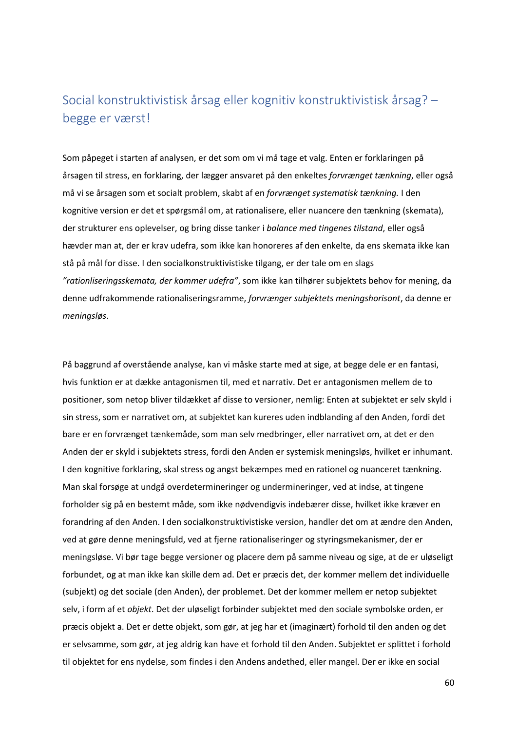## Social konstruktivistisk årsag eller kognitiv konstruktivistisk årsag? – begge er værst!

Som påpeget i starten af analysen, er det som om vi må tage et valg. Enten er forklaringen på årsagen til stress, en forklaring, der lægger ansvaret på den enkeltes *forvrænget tænkning*, eller også må vi se årsagen som et socialt problem, skabt af en *forvrænget systematisk tænkning.* I den kognitive version er det et spørgsmål om, at rationalisere, eller nuancere den tænkning (skemata), der strukturer ens oplevelser, og bring disse tanker i *balance med tingenes tilstand*, eller også hævder man at, der er krav udefra, som ikke kan honoreres af den enkelte, da ens skemata ikke kan stå på mål for disse. I den socialkonstruktivistiske tilgang, er der tale om en slags *"rationliseringsskemata, der kommer udefra"*, som ikke kan tilhører subjektets behov for mening, da denne udfrakommende rationaliseringsramme, *forvrænger subjektets meningshorisont*, da denne er *meningsløs*.

På baggrund af overstående analyse, kan vi måske starte med at sige, at begge dele er en fantasi, hvis funktion er at dække antagonismen til, med et narrativ. Det er antagonismen mellem de to positioner, som netop bliver tildækket af disse to versioner, nemlig: Enten at subjektet er selv skyld i sin stress, som er narrativet om, at subjektet kan kureres uden indblanding af den Anden, fordi det bare er en forvrænget tænkemåde, som man selv medbringer, eller narrativet om, at det er den Anden der er skyld i subjektets stress, fordi den Anden er systemisk meningsløs, hvilket er inhumant. I den kognitive forklaring, skal stress og angst bekæmpes med en rationel og nuanceret tænkning. Man skal forsøge at undgå overdetermineringer og undermineringer, ved at indse, at tingene forholder sig på en bestemt måde, som ikke nødvendigvis indebærer disse, hvilket ikke kræver en forandring af den Anden. I den socialkonstruktivistiske version, handler det om at ændre den Anden, ved at gøre denne meningsfuld, ved at fjerne rationaliseringer og styringsmekanismer, der er meningsløse. Vi bør tage begge versioner og placere dem på samme niveau og sige, at de er uløseligt forbundet, og at man ikke kan skille dem ad. Det er præcis det, der kommer mellem det individuelle (subjekt) og det sociale (den Anden), der problemet. Det der kommer mellem er netop subjektet selv, i form af et *objekt*. Det der uløseligt forbinder subjektet med den sociale symbolske orden, er præcis objekt a. Det er dette objekt, som gør, at jeg har et (imaginært) forhold til den anden og det er selvsamme, som gør, at jeg aldrig kan have et forhold til den Anden. Subjektet er splittet i forhold til objektet for ens nydelse, som findes i den Andens andethed, eller mangel. Der er ikke en social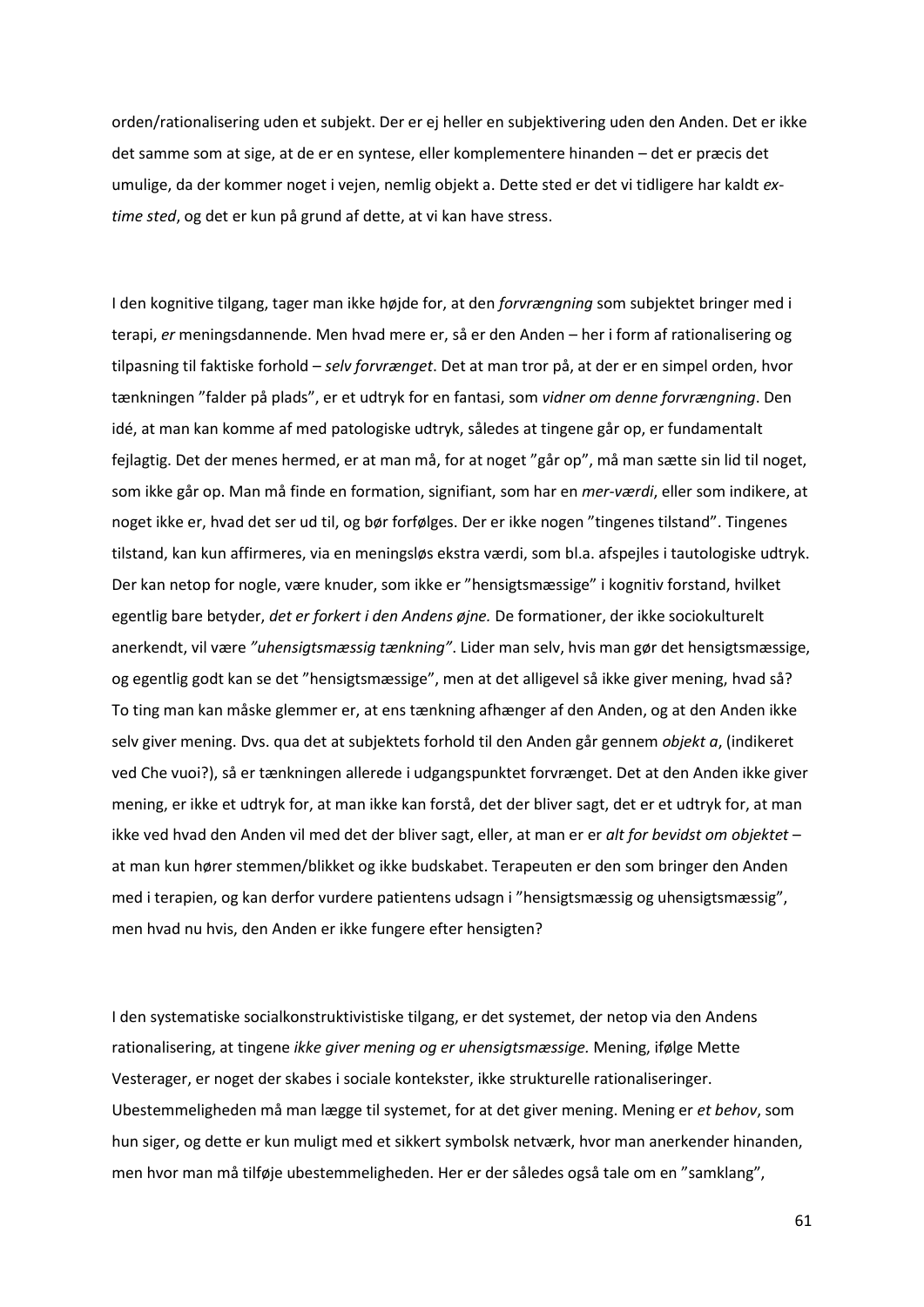orden/rationalisering uden et subjekt. Der er ej heller en subjektivering uden den Anden. Det er ikke det samme som at sige, at de er en syntese, eller komplementere hinanden – det er præcis det umulige, da der kommer noget i vejen, nemlig objekt a. Dette sted er det vi tidligere har kaldt *ex-time sted*, og det er kun på grund af dette, at vi kan have stress.

I den kognitive tilgang, tager man ikke højde for, at den *forvrængning* som subjektet bringer med i terapi, *er* meningsdannende. Men hvad mere er, så er den Anden – her i form af rationalisering og tilpasning til faktiske forhold – *selv forvrænget*. Det at man tror på, at der er en simpel orden, hvor tænkningen "falder på plads", er et udtryk for en fantasi, som *vidner om denne forvrængning*. Den idé, at man kan komme af med patologiske udtryk, således at tingene går op, er fundamentalt fejlagtig. Det der menes hermed, er at man må, for at noget "går op", må man sætte sin lid til noget, som ikke går op. Man må finde en formation, signifiant, som har en *mer-værdi*, eller som indikere, at noget ikke er, hvad det ser ud til, og bør forfølges. Der er ikke nogen "tingenes tilstand". Tingenes tilstand, kan kun affirmeres, via en meningsløs ekstra værdi, som bl.a. afspejles i tautologiske udtryk. Der kan netop for nogle, være knuder, som ikke er "hensigtsmæssige" i kognitiv forstand, hvilket egentlig bare betyder, *det er forkert i den Andens øjne.* De formationer, der ikke sociokulturelt anerkendt, vil være *"uhensigtsmæssig tænkning"*. Lider man selv, hvis man gør det hensigtsmæssige, og egentlig godt kan se det "hensigtsmæssige", men at det alligevel så ikke giver mening, hvad så? To ting man kan måske glemmer er, at ens tænkning afhænger af den Anden, og at den Anden ikke selv giver mening. Dvs. qua det at subjektets forhold til den Anden går gennem *objekt a*, (indikeret ved Che vuoi?), så er tænkningen allerede i udgangspunktet forvrænget. Det at den Anden ikke giver mening, er ikke et udtryk for, at man ikke kan forstå, det der bliver sagt, det er et udtryk for, at man ikke ved hvad den Anden vil med det der bliver sagt, eller, at man er er *alt for bevidst om objektet* – at man kun hører stemmen/blikket og ikke budskabet. Terapeuten er den som bringer den Anden med i terapien, og kan derfor vurdere patientens udsagn i "hensigtsmæssig og uhensigtsmæssig", men hvad nu hvis, den Anden er ikke fungere efter hensigten?

I den systematiske socialkonstruktivistiske tilgang, er det systemet, der netop via den Andens rationalisering, at tingene *ikke giver mening og er uhensigtsmæssige.* Mening, ifølge Mette Vesterager, er noget der skabes i sociale kontekster, ikke strukturelle rationaliseringer. Ubestemmeligheden må man lægge til systemet, for at det giver mening. Mening er *et behov*, som hun siger, og dette er kun muligt med et sikkert symbolsk netværk, hvor man anerkender hinanden, men hvor man må tilføje ubestemmeligheden. Her er der således også tale om en "samklang",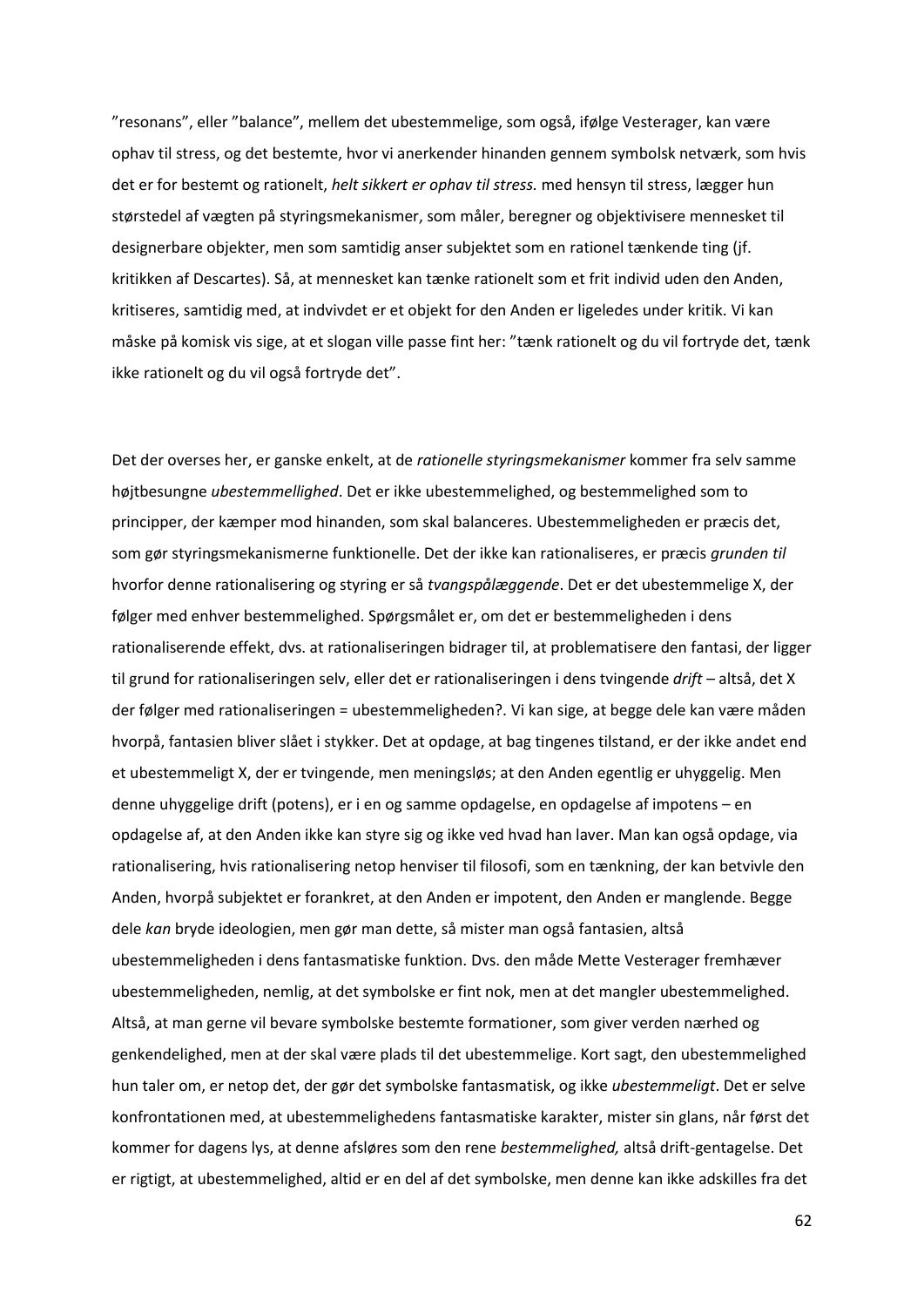"resonans", eller "balance", mellem det ubestemmelige, som også, ifølge Vesterager, kan være ophav til stress, og det bestemte, hvor vi anerkender hinanden gennem symbolsk netværk, som hvis det er for bestemt og rationelt, *helt sikkert er ophav til stress.* med hensyn til stress, lægger hun størstedel af vægten på styringsmekanismer, som måler, beregner og objektivisere mennesket til designerbare objekter, men som samtidig anser subjektet som en rationel tænkende ting (jf. kritikken af Descartes). Så, at mennesket kan tænke rationelt som et frit individ uden den Anden, kritiseres, samtidig med, at indvivdet er et objekt for den Anden er ligeledes under kritik. Vi kan måske på komisk vis sige, at et slogan ville passe fint her: "tænk rationelt og du vil fortryde det, tænk ikke rationelt og du vil også fortryde det".

Det der overses her, er ganske enkelt, at de *rationelle styringsmekanismer* kommer fra selv samme højtbesungne *ubestemmellighed*. Det er ikke ubestemmelighed, og bestemmelighed som to principper, der kæmper mod hinanden, som skal balanceres. Ubestemmeligheden er præcis det, som gør styringsmekanismerne funktionelle. Det der ikke kan rationaliseres, er præcis *grunden til* hvorfor denne rationalisering og styring er så *tvangspålæggende*. Det er det ubestemmelige X, der følger med enhver bestemmelighed. Spørgsmålet er, om det er bestemmeligheden i dens rationaliserende effekt, dvs. at rationaliseringen bidrager til, at problematisere den fantasi, der ligger til grund for rationaliseringen selv, eller det er rationaliseringen i dens tvingende *drift* – altså, det X der følger med rationaliseringen = ubestemmeligheden?. Vi kan sige, at begge dele kan være måden hvorpå, fantasien bliver slået i stykker. Det at opdage, at bag tingenes tilstand, er der ikke andet end et ubestemmeligt X, der er tvingende, men meningsløs; at den Anden egentlig er uhyggelig. Men denne uhyggelige drift (potens), er i en og samme opdagelse, en opdagelse af impotens – en opdagelse af, at den Anden ikke kan styre sig og ikke ved hvad han laver. Man kan også opdage, via rationalisering, hvis rationalisering netop henviser til filosofi, som en tænkning, der kan betvivle den Anden, hvorpå subjektet er forankret, at den Anden er impotent, den Anden er manglende. Begge dele *kan* bryde ideologien, men gør man dette, så mister man også fantasien, altså ubestemmeligheden i dens fantasmatiske funktion. Dvs. den måde Mette Vesterager fremhæver ubestemmeligheden, nemlig, at det symbolske er fint nok, men at det mangler ubestemmelighed. Altså, at man gerne vil bevare symbolske bestemte formationer, som giver verden nærhed og genkendelighed, men at der skal være plads til det ubestemmelige. Kort sagt, den ubestemmelighed hun taler om, er netop det, der gør det symbolske fantasmatisk, og ikke *ubestemmeligt*. Det er selve konfrontationen med, at ubestemmelighedens fantasmatiske karakter, mister sin glans, når først det kommer for dagens lys, at denne afsløres som den rene *bestemmelighed,* altså drift-gentagelse. Det er rigtigt, at ubestemmelighed, altid er en del af det symbolske, men denne kan ikke adskilles fra det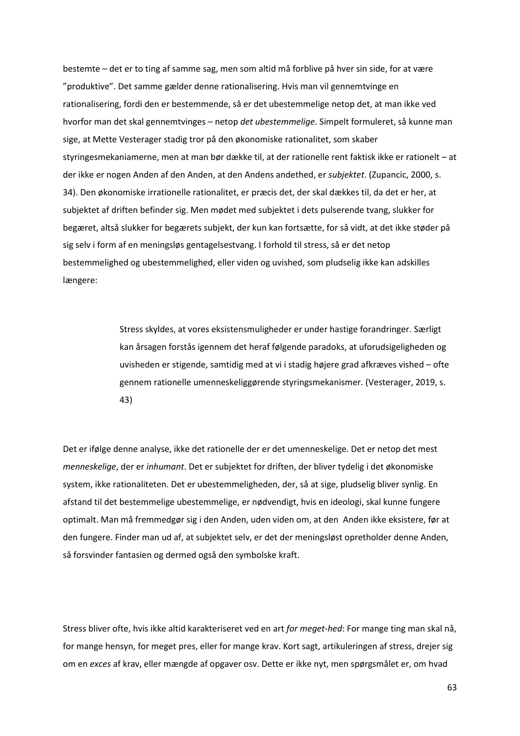bestemte – det er to ting af samme sag, men som altid må forblive på hver sin side, for at være ”produktive”. Det samme gælder denne rationalisering. Hvis man vil gennemtvinge en rationalisering, fordi den er bestemmende, så er det ubestemmelige netop det, at man ikke ved hvorfor man det skal gennemtvinges – netop *det ubestemmelige*. Simpelt formuleret, så kunne man sige, at Mette Vesterager stadig tror på den økonomiske rationalitet, som skaber styringesmekaniamerne, men at man bør dække til, at der rationelle rent faktisk ikke er rationelt – at der ikke er nogen Anden af den Anden, at den Andens andethed, er *subjektet*. (Zupancic, 2000, s. 34). Den økonomiske irrationelle rationalitet, er præcis det, der skal dækkes til, da det er her, at subjektet af driften befinder sig. Men mødet med subjektet i dets pulserende tvang, slukker for begæret, altså slukker for begærets subjekt, der kun kan fortsætte, for så vidt, at det ikke støder på sig selv i form af en meningsløs gentagelsestvang. I forhold til stress, så er det netop bestemmelighed og ubestemmelighed, eller viden og uvished, som pludselig ikke kan adskilles længere:

> Stress skyldes, at vores eksistensmuligheder er under hastige forandringer. Særligt kan årsagen forstås igennem det heraf følgende paradoks, at uforudsigeligheden og uvisheden er stigende, samtidig med at vi i stadig højere grad afkræves vished – ofte gennem rationelle umenneskeliggørende styringsmekanismer. (Vesterager, 2019, s. 43)

Det er ifølge denne analyse, ikke det rationelle der er det umenneskelige. Det er netop det mest *menneskelige*, der er *inhumant*. Det er subjektet for driften, der bliver tydelig i det økonomiske system, ikke rationaliteten. Det er ubestemmeligheden, der, så at sige, pludselig bliver synlig. En afstand til det bestemmelige ubestemmelige, er nødvendigt, hvis en ideologi, skal kunne fungere optimalt. Man må fremmedgør sig i den Anden, uden viden om, at den Anden ikke eksistere, før at den fungere. Finder man ud af, at subjektet selv, er det der meningsløst opretholder denne Anden, så forsvinder fantasien og dermed også den symbolske kraft.

Stress bliver ofte, hvis ikke altid karakteriseret ved en art *for meget-hed*: For mange ting man skal nå, for mange hensyn, for meget pres, eller for mange krav. Kort sagt, artikuleringen af stress, drejer sig om en *exces* af krav, eller mængde af opgaver osv. Dette er ikke nyt, men spørgsmålet er, om hvad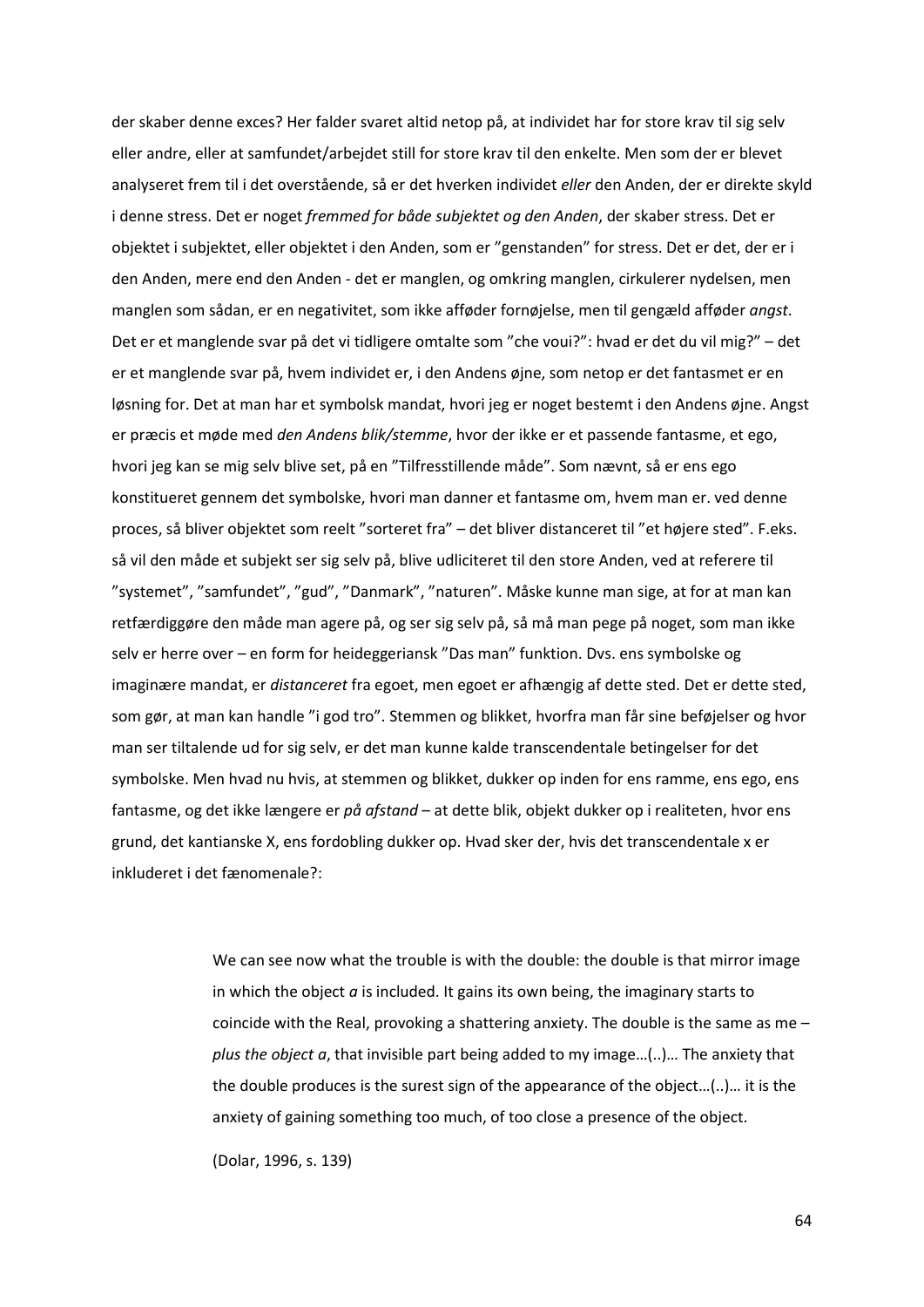der skaber denne exces? Her falder svaret altid netop på, at individet har for store krav til sig selv eller andre, eller at samfundet/arbejdet still for store krav til den enkelte. Men som der er blevet analyseret frem til i det overstående, så er det hverken individet *eller* den Anden, der er direkte skyld i denne stress. Det er noget *fremmed for både subjektet og den Anden*, der skaber stress. Det er objektet i subjektet, eller objektet i den Anden, som er "genstanden" for stress. Det er det, der er i den Anden, mere end den Anden - det er manglen, og omkring manglen, cirkulerer nydelsen, men manglen som sådan, er en negativitet, som ikke afføder fornøjelse, men til gengæld afføder *angst*. Det er et manglende svar på det vi tidligere omtalte som "che voui?": hvad er det du vil mig?" – det er et manglende svar på, hvem individet er, i den Andens øjne, som netop er det fantasmet er en løsning for. Det at man har et symbolsk mandat, hvori jeg er noget bestemt i den Andens øjne. Angst er præcis et møde med *den Andens blik/stemme*, hvor der ikke er et passende fantasme, et ego, hvori jeg kan se mig selv blive set, på en "Tilfresstillende måde". Som nævnt, så er ens ego konstitueret gennem det symbolske, hvori man danner et fantasme om, hvem man er. ved denne proces, så bliver objektet som reelt "sorteret fra" – det bliver distanceret til "et højere sted". F.eks. så vil den måde et subjekt ser sig selv på, blive udliciteret til den store Anden, ved at referere til "systemet", "samfundet", "gud", "Danmark", "naturen". Måske kunne man sige, at for at man kan retfærdiggøre den måde man agere på, og ser sig selv på, så må man pege på noget, som man ikke selv er herre over – en form for heideggeriansk "Das man" funktion. Dvs. ens symbolske og imaginære mandat, er *distanceret* fra egoet, men egoet er afhængig af dette sted. Det er dette sted, som gør, at man kan handle "i god tro". Stemmen og blikket, hvorfra man får sine beføjelser og hvor man ser tiltalende ud for sig selv, er det man kunne kalde transcendentale betingelser for det symbolske. Men hvad nu hvis, at stemmen og blikket, dukker op inden for ens ramme, ens ego, ens fantasme, og det ikke længere er *på afstand* – at dette blik, objekt dukker op i realiteten, hvor ens grund, det kantianske X, ens fordobling dukker op. Hvad sker der, hvis det transcendentale x er inkluderet i det fænomenale?:

> We can see now what the trouble is with the double: the double is that mirror image in which the object *a* is included. It gains its own being, the imaginary starts to coincide with the Real, provoking a shattering anxiety. The double is the same as me – *plus the object a*, that invisible part being added to my image…(..)… The anxiety that the double produces is the surest sign of the appearance of the object…(..)… it is the anxiety of gaining something too much, of too close a presence of the object.
>
> (Dolar, 1996, s. 139)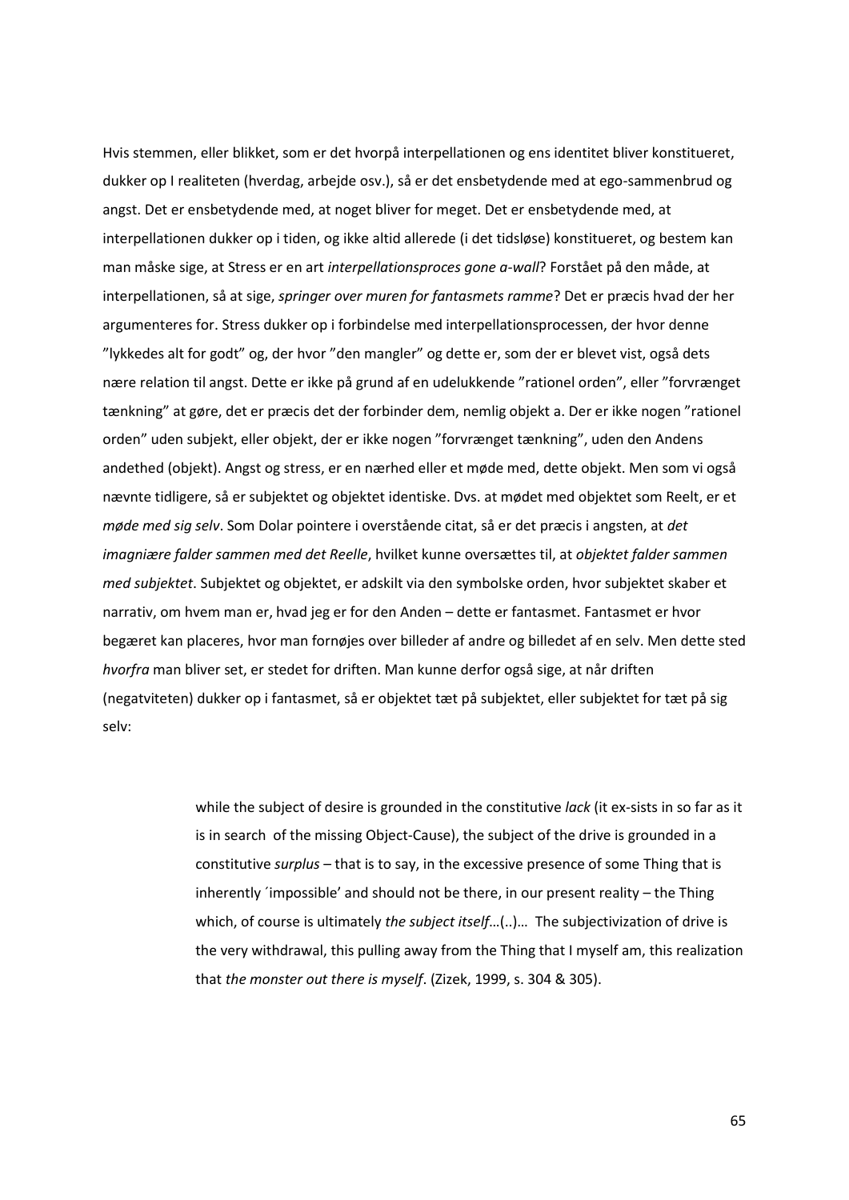Hvis stemmen, eller blikket, som er det hvorpå interpellationen og ens identitet bliver konstitueret, dukker op I realiteten (hverdag, arbejde osv.), så er det ensbetydende med at ego-sammenbrud og angst. Det er ensbetydende med, at noget bliver for meget. Det er ensbetydende med, at interpellationen dukker op i tiden, og ikke altid allerede (i det tidsløse) konstitueret, og bestem kan man måske sige, at Stress er en art *interpellationsproces gone a-wall*? Forstået på den måde, at interpellationen, så at sige, *springer over muren for fantasmets ramme*? Det er præcis hvad der her argumenteres for. Stress dukker op i forbindelse med interpellationsprocessen, der hvor denne "lykkedes alt for godt" og, der hvor "den mangler" og dette er, som der er blevet vist, også dets nære relation til angst. Dette er ikke på grund af en udelukkende "rationel orden", eller "forvrænget tænkning" at gøre, det er præcis det der forbinder dem, nemlig objekt a. Der er ikke nogen "rationel orden" uden subjekt, eller objekt, der er ikke nogen "forvrænget tænkning", uden den Andens andethed (objekt). Angst og stress, er en nærhed eller et møde med, dette objekt. Men som vi også nævnte tidligere, så er subjektet og objektet identiske. Dvs. at mødet med objektet som Reelt, er et *møde med sig selv*. Som Dolar pointere i overstående citat, så er det præcis i angsten, at *det imagniære falder sammen med det Reelle*, hvilket kunne oversættes til, at *objektet falder sammen med subjektet*. Subjektet og objektet, er adskilt via den symbolske orden, hvor subjektet skaber et narrativ, om hvem man er, hvad jeg er for den Anden – dette er fantasmet. Fantasmet er hvor begæret kan placeres, hvor man fornøjes over billeder af andre og billedet af en selv. Men dette sted *hvorfra* man bliver set, er stedet for driften. Man kunne derfor også sige, at når driften (negatviteten) dukker op i fantasmet, så er objektet tæt på subjektet, eller subjektet for tæt på sig selv:

> while the subject of desire is grounded in the constitutive *lack* (it ex-sists in so far as it is in search of the missing Object-Cause), the subject of the drive is grounded in a constitutive *surplus* – that is to say, in the excessive presence of some Thing that is inherently ´impossible' and should not be there, in our present reality – the Thing which, of course is ultimately *the subject itself*…(..)… The subjectivization of drive is the very withdrawal, this pulling away from the Thing that I myself am, this realization that *the monster out there is myself*. (Zizek, 1999, s. 304 & 305).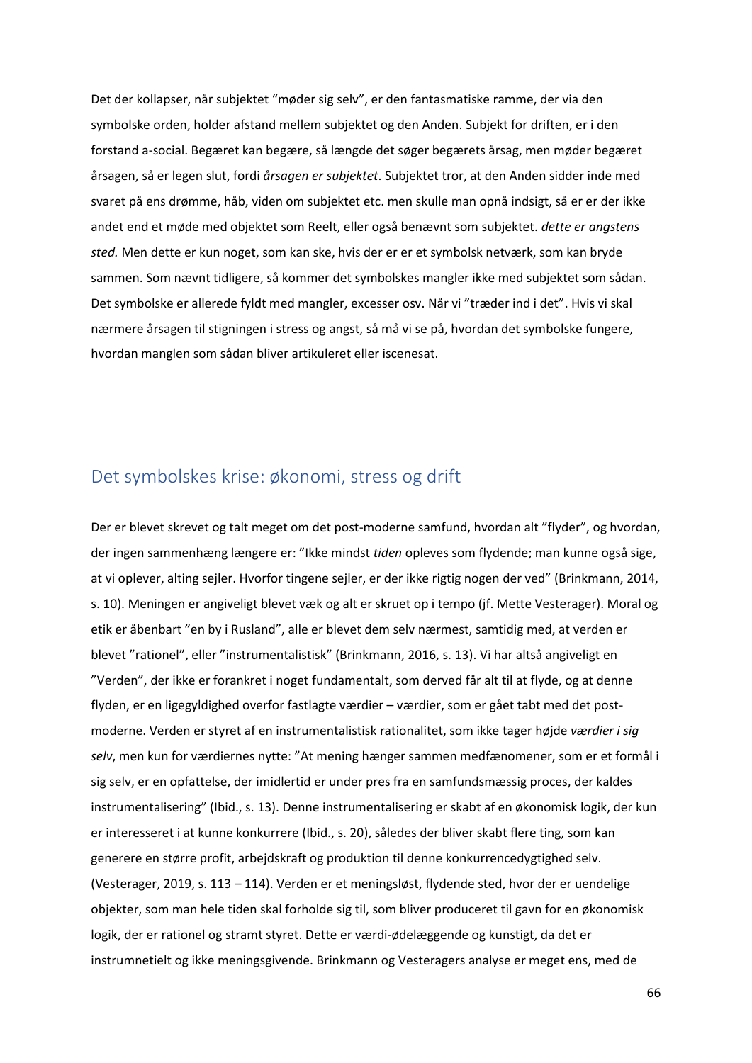Det der kollapser, når subjektet "møder sig selv", er den fantasmatiske ramme, der via den symbolske orden, holder afstand mellem subjektet og den Anden. Subjekt for driften, er i den forstand a-social. Begæret kan begære, så længde det søger begærets årsag, men møder begæret årsagen, så er legen slut, fordi *årsagen er subjektet*. Subjektet tror, at den Anden sidder inde med svaret på ens drømme, håb, viden om subjektet etc. men skulle man opnå indsigt, så er er der ikke andet end et møde med objektet som Reelt, eller også benævnt som subjektet. *dette er angstens sted.* Men dette er kun noget, som kan ske, hvis der er er et symbolsk netværk, som kan bryde sammen. Som nævnt tidligere, så kommer det symbolskes mangler ikke med subjektet som sådan. Det symbolske er allerede fyldt med mangler, excesser osv. Når vi "træder ind i det". Hvis vi skal nærmere årsagen til stigningen i stress og angst, så må vi se på, hvordan det symbolske fungere, hvordan manglen som sådan bliver artikuleret eller iscenesat.

## Det symbolskes krise: økonomi, stress og drift

Der er blevet skrevet og talt meget om det post-moderne samfund, hvordan alt "flyder", og hvordan, der ingen sammenhæng længere er: "Ikke mindst *tiden* opleves som flydende; man kunne også sige, at vi oplever, alting sejler. Hvorfor tingene sejler, er der ikke rigtig nogen der ved" (Brinkmann, 2014, s. 10). Meningen er angiveligt blevet væk og alt er skruet op i tempo (jf. Mette Vesterager). Moral og etik er åbenbart "en by i Rusland", alle er blevet dem selv nærmest, samtidig med, at verden er blevet "rationel", eller "instrumentalistisk" (Brinkmann, 2016, s. 13). Vi har altså angiveligt en "Verden", der ikke er forankret i noget fundamentalt, som derved får alt til at flyde, og at denne flyden, er en ligegyldighed overfor fastlagte værdier – værdier, som er gået tabt med det post-moderne. Verden er styret af en instrumentalistisk rationalitet, som ikke tager højde *værdier i sig selv*, men kun for værdiernes nytte: "At mening hænger sammen medfænomener, som er et formål i sig selv, er en opfattelse, der imidlertid er under pres fra en samfundsmæssig proces, der kaldes instrumentalisering" (Ibid., s. 13). Denne instrumentalisering er skabt af en økonomisk logik, der kun er interesseret i at kunne konkurrere (Ibid., s. 20), således der bliver skabt flere ting, som kan generere en større profit, arbejdskraft og produktion til denne konkurrencedygtighed selv. (Vesterager, 2019, s. 113 – 114). Verden er et meningsløst, flydende sted, hvor der er uendelige objekter, som man hele tiden skal forholde sig til, som bliver produceret til gavn for en økonomisk logik, der er rationel og stramt styret. Dette er værdi-ødelæggende og kunstigt, da det er instrumnetielt og ikke meningsgivende. Brinkmann og Vesteragers analyse er meget ens, med de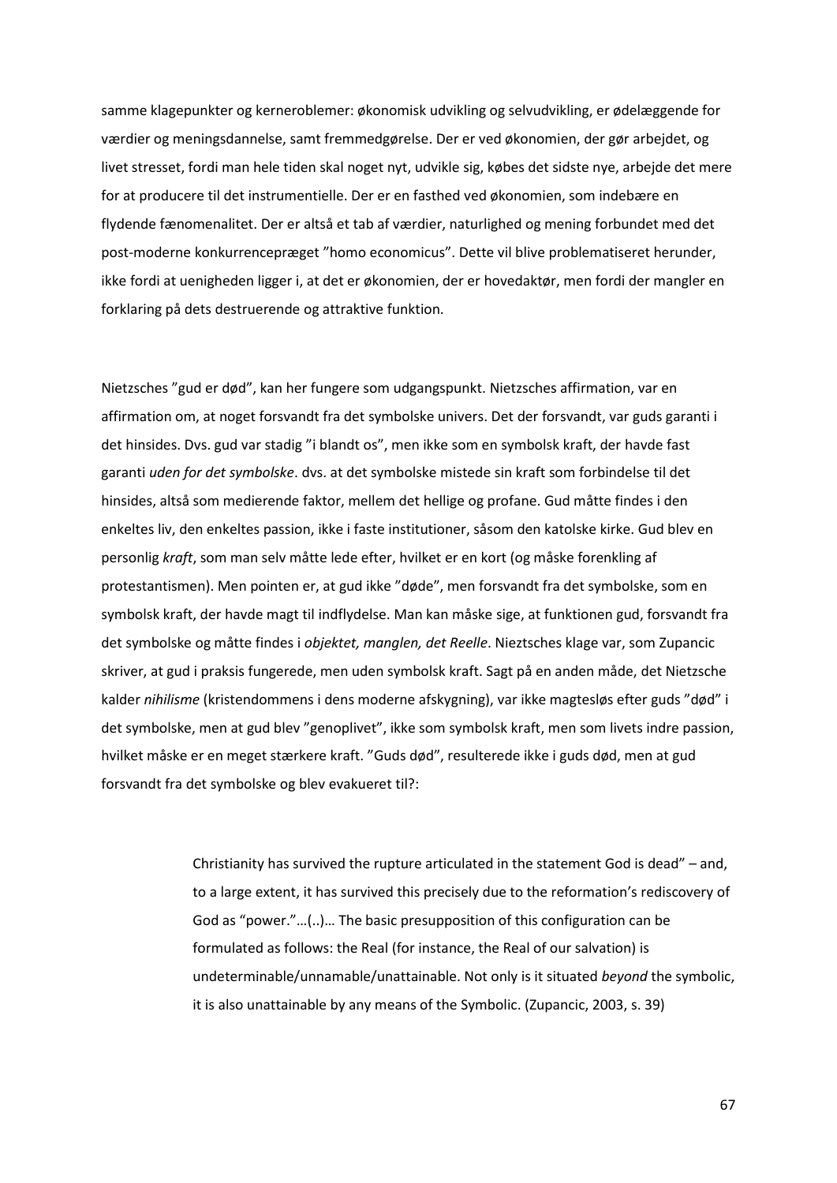samme klagepunkter og kerneroblemer: økonomisk udvikling og selvudvikling, er ødelæggende for værdier og meningsdannelse, samt fremmedgørelse. Der er ved økonomien, der gør arbejdet, og livet stresset, fordi man hele tiden skal noget nyt, udvikle sig, købes det sidste nye, arbejde det mere for at producere til det instrumentielle. Der er en fasthed ved økonomien, som indebære en flydende fænomenalitet. Der er altså et tab af værdier, naturlighed og mening forbundet med det post-moderne konkurrencepræget ”homo economicus”. Dette vil blive problematiseret herunder, ikke fordi at uenigheden ligger i, at det er økonomien, der er hovedaktør, men fordi der mangler en forklaring på dets destruerende og attraktive funktion.

Nietzsches ”gud er død”, kan her fungere som udgangspunkt. Nietzsches affirmation, var en affirmation om, at noget forsvandt fra det symbolske univers. Det der forsvandt, var guds garanti i det hinsides. Dvs. gud var stadig ”i blandt os”, men ikke som en symbolsk kraft, der havde fast garanti *uden for det symbolske*. dvs. at det symbolske mistede sin kraft som forbindelse til det hinsides, altså som medierende faktor, mellem det hellige og profane. Gud måtte findes i den enkeltes liv, den enkeltes passion, ikke i faste institutioner, såsom den katolske kirke. Gud blev en personlig *kraft*, som man selv måtte lede efter, hvilket er en kort (og måske forenkling af protestantismen). Men pointen er, at gud ikke ”døde”, men forsvandt fra det symbolske, som en symbolsk kraft, der havde magt til indflydelse. Man kan måske sige, at funktionen gud, forsvandt fra det symbolske og måtte findes i *objektet, manglen, det Reelle*. Nieztsches klage var, som Zupancic skriver, at gud i praksis fungerede, men uden symbolsk kraft. Sagt på en anden måde, det Nietzsche kalder *nihilisme* (kristendommens i dens moderne afskygning), var ikke magtesløs efter guds ”død” i det symbolske, men at gud blev ”genoplivet”, ikke som symbolsk kraft, men som livets indre passion, hvilket måske er en meget stærkere kraft. ”Guds død”, resulterede ikke i guds død, men at gud forsvandt fra det symbolske og blev evakueret til?:

> Christianity has survived the rupture articulated in the statement God is dead” – and, to a large extent, it has survived this precisely due to the reformation's rediscovery of God as “power.”…(..)… The basic presupposition of this configuration can be formulated as follows: the Real (for instance, the Real of our salvation) is undeterminable/unnamable/unattainable. Not only is it situated *beyond* the symbolic, it is also unattainable by any means of the Symbolic. (Zupancic, 2003, s. 39)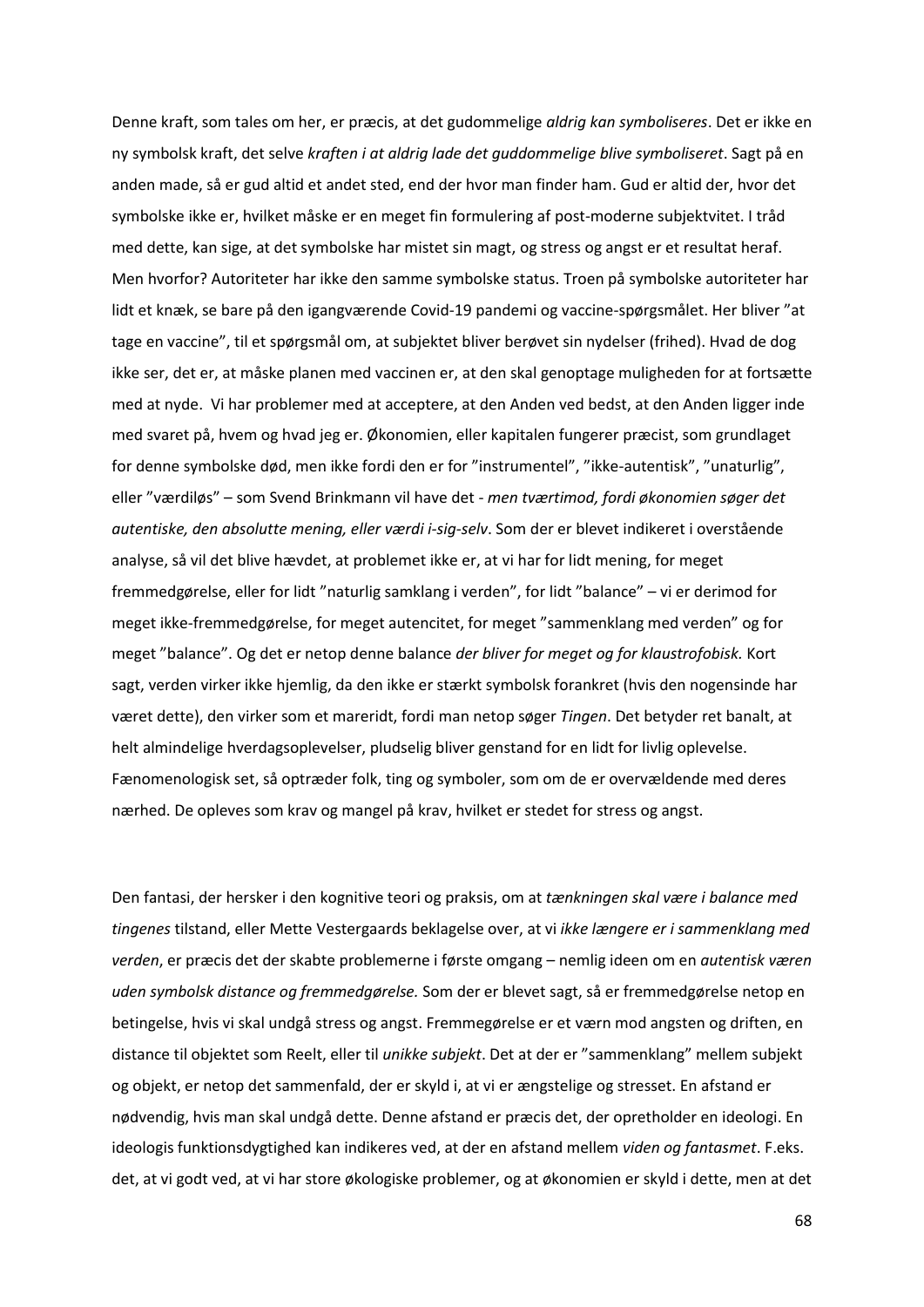Denne kraft, som tales om her, er præcis, at det gudommelige *aldrig kan symboliseres*. Det er ikke en ny symbolsk kraft, det selve *kraften i at aldrig lade det guddommelige blive symboliseret*. Sagt på en anden made, så er gud altid et andet sted, end der hvor man finder ham. Gud er altid der, hvor det symbolske ikke er, hvilket måske er en meget fin formulering af post-moderne subjektvitet. I tråd med dette, kan sige, at det symbolske har mistet sin magt, og stress og angst er et resultat heraf. Men hvorfor? Autoriteter har ikke den samme symbolske status. Troen på symbolske autoriteter har lidt et knæk, se bare på den igangværende Covid-19 pandemi og vaccine-spørgsmålet. Her bliver "at tage en vaccine", til et spørgsmål om, at subjektet bliver berøvet sin nydelser (frihed). Hvad de dog ikke ser, det er, at måske planen med vaccinen er, at den skal genoptage muligheden for at fortsætte med at nyde. Vi har problemer med at acceptere, at den Anden ved bedst, at den Anden ligger inde med svaret på, hvem og hvad jeg er. Økonomien, eller kapitalen fungerer præcist, som grundlaget for denne symbolske død, men ikke fordi den er for "instrumentel", "ikke-autentisk", "unaturlig", eller "værdiløs" – som Svend Brinkmann vil have det - *men tværtimod, fordi økonomien søger det autentiske, den absolutte mening, eller værdi i-sig-selv*. Som der er blevet indikeret i overstående analyse, så vil det blive hævdet, at problemet ikke er, at vi har for lidt mening, for meget fremmedgørelse, eller for lidt "naturlig samklang i verden", for lidt "balance" – vi er derimod for meget ikke-fremmedgørelse, for meget autencitet, for meget "sammenklang med verden" og for meget "balance". Og det er netop denne balance *der bliver for meget og for klaustrofobisk.* Kort sagt, verden virker ikke hjemlig, da den ikke er stærkt symbolsk forankret (hvis den nogensinde har været dette), den virker som et mareridt, fordi man netop søger *Tingen*. Det betyder ret banalt, at helt almindelige hverdagsoplevelser, pludselig bliver genstand for en lidt for livlig oplevelse. Fænomenologisk set, så optræder folk, ting og symboler, som om de er overvældende med deres nærhed. De opleves som krav og mangel på krav, hvilket er stedet for stress og angst.

Den fantasi, der hersker i den kognitive teori og praksis, om at *tænkningen skal være i balance med tingenes* tilstand, eller Mette Vestergaards beklagelse over, at vi *ikke længere er i sammenklang med verden*, er præcis det der skabte problemerne i første omgang – nemlig ideen om en *autentisk væren uden symbolsk distance og fremmedgørelse.* Som der er blevet sagt, så er fremmedgørelse netop en betingelse, hvis vi skal undgå stress og angst. Fremmegørelse er et værn mod angsten og driften, en distance til objektet som Reelt, eller til *unikke subjekt*. Det at der er "sammenklang" mellem subjekt og objekt, er netop det sammenfald, der er skyld i, at vi er ængstelige og stresset. En afstand er nødvendig, hvis man skal undgå dette. Denne afstand er præcis det, der opretholder en ideologi. En ideologis funktionsdygtighed kan indikeres ved, at der en afstand mellem *viden og fantasmet*. F.eks. det, at vi godt ved, at vi har store økologiske problemer, og at økonomien er skyld i dette, men at det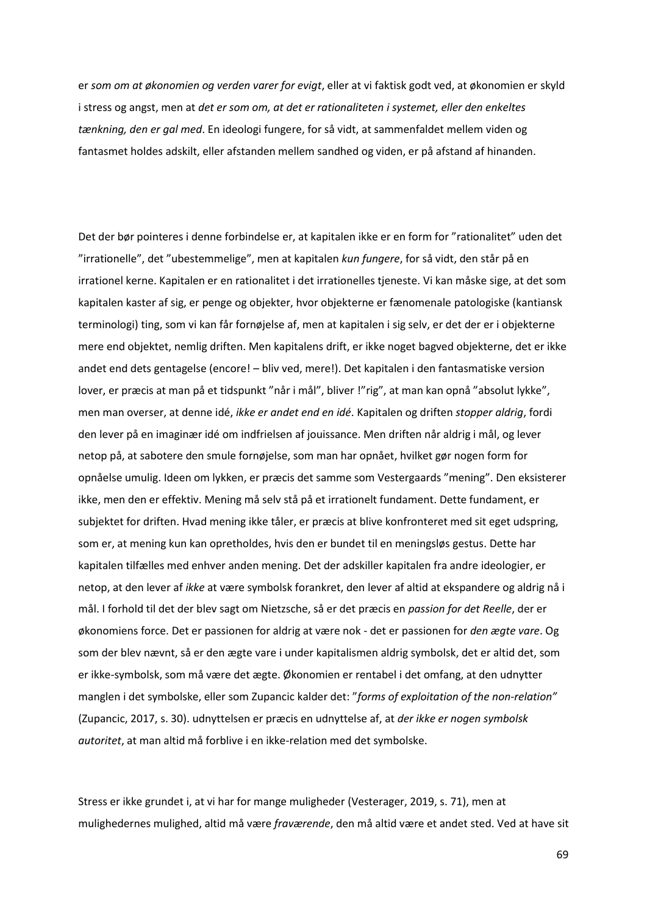er *som om at økonomien og verden varer for evigt*, eller at vi faktisk godt ved, at økonomien er skyld i stress og angst, men at *det er som om, at det er rationaliteten i systemet, eller den enkeltes tænkning, den er gal med*. En ideologi fungere, for så vidt, at sammenfaldet mellem viden og fantasmet holdes adskilt, eller afstanden mellem sandhed og viden, er på afstand af hinanden.

Det der bør pointeres i denne forbindelse er, at kapitalen ikke er en form for "rationalitet" uden det "irrationelle", det "ubestemmelige", men at kapitalen *kun fungere*, for så vidt, den står på en irrationel kerne. Kapitalen er en rationalitet i det irrationelles tjeneste. Vi kan måske sige, at det som kapitalen kaster af sig, er penge og objekter, hvor objekterne er fænomenale patologiske (kantiansk terminologi) ting, som vi kan får fornøjelse af, men at kapitalen i sig selv, er det der er i objekterne mere end objektet, nemlig driften. Men kapitalens drift, er ikke noget bagved objekterne, det er ikke andet end dets gentagelse (encore! – bliv ved, mere!). Det kapitalen i den fantasmatiske version lover, er præcis at man på et tidspunkt "når i mål", bliver !"rig", at man kan opnå "absolut lykke", men man overser, at denne idé, *ikke er andet end en idé*. Kapitalen og driften *stopper aldrig*, fordi den lever på en imaginær idé om indfrielsen af jouissance. Men driften når aldrig i mål, og lever netop på, at sabotere den smule fornøjelse, som man har opnået, hvilket gør nogen form for opnåelse umulig. Ideen om lykken, er præcis det samme som Vestergaards "mening". Den eksisterer ikke, men den er effektiv. Mening må selv stå på et irrationelt fundament. Dette fundament, er subjektet for driften. Hvad mening ikke tåler, er præcis at blive konfronteret med sit eget udspring, som er, at mening kun kan opretholdes, hvis den er bundet til en meningsløs gestus. Dette har kapitalen tilfælles med enhver anden mening. Det der adskiller kapitalen fra andre ideologier, er netop, at den lever af *ikke* at være symbolsk forankret, den lever af altid at ekspandere og aldrig nå i mål. I forhold til det der blev sagt om Nietzsche, så er det præcis en *passion for det Reelle*, der er økonomiens force. Det er passionen for aldrig at være nok - det er passionen for *den ægte vare*. Og som der blev nævnt, så er den ægte vare i under kapitalismen aldrig symbolsk, det er altid det, som er ikke-symbolsk, som må være det ægte. Økonomien er rentabel i det omfang, at den udnytter manglen i det symbolske, eller som Zupancic kalder det: "*forms of exploitation of the non-relation"* (Zupancic, 2017, s. 30). udnyttelsen er præcis en udnyttelse af, at *der ikke er nogen symbolsk autoritet*, at man altid må forblive i en ikke-relation med det symbolske.

Stress er ikke grundet i, at vi har for mange muligheder (Vesterager, 2019, s. 71), men at mulighedernes mulighed, altid må være *fraværende*, den må altid være et andet sted. Ved at have sit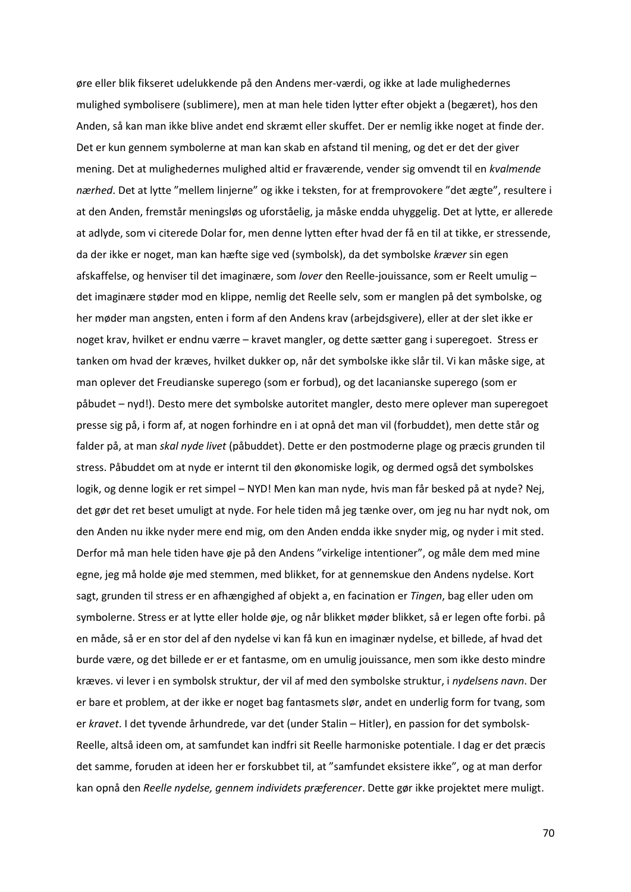øre eller blik fikseret udelukkende på den Andens mer-værdi, og ikke at lade mulighedernes mulighed symbolisere (sublimere), men at man hele tiden lytter efter objekt a (begæret), hos den Anden, så kan man ikke blive andet end skræmt eller skuffet. Der er nemlig ikke noget at finde der. Det er kun gennem symbolerne at man kan skab en afstand til mening, og det er det der giver mening. Det at mulighedernes mulighed altid er fraværende, vender sig omvendt til en *kvalmende nærhed*. Det at lytte "mellem linjerne" og ikke i teksten, for at fremprovokere "det ægte", resultere i at den Anden, fremstår meningsløs og uforståelig, ja måske endda uhyggelig. Det at lytte, er allerede at adlyde, som vi citerede Dolar for, men denne lytten efter hvad der få en til at tikke, er stressende, da der ikke er noget, man kan hæfte sige ved (symbolsk), da det symbolske *kræver* sin egen afskaffelse, og henviser til det imaginære, som *lover* den Reelle-jouissance, som er Reelt umulig – det imaginære støder mod en klippe, nemlig det Reelle selv, som er manglen på det symbolske, og her møder man angsten, enten i form af den Andens krav (arbejdsgivere), eller at der slet ikke er noget krav, hvilket er endnu værre – kravet mangler, og dette sætter gang i superegoet. Stress er tanken om hvad der kræves, hvilket dukker op, når det symbolske ikke slår til. Vi kan måske sige, at man oplever det Freudianske superego (som er forbud), og det lacanianske superego (som er påbudet – nyd!). Desto mere det symbolske autoritet mangler, desto mere oplever man superegoet presse sig på, i form af, at nogen forhindre en i at opnå det man vil (forbuddet), men dette står og falder på, at man *skal nyde livet* (påbuddet). Dette er den postmoderne plage og præcis grunden til stress. Påbuddet om at nyde er internt til den økonomiske logik, og dermed også det symbolskes logik, og denne logik er ret simpel – NYD! Men kan man nyde, hvis man får besked på at nyde? Nej, det gør det ret beset umuligt at nyde. For hele tiden må jeg tænke over, om jeg nu har nydt nok, om den Anden nu ikke nyder mere end mig, om den Anden endda ikke snyder mig, og nyder i mit sted. Derfor må man hele tiden have øje på den Andens "virkelige intentioner", og måle dem med mine egne, jeg må holde øje med stemmen, med blikket, for at gennemskue den Andens nydelse. Kort sagt, grunden til stress er en afhængighed af objekt a, en facination er *Tingen*, bag eller uden om symbolerne. Stress er at lytte eller holde øje, og når blikket møder blikket, så er legen ofte forbi. på en måde, så er en stor del af den nydelse vi kan få kun en imaginær nydelse, et billede, af hvad det burde være, og det billede er er et fantasme, om en umulig jouissance, men som ikke desto mindre kræves. vi lever i en symbolsk struktur, der vil af med den symbolske struktur, i *nydelsens navn*. Der er bare et problem, at der ikke er noget bag fantasmets slør, andet en underlig form for tvang, som er *kravet*. I det tyvende århundrede, var det (under Stalin – Hitler), en passion for det symbolsk-Reelle, altså ideen om, at samfundet kan indfri sit Reelle harmoniske potentiale. I dag er det præcis det samme, foruden at ideen her er forskubbet til, at "samfundet eksistere ikke", og at man derfor kan opnå den *Reelle nydelse, gennem individets præferencer*. Dette gør ikke projektet mere muligt.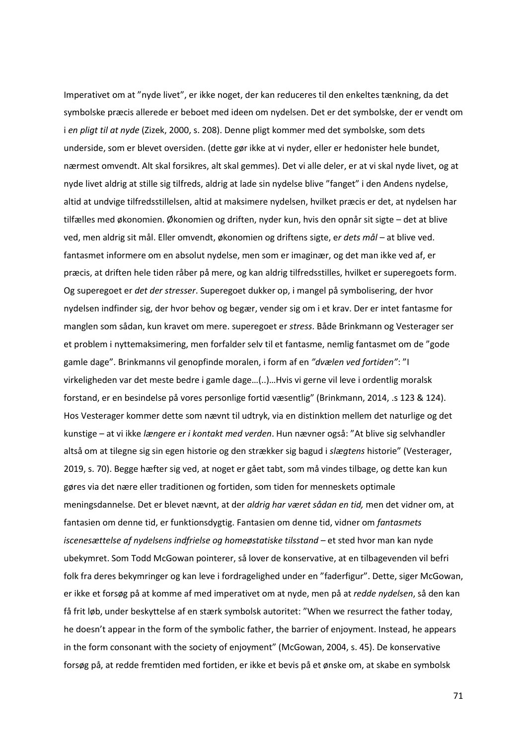Imperativet om at ”nyde livet”, er ikke noget, der kan reduceres til den enkeltes tænkning, da det symbolske præcis allerede er beboet med ideen om nydelsen. Det er det symbolske, der er vendt om i *en pligt til at nyde* (Zizek, 2000, s. 208). Denne pligt kommer med det symbolske, som dets underside, som er blevet oversiden. (dette gør ikke at vi nyder, eller er hedonister hele bundet, nærmest omvendt. Alt skal forsikres, alt skal gemmes). Det vi alle deler, er at vi skal nyde livet, og at nyde livet aldrig at stille sig tilfreds, aldrig at lade sin nydelse blive ”fanget” i den Andens nydelse, altid at undvige tilfredsstillelsen, altid at maksimere nydelsen, hvilket præcis er det, at nydelsen har tilfælles med økonomien. Økonomien og driften, nyder kun, hvis den opnår sit sigte – det at blive ved, men aldrig sit mål. Eller omvendt, økonomien og driftens sigte, e*r dets mål* – at blive ved. fantasmet informere om en absolut nydelse, men som er imaginær, og det man ikke ved af, er præcis, at driften hele tiden råber på mere, og kan aldrig tilfredsstilles, hvilket er superegoets form. Og superegoet er *det der stresser*. Superegoet dukker op, i mangel på symbolisering, der hvor nydelsen indfinder sig, der hvor behov og begær, vender sig om i et krav. Der er intet fantasme for manglen som sådan, kun kravet om mere. superegoet er *stress*. Både Brinkmann og Vesterager ser et problem i nyttemaksimering, men forfalder selv til et fantasme, nemlig fantasmet om de ”gode gamle dage”. Brinkmanns vil genopfinde moralen, i form af en *”dvælen ved fortiden”*: ”I virkeligheden var det meste bedre i gamle dage…(..)…Hvis vi gerne vil leve i ordentlig moralsk forstand, er en besindelse på vores personlige fortid væsentlig” (Brinkmann, 2014, .s 123 & 124). Hos Vesterager kommer dette som nævnt til udtryk, via en distinktion mellem det naturlige og det kunstige – at vi ikke *længere er i kontakt med verden*. Hun nævner også: ”At blive sig selvhandler altså om at tilegne sig sin egen historie og den strækker sig bagud i *slægtens* historie” (Vesterager, 2019, s. 70). Begge hæfter sig ved, at noget er gået tabt, som må vindes tilbage, og dette kan kun gøres via det nære eller traditionen og fortiden, som tiden for menneskets optimale meningsdannelse. Det er blevet nævnt, at der *aldrig har været sådan en tid,* men det vidner om, at fantasien om denne tid, er funktionsdygtig. Fantasien om denne tid, vidner om *fantasmets iscenesættelse af nydelsens indfrielse og homeøstatiske tilsstand* – et sted hvor man kan nyde ubekymret. Som Todd McGowan pointerer, så lover de konservative, at en tilbagevenden vil befri folk fra deres bekymringer og kan leve i fordragelighed under en ”faderfigur”. Dette, siger McGowan, er ikke et forsøg på at komme af med imperativet om at nyde, men på at *redde nydelsen*, så den kan få frit løb, under beskyttelse af en stærk symbolsk autoritet: ”When we resurrect the father today, he doesn't appear in the form of the symbolic father, the barrier of enjoyment. Instead, he appears in the form consonant with the society of enjoyment” (McGowan, 2004, s. 45). De konservative forsøg på, at redde fremtiden med fortiden, er ikke et bevis på et ønske om, at skabe en symbolsk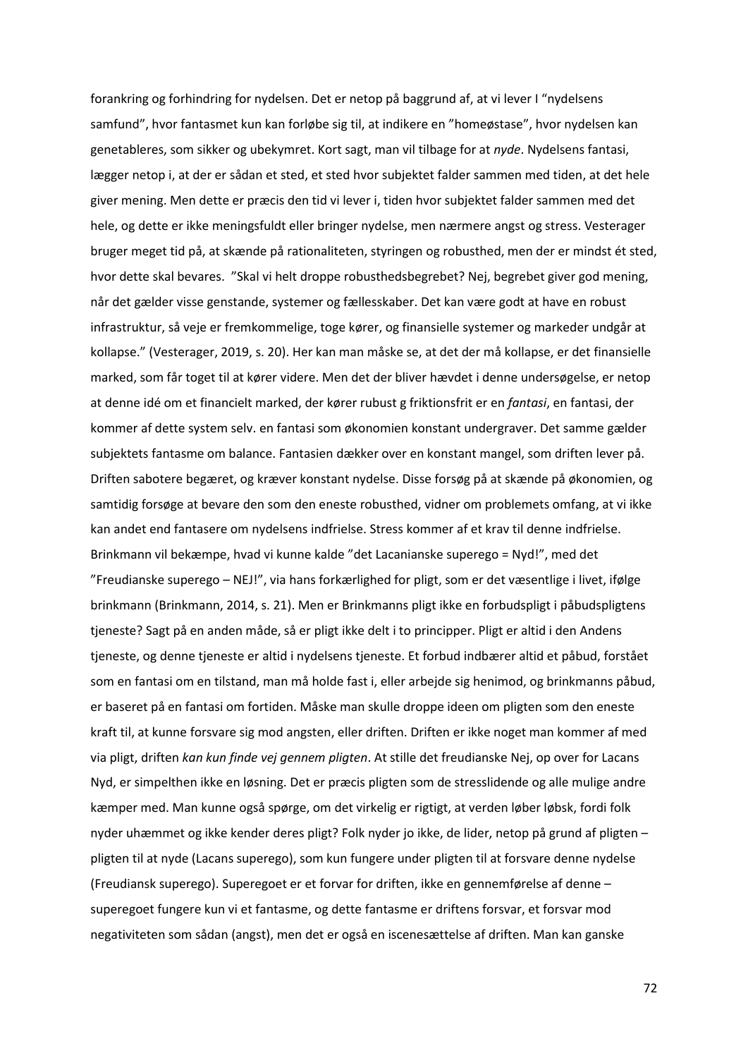forankring og forhindring for nydelsen. Det er netop på baggrund af, at vi lever I "nydelsens samfund", hvor fantasmet kun kan forløbe sig til, at indikere en "homeøstase", hvor nydelsen kan genetableres, som sikker og ubekymret. Kort sagt, man vil tilbage for at *nyde*. Nydelsens fantasi, lægger netop i, at der er sådan et sted, et sted hvor subjektet falder sammen med tiden, at det hele giver mening. Men dette er præcis den tid vi lever i, tiden hvor subjektet falder sammen med det hele, og dette er ikke meningsfuldt eller bringer nydelse, men nærmere angst og stress. Vesterager bruger meget tid på, at skænde på rationaliteten, styringen og robusthed, men der er mindst ét sted, hvor dette skal bevares. "Skal vi helt droppe robusthedsbegrebet? Nej, begrebet giver god mening, når det gælder visse genstande, systemer og fællesskaber. Det kan være godt at have en robust infrastruktur, så veje er fremkommelige, toge kører, og finansielle systemer og markeder undgår at kollapse." (Vesterager, 2019, s. 20). Her kan man måske se, at det der må kollapse, er det finansielle marked, som får toget til at kører videre. Men det der bliver hævdet i denne undersøgelse, er netop at denne idé om et financielt marked, der kører rubust g friktionsfrit er en *fantasi*, en fantasi, der kommer af dette system selv. en fantasi som økonomien konstant undergraver. Det samme gælder subjektets fantasme om balance. Fantasien dækker over en konstant mangel, som driften lever på. Driften sabotere begæret, og kræver konstant nydelse. Disse forsøg på at skænde på økonomien, og samtidig forsøge at bevare den som den eneste robusthed, vidner om problemets omfang, at vi ikke kan andet end fantasere om nydelsens indfrielse. Stress kommer af et krav til denne indfrielse. Brinkmann vil bekæmpe, hvad vi kunne kalde "det Lacanianske superego = Nyd!", med det "Freudianske superego – NEJ!", via hans forkærlighed for pligt, som er det væsentlige i livet, ifølge brinkmann (Brinkmann, 2014, s. 21). Men er Brinkmanns pligt ikke en forbudspligt i påbudspligtens tjeneste? Sagt på en anden måde, så er pligt ikke delt i to principper. Pligt er altid i den Andens tjeneste, og denne tjeneste er altid i nydelsens tjeneste. Et forbud indbærer altid et påbud, forstået som en fantasi om en tilstand, man må holde fast i, eller arbejde sig henimod, og brinkmanns påbud, er baseret på en fantasi om fortiden. Måske man skulle droppe ideen om pligten som den eneste kraft til, at kunne forsvare sig mod angsten, eller driften. Driften er ikke noget man kommer af med via pligt, driften *kan kun finde vej gennem pligten*. At stille det freudianske Nej, op over for Lacans Nyd, er simpelthen ikke en løsning. Det er præcis pligten som de stresslidende og alle mulige andre kæmper med. Man kunne også spørge, om det virkelig er rigtigt, at verden løber løbsk, fordi folk nyder uhæmmet og ikke kender deres pligt? Folk nyder jo ikke, de lider, netop på grund af pligten – pligten til at nyde (Lacans superego), som kun fungere under pligten til at forsvare denne nydelse (Freudiansk superego). Superegoet er et forvar for driften, ikke en gennemførelse af denne – superegoet fungere kun vi et fantasme, og dette fantasme er driftens forsvar, et forsvar mod negativiteten som sådan (angst), men det er også en iscenesættelse af driften. Man kan ganske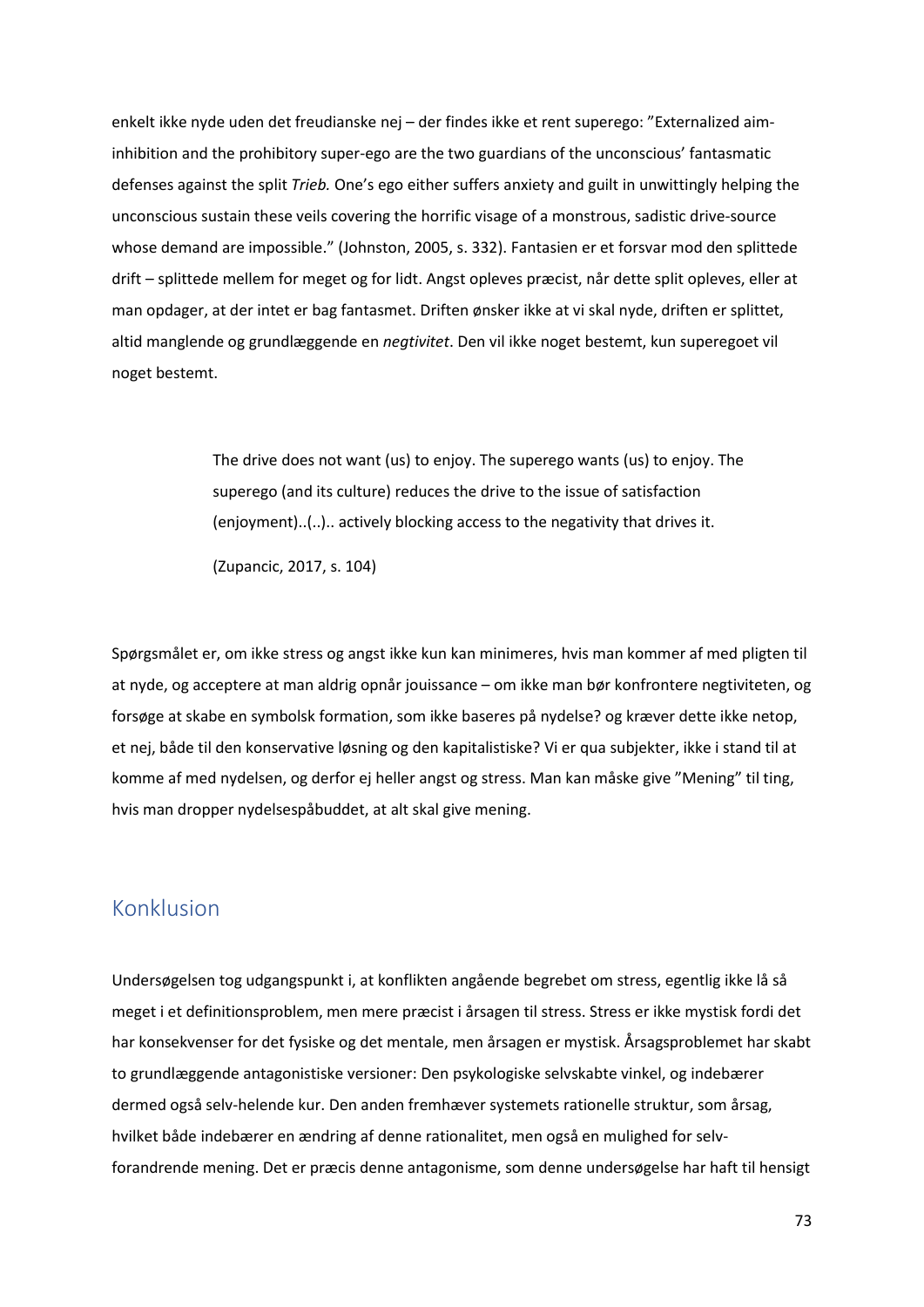enkelt ikke nyde uden det freudianske nej – der findes ikke et rent superego: ”Externalized aim-inhibition and the prohibitory super-ego are the two guardians of the unconscious' fantasmatic defenses against the split *Trieb.* One's ego either suffers anxiety and guilt in unwittingly helping the unconscious sustain these veils covering the horrific visage of a monstrous, sadistic drive-source whose demand are impossible.” (Johnston, 2005, s. 332). Fantasien er et forsvar mod den splittede drift – splittede mellem for meget og for lidt. Angst opleves præcist, når dette split opleves, eller at man opdager, at der intet er bag fantasmet. Driften ønsker ikke at vi skal nyde, driften er splittet, altid manglende og grundlæggende en *negtivitet*. Den vil ikke noget bestemt, kun superegoet vil noget bestemt.

> The drive does not want (us) to enjoy. The superego wants (us) to enjoy. The superego (and its culture) reduces the drive to the issue of satisfaction (enjoyment)..(..).. actively blocking access to the negativity that drives it.
>
> (Zupancic, 2017, s. 104)

Spørgsmålet er, om ikke stress og angst ikke kun kan minimeres, hvis man kommer af med pligten til at nyde, og acceptere at man aldrig opnår jouissance – om ikke man bør konfrontere negtiviteten, og forsøge at skabe en symbolsk formation, som ikke baseres på nydelse? og kræver dette ikke netop, et nej, både til den konservative løsning og den kapitalistiske? Vi er qua subjekter, ikke i stand til at komme af med nydelsen, og derfor ej heller angst og stress. Man kan måske give ”Mening” til ting, hvis man dropper nydelsespåbuddet, at alt skal give mening.

## Konklusion

Undersøgelsen tog udgangspunkt i, at konflikten angående begrebet om stress, egentlig ikke lå så meget i et definitionsproblem, men mere præcist i årsagen til stress. Stress er ikke mystisk fordi det har konsekvenser for det fysiske og det mentale, men årsagen er mystisk. Årsagsproblemet har skabt to grundlæggende antagonistiske versioner: Den psykologiske selvskabte vinkel, og indebærer dermed også selv-helende kur. Den anden fremhæver systemets rationelle struktur, som årsag, hvilket både indebærer en ændring af denne rationalitet, men også en mulighed for selv-forandrende mening. Det er præcis denne antagonisme, som denne undersøgelse har haft til hensigt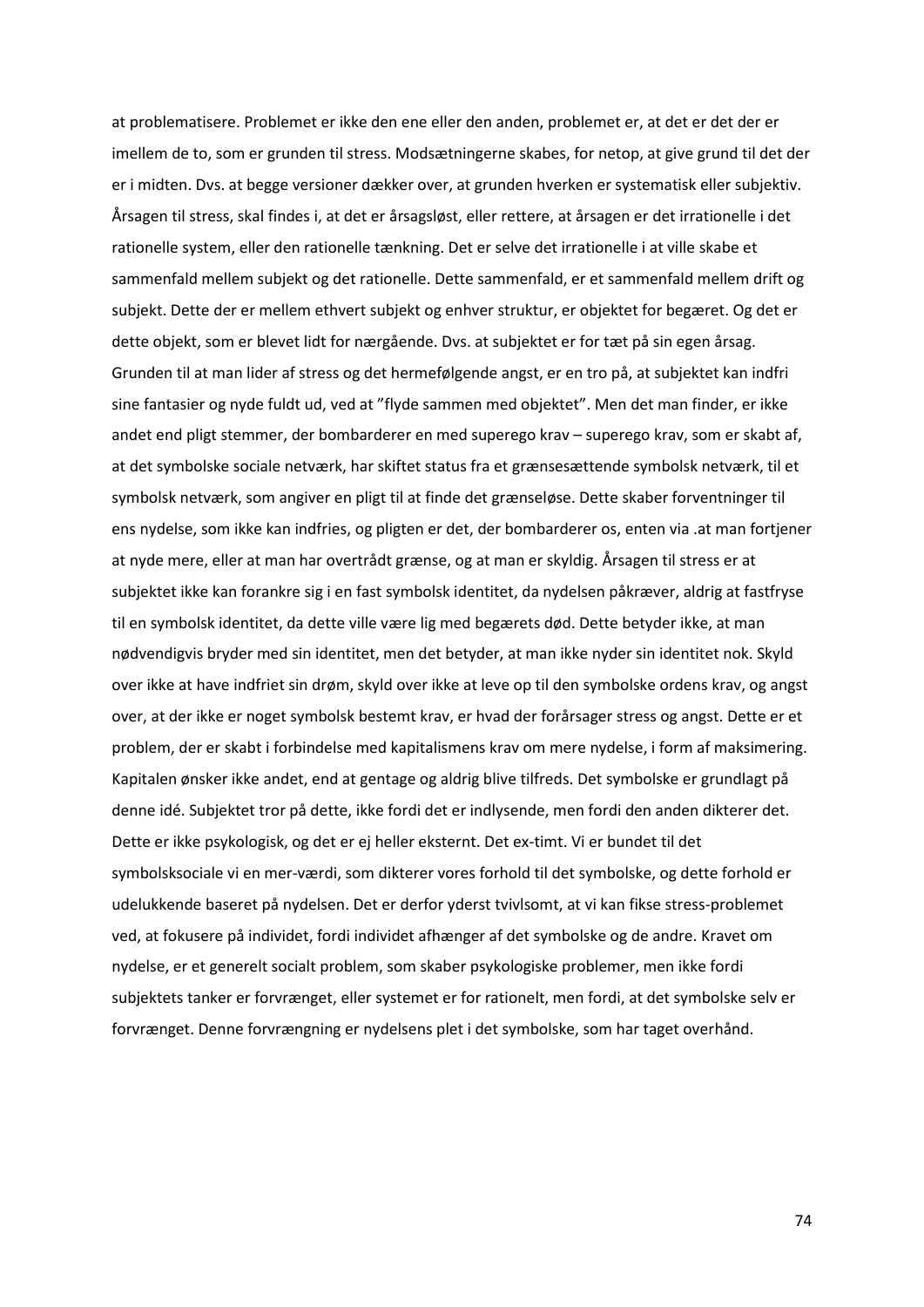at problematisere. Problemet er ikke den ene eller den anden, problemet er, at det er det der er imellem de to, som er grunden til stress. Modsætningerne skabes, for netop, at give grund til det der er i midten. Dvs. at begge versioner dækker over, at grunden hverken er systematisk eller subjektiv. Årsagen til stress, skal findes i, at det er årsagsløst, eller rettere, at årsagen er det irrationelle i det rationelle system, eller den rationelle tænkning. Det er selve det irrationelle i at ville skabe et sammenfald mellem subjekt og det rationelle. Dette sammenfald, er et sammenfald mellem drift og subjekt. Dette der er mellem ethvert subjekt og enhver struktur, er objektet for begæret. Og det er dette objekt, som er blevet lidt for nærgående. Dvs. at subjektet er for tæt på sin egen årsag. Grunden til at man lider af stress og det hermefølgende angst, er en tro på, at subjektet kan indfri sine fantasier og nyde fuldt ud, ved at "flyde sammen med objektet". Men det man finder, er ikke andet end pligt stemmer, der bombarderer en med superego krav – superego krav, som er skabt af, at det symbolske sociale netværk, har skiftet status fra et grænsesættende symbolsk netværk, til et symbolsk netværk, som angiver en pligt til at finde det grænseløse. Dette skaber forventninger til ens nydelse, som ikke kan indfries, og pligten er det, der bombarderer os, enten via .at man fortjener at nyde mere, eller at man har overtrådt grænse, og at man er skyldig. Årsagen til stress er at subjektet ikke kan forankre sig i en fast symbolsk identitet, da nydelsen påkræver, aldrig at fastfryse til en symbolsk identitet, da dette ville være lig med begærets død. Dette betyder ikke, at man nødvendigvis bryder med sin identitet, men det betyder, at man ikke nyder sin identitet nok. Skyld over ikke at have indfriet sin drøm, skyld over ikke at leve op til den symbolske ordens krav, og angst over, at der ikke er noget symbolsk bestemt krav, er hvad der forårsager stress og angst. Dette er et problem, der er skabt i forbindelse med kapitalismens krav om mere nydelse, i form af maksimering. Kapitalen ønsker ikke andet, end at gentage og aldrig blive tilfreds. Det symbolske er grundlagt på denne idé. Subjektet tror på dette, ikke fordi det er indlysende, men fordi den anden dikterer det. Dette er ikke psykologisk, og det er ej heller eksternt. Det ex-timt. Vi er bundet til det symbolsksociale vi en mer-værdi, som dikterer vores forhold til det symbolske, og dette forhold er udelukkende baseret på nydelsen. Det er derfor yderst tvivlsomt, at vi kan fikse stress-problemet ved, at fokusere på individet, fordi individet afhænger af det symbolske og de andre. Kravet om nydelse, er et generelt socialt problem, som skaber psykologiske problemer, men ikke fordi subjektets tanker er forvrænget, eller systemet er for rationelt, men fordi, at det symbolske selv er forvrænget. Denne forvrængning er nydelsens plet i det symbolske, som har taget overhånd.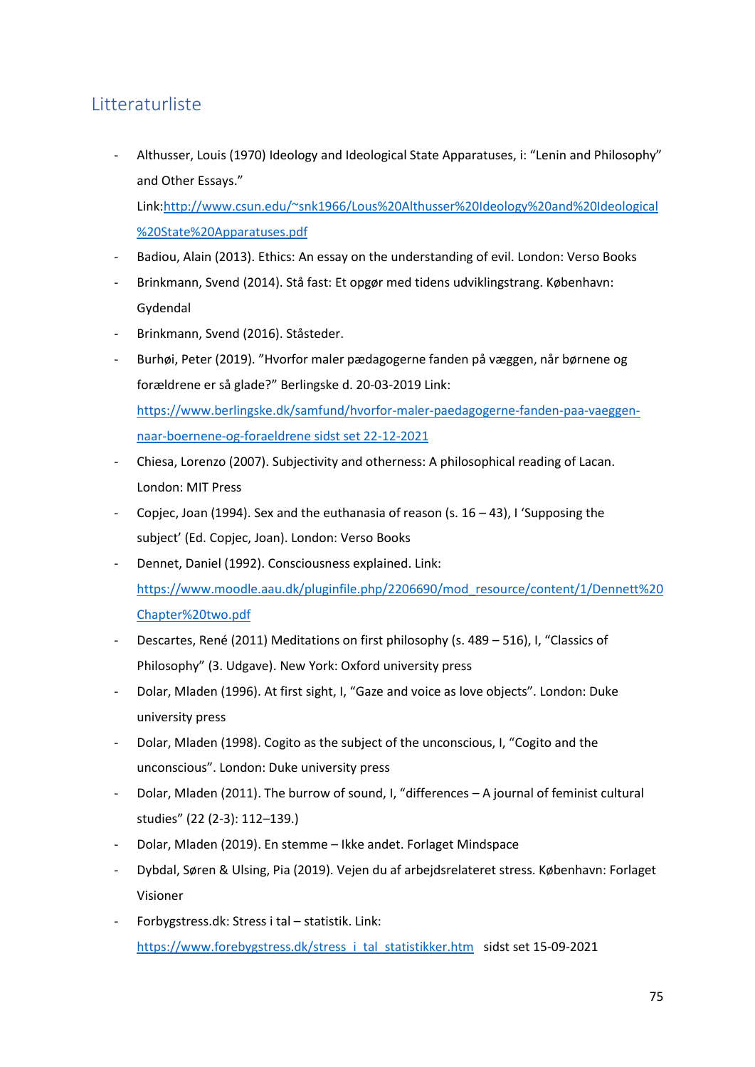## Litteraturliste

- Althusser, Louis (1970) Ideology and Ideological State Apparatuses, i: "Lenin and Philosophy" and Other Essays." Link:http://www.csun.edu/~snk1966/Lous%20Althusser%20Ideology%20and%20Ideological%20State%20Apparatuses.pdf
- Badiou, Alain (2013). Ethics: An essay on the understanding of evil. London: Verso Books
- Brinkmann, Svend (2014). Stå fast: Et opgør med tidens udviklingstrang. København: Gydendal
- Brinkmann, Svend (2016). Ståsteder.
- Burhøi, Peter (2019). "Hvorfor maler pædagogerne fanden på væggen, når børnene og forældrene er så glade?" Berlingske d. 20-03-2019 Link: https://www.berlingske.dk/samfund/hvorfor-maler-paedagogerne-fanden-paa-vaeggen-naar-boernene-og-foraeldrene sidst set 22-12-2021
- Chiesa, Lorenzo (2007). Subjectivity and otherness: A philosophical reading of Lacan. London: MIT Press
- Copjec, Joan (1994). Sex and the euthanasia of reason (s. 16 – 43), I 'Supposing the subject' (Ed. Copjec, Joan). London: Verso Books
- Dennet, Daniel (1992). Consciousness explained. Link: https://www.moodle.aau.dk/pluginfile.php/2206690/mod_resource/content/1/Dennett%20Chapter%20two.pdf
- Descartes, René (2011) Meditations on first philosophy (s. 489 – 516), I, "Classics of Philosophy" (3. Udgave). New York: Oxford university press
- Dolar, Mladen (1996). At first sight, I, "Gaze and voice as love objects". London: Duke university press
- Dolar, Mladen (1998). Cogito as the subject of the unconscious, I, "Cogito and the unconscious". London: Duke university press
- Dolar, Mladen (2011). The burrow of sound, I, "differences – A journal of feminist cultural studies" (22 (2-3): 112–139.)
- Dolar, Mladen (2019). En stemme – Ikke andet. Forlaget Mindspace
- Dybdal, Søren & Ulsing, Pia (2019). Vejen du af arbejdsrelateret stress. København: Forlaget Visioner
- Forbygstress.dk: Stress i tal – statistik. Link: https://www.forebygstress.dk/stress_i_tal_statistikker.htm sidst set 15-09-2021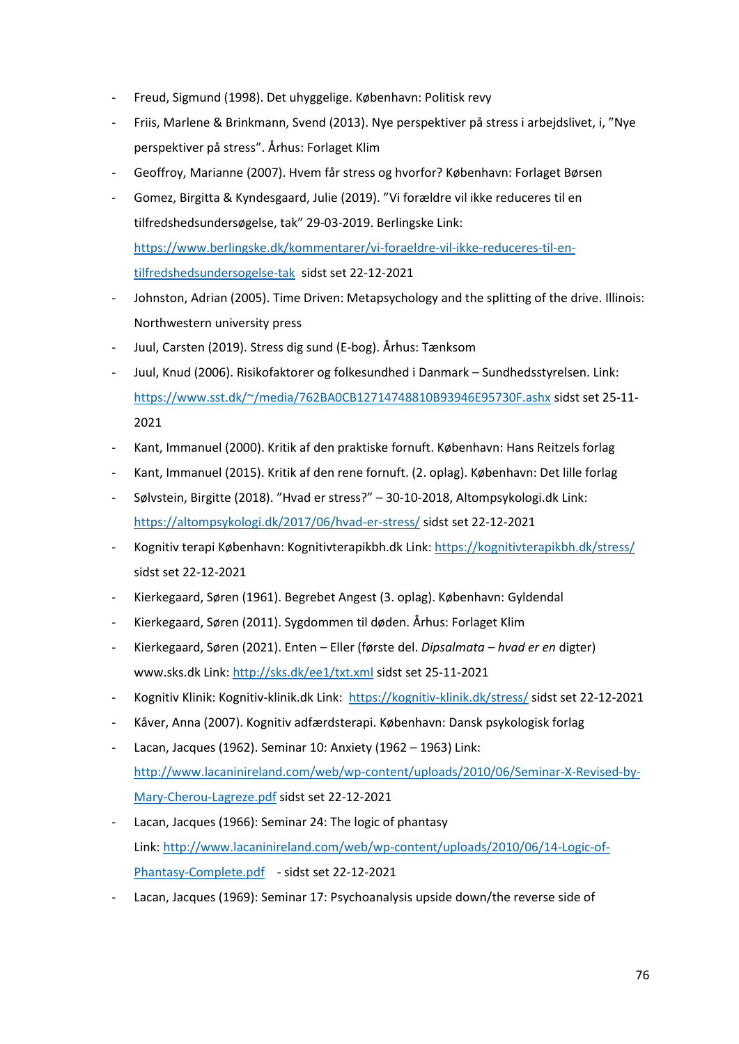- Freud, Sigmund (1998). Det uhyggelige. København: Politisk revy
- Friis, Marlene & Brinkmann, Svend (2013). Nye perspektiver på stress i arbejdslivet, i, "Nye perspektiver på stress". Århus: Forlaget Klim
- Geoffroy, Marianne (2007). Hvem får stress og hvorfor? København: Forlaget Børsen
- Gomez, Birgitta & Kyndesgaard, Julie (2019). "Vi forældre vil ikke reduceres til en tilfredshedsundersøgelse, tak" 29-03-2019. Berlingske Link: https://www.berlingske.dk/kommentarer/vi-foraeldre-vil-ikke-reduceres-til-en-tilfredshedsundersogelse-tak sidst set 22-12-2021
- Johnston, Adrian (2005). Time Driven: Metapsychology and the splitting of the drive. Illinois: Northwestern university press
- Juul, Carsten (2019). Stress dig sund (E-bog). Århus: Tænksom
- Juul, Knud (2006). Risikofaktorer og folkesundhed i Danmark – Sundhedsstyrelsen. Link: https://www.sst.dk/~/media/762BA0CB12714748810B93946E95730F.ashx sidst set 25-11-2021
- Kant, Immanuel (2000). Kritik af den praktiske fornuft. København: Hans Reitzels forlag
- Kant, Immanuel (2015). Kritik af den rene fornuft. (2. oplag). København: Det lille forlag
- Sølvstein, Birgitte (2018). "Hvad er stress?" – 30-10-2018, Altompsykologi.dk Link: https://altompsykologi.dk/2017/06/hvad-er-stress/ sidst set 22-12-2021
- Kognitiv terapi København: Kognitivterapikbh.dk Link: https://kognitivterapikbh.dk/stress/ sidst set 22-12-2021
- Kierkegaard, Søren (1961). Begrebet Angest (3. oplag). København: Gyldendal
- Kierkegaard, Søren (2011). Sygdommen til døden. Århus: Forlaget Klim
- Kierkegaard, Søren (2021). Enten – Eller (første del. *Dipsalmata – hvad er en* digter) www.sks.dk Link: http://sks.dk/ee1/txt.xml sidst set 25-11-2021
- Kognitiv Klinik: Kognitiv-klinik.dk Link: https://kognitiv-klinik.dk/stress/ sidst set 22-12-2021
- Kåver, Anna (2007). Kognitiv adfærdsterapi. København: Dansk psykologisk forlag
- Lacan, Jacques (1962). Seminar 10: Anxiety (1962 – 1963) Link: http://www.lacaninireland.com/web/wp-content/uploads/2010/06/Seminar-X-Revised-by-Mary-Cherou-Lagreze.pdf sidst set 22-12-2021
- Lacan, Jacques (1966): Seminar 24: The logic of phantasy Link: http://www.lacaninireland.com/web/wp-content/uploads/2010/06/14-Logic-of-Phantasy-Complete.pdf - sidst set 22-12-2021
- Lacan, Jacques (1969): Seminar 17: Psychoanalysis upside down/the reverse side of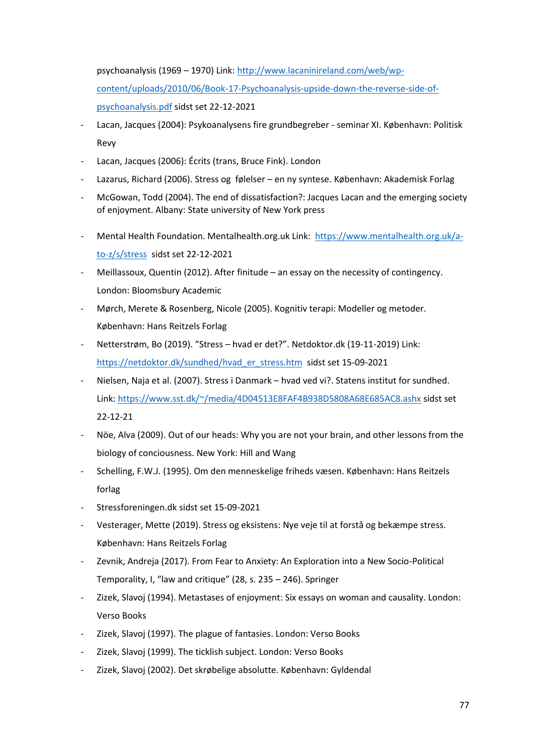psychoanalysis (1969 – 1970) Link: http://www.lacaninireland.com/web/wp-content/uploads/2010/06/Book-17-Psychoanalysis-upside-down-the-reverse-side-of-psychoanalysis.pdf sidst set 22-12-2021

- Lacan, Jacques (2004): Psykoanalysens fire grundbegreber - seminar XI. København: Politisk Revy
- Lacan, Jacques (2006): Écrits (trans, Bruce Fink). London
- Lazarus, Richard (2006). Stress og følelser – en ny syntese. København: Akademisk Forlag
- McGowan, Todd (2004). The end of dissatisfaction?: Jacques Lacan and the emerging society of enjoyment. Albany: State university of New York press
- Mental Health Foundation. Mentalhealth.org.uk Link: https://www.mentalhealth.org.uk/a-to-z/s/stress sidst set 22-12-2021
- Meillassoux, Quentin (2012). After finitude – an essay on the necessity of contingency. London: Bloomsbury Academic
- Mørch, Merete & Rosenberg, Nicole (2005). Kognitiv terapi: Modeller og metoder. København: Hans Reitzels Forlag
- Netterstrøm, Bo (2019). "Stress – hvad er det?". Netdoktor.dk (19-11-2019) Link: https://netdoktor.dk/sundhed/hvad_er_stress.htm sidst set 15-09-2021
- Nielsen, Naja et al. (2007). Stress i Danmark – hvad ved vi?. Statens institut for sundhed. Link: https://www.sst.dk/~/media/4D04513E8FAF4B938D5808A68E685AC8.ashx sidst set 22-12-21
- Nöe, Alva (2009). Out of our heads: Why you are not your brain, and other lessons from the biology of conciousness. New York: Hill and Wang
- Schelling, F.W.J. (1995). Om den menneskelige friheds væsen. København: Hans Reitzels forlag
- Stressforeningen.dk sidst set 15-09-2021
- Vesterager, Mette (2019). Stress og eksistens: Nye veje til at forstå og bekæmpe stress. København: Hans Reitzels Forlag
- Zevnik, Andreja (2017). From Fear to Anxiety: An Exploration into a New Socio-Political Temporality, I, "law and critique" (28, s. 235 – 246). Springer
- Zizek, Slavoj (1994). Metastases of enjoyment: Six essays on woman and causality. London: Verso Books
- Zizek, Slavoj (1997). The plague of fantasies. London: Verso Books
- Zizek, Slavoj (1999). The ticklish subject. London: Verso Books
- Zizek, Slavoj (2002). Det skrøbelige absolutte. København: Gyldendal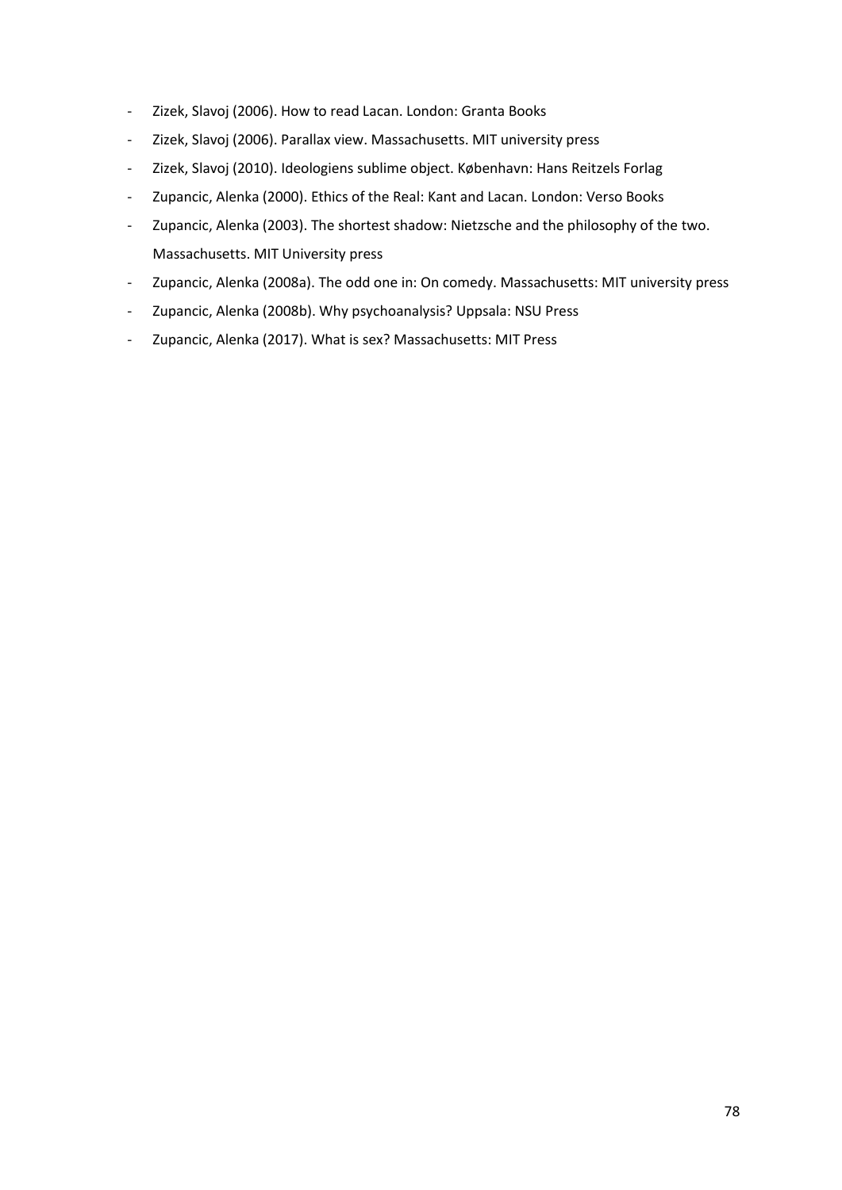- Zizek, Slavoj (2006). How to read Lacan. London: Granta Books
- Zizek, Slavoj (2006). Parallax view. Massachusetts. MIT university press
- Zizek, Slavoj (2010). Ideologiens sublime object. København: Hans Reitzels Forlag
- Zupancic, Alenka (2000). Ethics of the Real: Kant and Lacan. London: Verso Books
- Zupancic, Alenka (2003). The shortest shadow: Nietzsche and the philosophy of the two. Massachusetts. MIT University press
- Zupancic, Alenka (2008a). The odd one in: On comedy. Massachusetts: MIT university press
- Zupancic, Alenka (2008b). Why psychoanalysis? Uppsala: NSU Press
- Zupancic, Alenka (2017). What is sex? Massachusetts: MIT Press